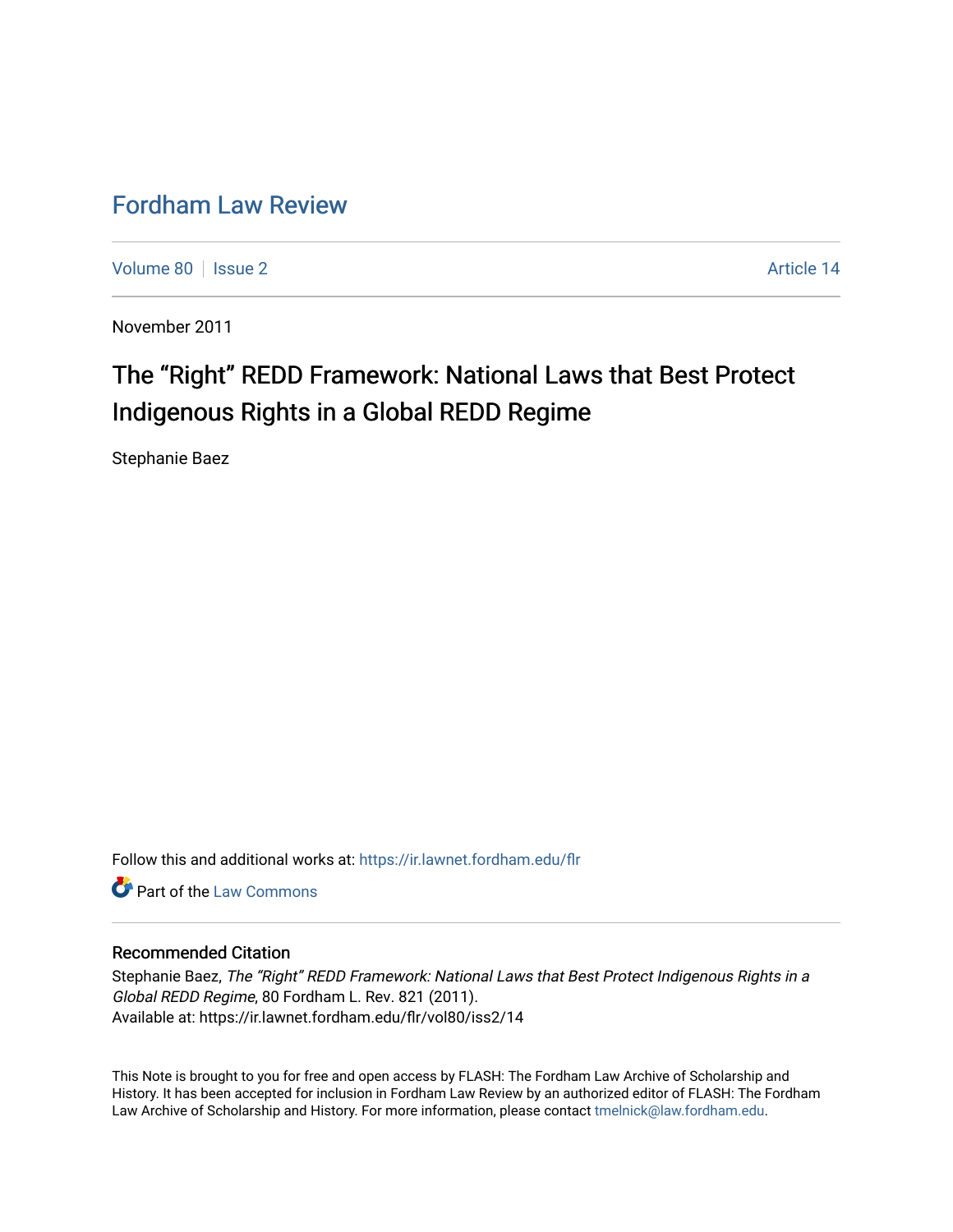# Fordham Law Review

Volume 80 | Issue 2 | Article 14

November 2011

## The “Right” REDD Framework: National Laws that Best Protect Indigenous Rights in a Global REDD Regime

Stephanie Baez

Follow this and additional works at: https://ir.lawnet.fordham.edu/flr

Part of the Law Commons

### Recommended Citation

Stephanie Baez, *The “Right” REDD Framework: National Laws that Best Protect Indigenous Rights in a Global REDD Regime*, 80 Fordham L. Rev. 821 (2011).
Available at: https://ir.lawnet.fordham.edu/flr/vol80/iss2/14

This Note is brought to you for free and open access by FLASH: The Fordham Law Archive of Scholarship and History. It has been accepted for inclusion in Fordham Law Review by an authorized editor of FLASH: The Fordham Law Archive of Scholarship and History. For more information, please contact tmelnick@law.fordham.edu.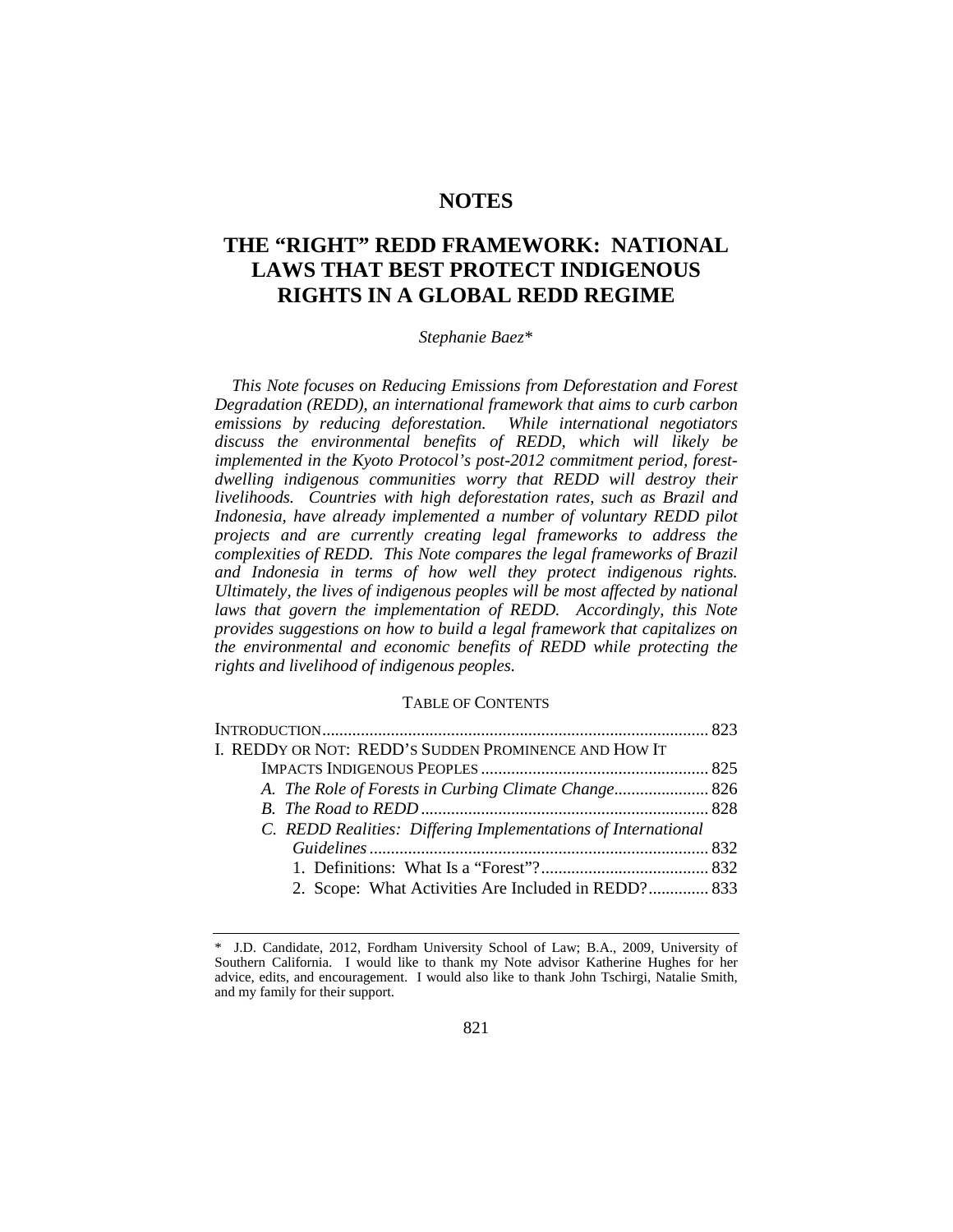# NOTES

# THE "RIGHT" REDD FRAMEWORK: NATIONAL LAWS THAT BEST PROTECT INDIGENOUS RIGHTS IN A GLOBAL REDD REGIME

*Stephanie Baez\**

*This Note focuses on Reducing Emissions from Deforestation and Forest Degradation (REDD), an international framework that aims to curb carbon emissions by reducing deforestation. While international negotiators discuss the environmental benefits of REDD, which will likely be implemented in the Kyoto Protocol's post-2012 commitment period, forest-dwelling indigenous communities worry that REDD will destroy their livelihoods. Countries with high deforestation rates, such as Brazil and Indonesia, have already implemented a number of voluntary REDD pilot projects and are currently creating legal frameworks to address the complexities of REDD. This Note compares the legal frameworks of Brazil and Indonesia in terms of how well they protect indigenous rights. Ultimately, the lives of indigenous peoples will be most affected by national laws that govern the implementation of REDD. Accordingly, this Note provides suggestions on how to build a legal framework that capitalizes on the environmental and economic benefits of REDD while protecting the rights and livelihood of indigenous peoples.*

TABLE OF CONTENTS

INTRODUCTION .......... 823

I. REDDY OR NOT: REDD'S SUDDEN PROMINENCE AND HOW IT IMPACTS INDIGENOUS PEOPLES .......... 825

- *A. The Role of Forests in Curbing Climate Change* .......... 826
- *B. The Road to REDD* .......... 828
- *C. REDD Realities: Differing Implementations of International Guidelines* .......... 832
  - 1. Definitions: What Is a "Forest"? .......... 832
  - 2. Scope: What Activities Are Included in REDD? .......... 833

---

\* J.D. Candidate, 2012, Fordham University School of Law; B.A., 2009, University of Southern California. I would like to thank my Note advisor Katherine Hughes for her advice, edits, and encouragement. I would also like to thank John Tschirgi, Natalie Smith, and my family for their support.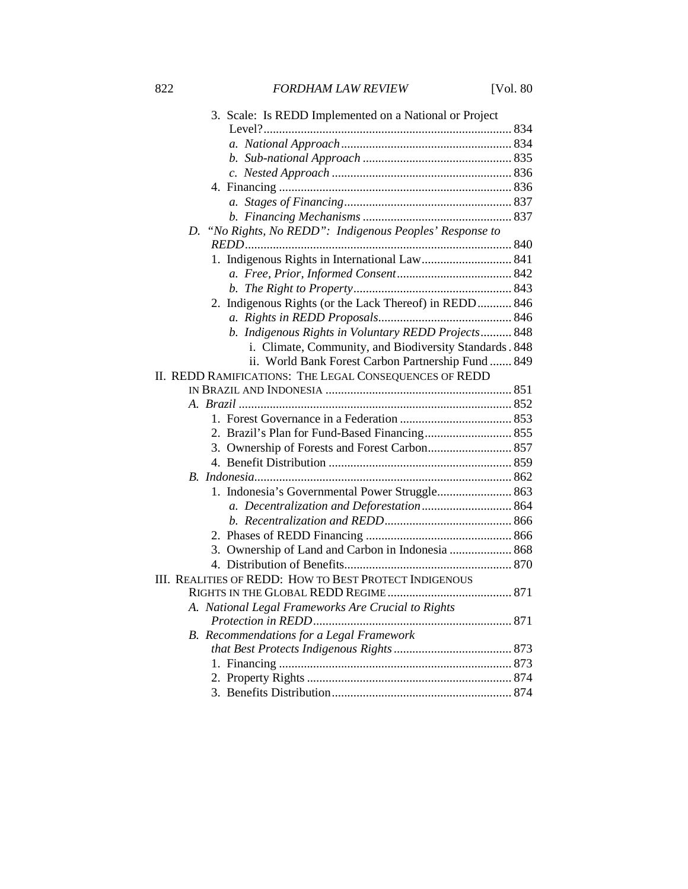3. Scale: Is REDD Implemented on a National or Project Level? ... 834
   - *a. National Approach* ... 834
   - *b. Sub-national Approach* ... 835
   - *c. Nested Approach* ... 836

4. Financing ... 836
   - *a. Stages of Financing* ... 837
   - *b. Financing Mechanisms* ... 837

*D. "No Rights, No REDD": Indigenous Peoples' Response to REDD* ... 840

1. Indigenous Rights in International Law ... 841
   - *a. Free, Prior, Informed Consent* ... 842
   - *b. The Right to Property* ... 843

2. Indigenous Rights (or the Lack Thereof) in REDD ... 846
   - *a. Rights in REDD Proposals* ... 846
   - *b. Indigenous Rights in Voluntary REDD Projects* ... 848
     - i. Climate, Community, and Biodiversity Standards . 848
     - ii. World Bank Forest Carbon Partnership Fund ... 849

II. REDD RAMIFICATIONS: THE LEGAL CONSEQUENCES OF REDD IN BRAZIL AND INDONESIA ... 851

*A. Brazil* ... 852

1. Forest Governance in a Federation ... 853
2. Brazil's Plan for Fund-Based Financing ... 855
3. Ownership of Forests and Forest Carbon ... 857
4. Benefit Distribution ... 859

*B. Indonesia* ... 862

1. Indonesia's Governmental Power Struggle ... 863
   - *a. Decentralization and Deforestation* ... 864
   - *b. Recentralization and REDD* ... 866
2. Phases of REDD Financing ... 866
3. Ownership of Land and Carbon in Indonesia ... 868
4. Distribution of Benefits ... 870

III. REALITIES OF REDD: HOW TO BEST PROTECT INDIGENOUS RIGHTS IN THE GLOBAL REDD REGIME ... 871

*A. National Legal Frameworks Are Crucial to Rights Protection in REDD* ... 871

*B. Recommendations for a Legal Framework that Best Protects Indigenous Rights* ... 873

1. Financing ... 873
2. Property Rights ... 874
3. Benefits Distribution ... 874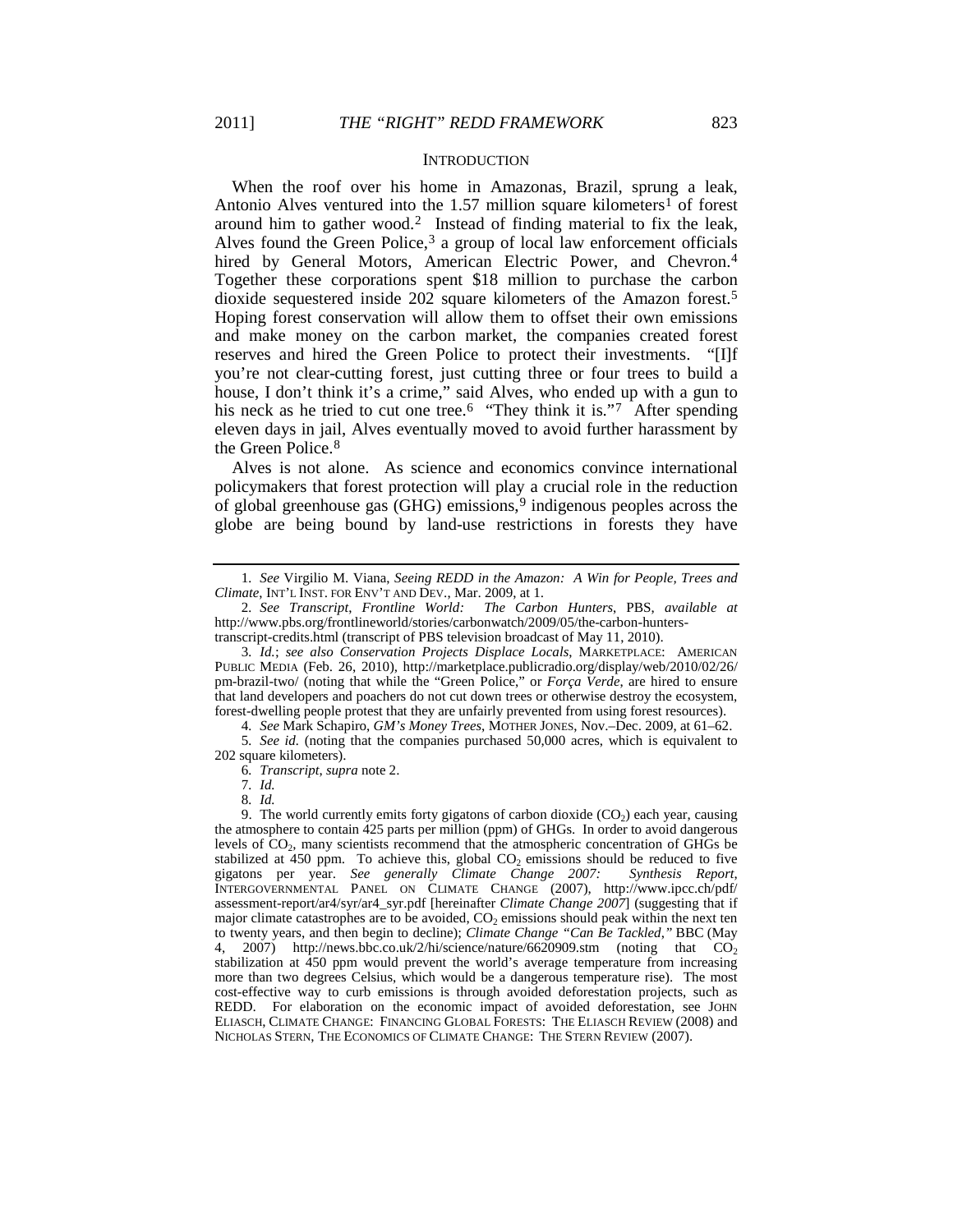## INTRODUCTION

When the roof over his home in Amazonas, Brazil, sprung a leak, Antonio Alves ventured into the 1.57 million square kilometers[1] of forest around him to gather wood.[2] Instead of finding material to fix the leak, Alves found the Green Police,[3] a group of local law enforcement officials hired by General Motors, American Electric Power, and Chevron.[4] Together these corporations spent $18 million to purchase the carbon dioxide sequestered inside 202 square kilometers of the Amazon forest.[5] Hoping forest conservation will allow them to offset their own emissions and make money on the carbon market, the companies created forest reserves and hired the Green Police to protect their investments. "[I]f you're not clear-cutting forest, just cutting three or four trees to build a house, I don't think it's a crime," said Alves, who ended up with a gun to his neck as he tried to cut one tree.[6] "They think it is."[7] After spending eleven days in jail, Alves eventually moved to avoid further harassment by the Green Police.[8]

Alves is not alone. As science and economics convince international policymakers that forest protection will play a crucial role in the reduction of global greenhouse gas (GHG) emissions,[9] indigenous peoples across the globe are being bound by land-use restrictions in forests they have

---

1. *See* Virgilio M. Viana, *Seeing REDD in the Amazon: A Win for People, Trees and Climate*, INT'L INST. FOR ENV'T AND DEV., Mar. 2009, at 1.

2. *See Transcript*, *Frontline World: The Carbon Hunters*, PBS, *available at* http://www.pbs.org/frontlineworld/stories/carbonwatch/2009/05/the-carbon-hunters-transcript-credits.html (transcript of PBS television broadcast of May 11, 2010).

3. *Id.*; *see also Conservation Projects Displace Locals*, MARKETPLACE: AMERICAN PUBLIC MEDIA (Feb. 26, 2010), http://marketplace.publicradio.org/display/web/2010/02/26/pm-brazil-two/ (noting that while the "Green Police," or *Força Verde*, are hired to ensure that land developers and poachers do not cut down trees or otherwise destroy the ecosystem, forest-dwelling people protest that they are unfairly prevented from using forest resources).

4. *See* Mark Schapiro, *GM's Money Trees*, MOTHER JONES, Nov.–Dec. 2009, at 61–62.

5. *See id.* (noting that the companies purchased 50,000 acres, which is equivalent to 202 square kilometers).

6. *Transcript*, *supra* note 2.

7. *Id.*

8. *Id.*

9. The world currently emits forty gigatons of carbon dioxide ($CO_2$) each year, causing the atmosphere to contain 425 parts per million (ppm) of GHGs. In order to avoid dangerous levels of $CO_2$, many scientists recommend that the atmospheric concentration of GHGs be stabilized at 450 ppm. To achieve this, global $CO_2$ emissions should be reduced to five gigatons per year. *See generally Climate Change 2007: Synthesis Report*, INTERGOVERNMENTAL PANEL ON CLIMATE CHANGE (2007), http://www.ipcc.ch/pdf/assessment-report/ar4/syr/ar4_syr.pdf [hereinafter *Climate Change 2007*] (suggesting that if major climate catastrophes are to be avoided, $CO_2$ emissions should peak within the next ten to twenty years, and then begin to decline); *Climate Change "Can Be Tackled*,*"* BBC (May 4, 2007) http://news.bbc.co.uk/2/hi/science/nature/6620909.stm (noting that $CO_2$ stabilization at 450 ppm would prevent the world's average temperature from increasing more than two degrees Celsius, which would be a dangerous temperature rise). The most cost-effective way to curb emissions is through avoided deforestation projects, such as REDD. For elaboration on the economic impact of avoided deforestation, see JOHN ELIASCH, CLIMATE CHANGE: FINANCING GLOBAL FORESTS: THE ELIASCH REVIEW (2008) and NICHOLAS STERN, THE ECONOMICS OF CLIMATE CHANGE: THE STERN REVIEW (2007).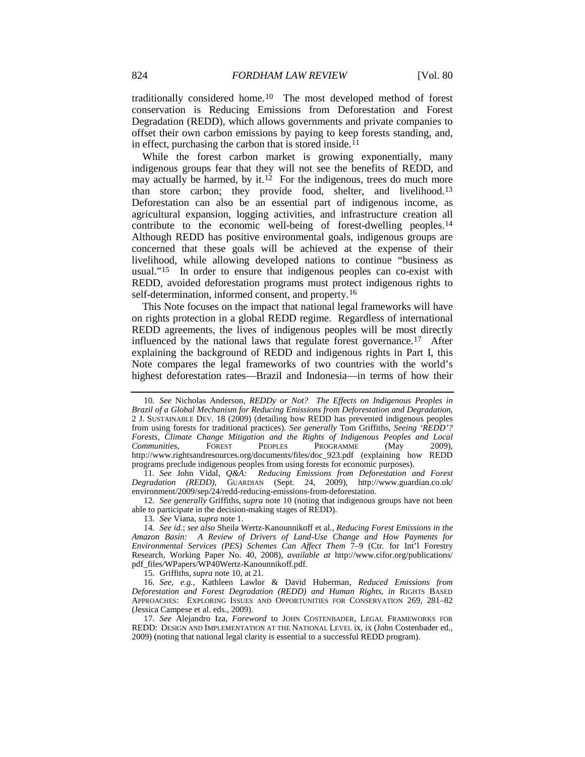traditionally considered home.[10] The most developed method of forest conservation is Reducing Emissions from Deforestation and Forest Degradation (REDD), which allows governments and private companies to offset their own carbon emissions by paying to keep forests standing, and, in effect, purchasing the carbon that is stored inside.[11]

While the forest carbon market is growing exponentially, many indigenous groups fear that they will not see the benefits of REDD, and may actually be harmed, by it.[12] For the indigenous, trees do much more than store carbon; they provide food, shelter, and livelihood.[13] Deforestation can also be an essential part of indigenous income, as agricultural expansion, logging activities, and infrastructure creation all contribute to the economic well-being of forest-dwelling peoples.[14] Although REDD has positive environmental goals, indigenous groups are concerned that these goals will be achieved at the expense of their livelihood, while allowing developed nations to continue "business as usual."[15] In order to ensure that indigenous peoples can co-exist with REDD, avoided deforestation programs must protect indigenous rights to self-determination, informed consent, and property.[16]

This Note focuses on the impact that national legal frameworks will have on rights protection in a global REDD regime. Regardless of international REDD agreements, the lives of indigenous peoples will be most directly influenced by the national laws that regulate forest governance.[17] After explaining the background of REDD and indigenous rights in Part I, this Note compares the legal frameworks of two countries with the world's highest deforestation rates—Brazil and Indonesia—in terms of how their

---

10. *See* Nicholas Anderson, *REDDy or Not? The Effects on Indigenous Peoples in Brazil of a Global Mechanism for Reducing Emissions from Deforestation and Degradation*, 2 J. SUSTAINABLE DEV. 18 (2009) (detailing how REDD has prevented indigenous peoples from using forests for traditional practices). *See generally* Tom Griffiths, *Seeing 'REDD'? Forests, Climate Change Mitigation and the Rights of Indigenous Peoples and Local Communities*, FOREST PEOPLES PROGRAMME (May 2009), http://www.rightsandresources.org/documents/files/doc_923.pdf (explaining how REDD programs preclude indigenous peoples from using forests for economic purposes).

11. *See* John Vidal, *Q&A: Reducing Emissions from Deforestation and Forest Degradation (REDD)*, GUARDIAN (Sept. 24, 2009), http://www.guardian.co.uk/environment/2009/sep/24/redd-reducing-emissions-from-deforestation.

12. *See generally* Griffiths, *supra* note 10 (noting that indigenous groups have not been able to participate in the decision-making stages of REDD).

13. *See* Viana, *supra* note 1.

14. *See id.*; *see also* Sheila Wertz-Kanounnikoff et al., *Reducing Forest Emissions in the Amazon Basin: A Review of Drivers of Land-Use Change and How Payments for Environmental Services (PES) Schemes Can Affect Them* 7–9 (Ctr. for Int'l Forestry Research, Working Paper No. 40, 2008), *available at* http://www.cifor.org/publications/pdf_files/WPapers/WP40Wertz-Kanounnikoff.pdf.

15. Griffiths, *supra* note 10, at 21.

16. *See, e.g.*, Kathleen Lawlor & David Huberman, *Reduced Emissions from Deforestation and Forest Degradation (REDD) and Human Rights*, *in* RIGHTS BASED APPROACHES: EXPLORING ISSUES AND OPPORTUNITIES FOR CONSERVATION 269, 281–82 (Jessica Campese et al. eds., 2009).

17. *See* Alejandro Iza, *Foreword* to JOHN COSTENBADER, LEGAL FRAMEWORKS FOR REDD: DESIGN AND IMPLEMENTATION AT THE NATIONAL LEVEL ix, ix (John Costenbader ed., 2009) (noting that national legal clarity is essential to a successful REDD program).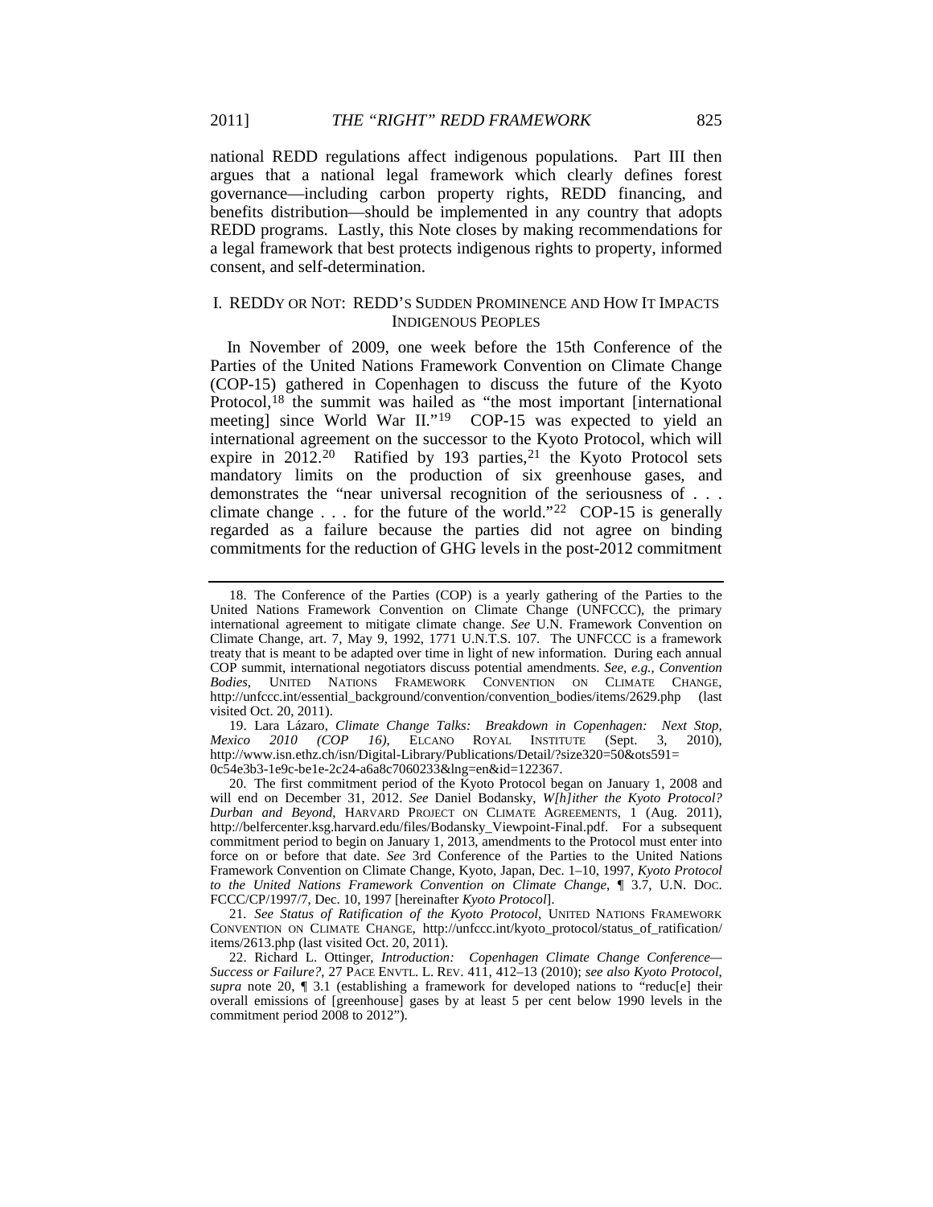national REDD regulations affect indigenous populations. Part III then argues that a national legal framework which clearly defines forest governance—including carbon property rights, REDD financing, and benefits distribution—should be implemented in any country that adopts REDD programs. Lastly, this Note closes by making recommendations for a legal framework that best protects indigenous rights to property, informed consent, and self-determination.

## I. REDDY OR NOT: REDD'S SUDDEN PROMINENCE AND HOW IT IMPACTS INDIGENOUS PEOPLES

In November of 2009, one week before the 15th Conference of the Parties of the United Nations Framework Convention on Climate Change (COP-15) gathered in Copenhagen to discuss the future of the Kyoto Protocol,[18] the summit was hailed as "the most important [international meeting] since World War II."[19] COP-15 was expected to yield an international agreement on the successor to the Kyoto Protocol, which will expire in 2012.[20] Ratified by 193 parties,[21] the Kyoto Protocol sets mandatory limits on the production of six greenhouse gases, and demonstrates the "near universal recognition of the seriousness of . . . climate change . . . for the future of the world."[22] COP-15 is generally regarded as a failure because the parties did not agree on binding commitments for the reduction of GHG levels in the post-2012 commitment

---

18. The Conference of the Parties (COP) is a yearly gathering of the Parties to the United Nations Framework Convention on Climate Change (UNFCCC), the primary international agreement to mitigate climate change. *See* U.N. Framework Convention on Climate Change, art. 7, May 9, 1992, 1771 U.N.T.S. 107. The UNFCCC is a framework treaty that is meant to be adapted over time in light of new information. During each annual COP summit, international negotiators discuss potential amendments. *See, e.g.*, *Convention Bodies*, UNITED NATIONS FRAMEWORK CONVENTION ON CLIMATE CHANGE, http://unfccc.int/essential_background/convention/convention_bodies/items/2629.php (last visited Oct. 20, 2011).

19. Lara Lázaro, *Climate Change Talks: Breakdown in Copenhagen: Next Stop, Mexico 2010 (COP 16)*, ELCANO ROYAL INSTITUTE (Sept. 3, 2010), http://www.isn.ethz.ch/isn/Digital-Library/Publications/Detail/?size320=50&ots591=0c54e3b3-1e9c-be1e-2c24-a6a8c7060233&lng=en&id=122367.

20. The first commitment period of the Kyoto Protocol began on January 1, 2008 and will end on December 31, 2012. *See* Daniel Bodansky, *W[h]ither the Kyoto Protocol? Durban and Beyond*, HARVARD PROJECT ON CLIMATE AGREEMENTS, 1 (Aug. 2011), http://belfercenter.ksg.harvard.edu/files/Bodansky_Viewpoint-Final.pdf. For a subsequent commitment period to begin on January 1, 2013, amendments to the Protocol must enter into force on or before that date. *See* 3rd Conference of the Parties to the United Nations Framework Convention on Climate Change, Kyoto, Japan, Dec. 1–10, 1997, *Kyoto Protocol to the United Nations Framework Convention on Climate Change*, ¶ 3.7, U.N. DOC. FCCC/CP/1997/7, Dec. 10, 1997 [hereinafter *Kyoto Protocol*].

21. *See Status of Ratification of the Kyoto Protocol*, UNITED NATIONS FRAMEWORK CONVENTION ON CLIMATE CHANGE, http://unfccc.int/kyoto_protocol/status_of_ratification/items/2613.php (last visited Oct. 20, 2011).

22. Richard L. Ottinger, *Introduction: Copenhagen Climate Change Conference—Success or Failure?*, 27 PACE ENVTL. L. REV. 411, 412–13 (2010); *see also Kyoto Protocol*, *supra* note 20, ¶ 3.1 (establishing a framework for developed nations to "reduc[e] their overall emissions of [greenhouse] gases by at least 5 per cent below 1990 levels in the commitment period 2008 to 2012").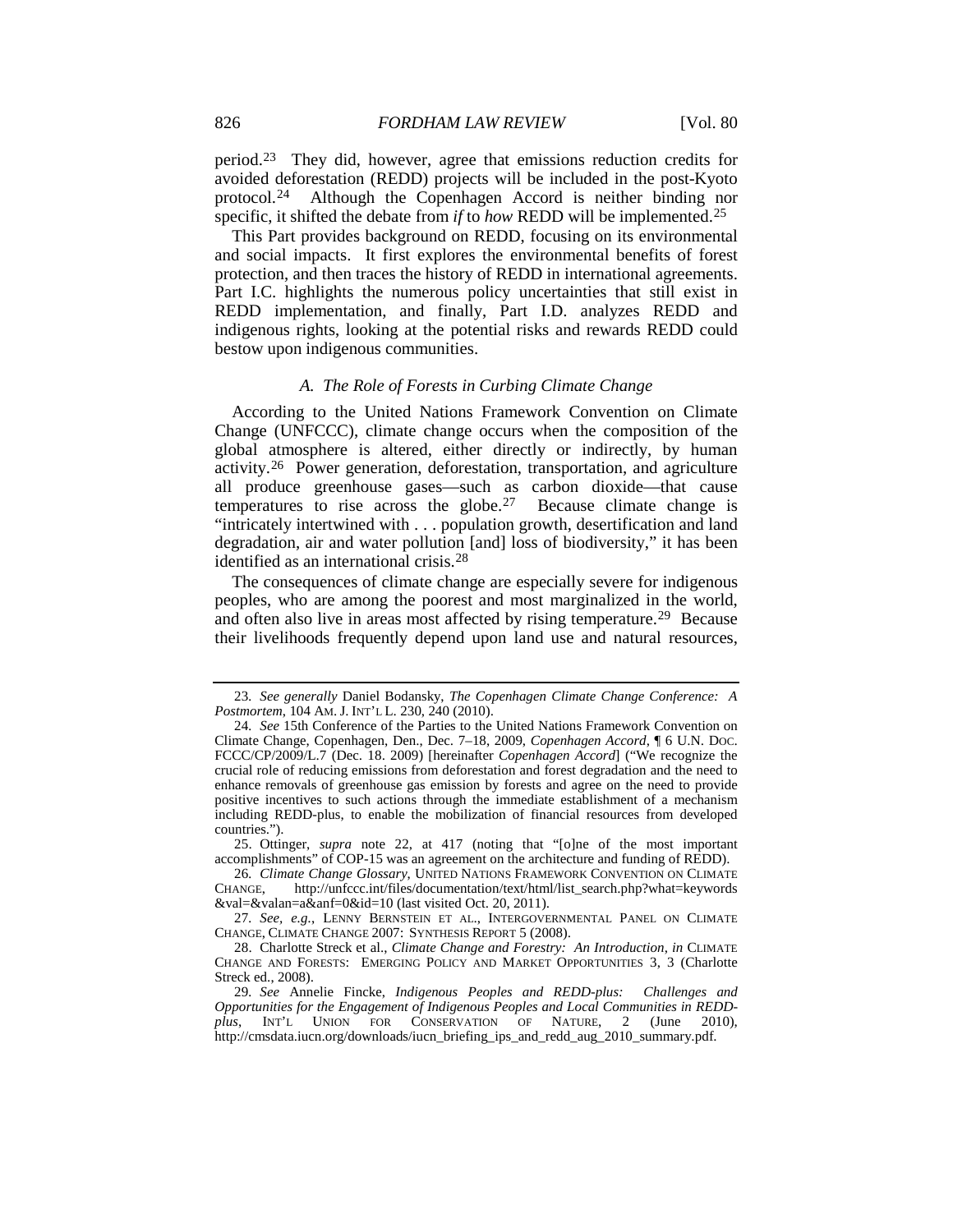period.[23] They did, however, agree that emissions reduction credits for avoided deforestation (REDD) projects will be included in the post-Kyoto protocol.[24] Although the Copenhagen Accord is neither binding nor specific, it shifted the debate from *if* to *how* REDD will be implemented.[25]

This Part provides background on REDD, focusing on its environmental and social impacts. It first explores the environmental benefits of forest protection, and then traces the history of REDD in international agreements. Part I.C. highlights the numerous policy uncertainties that still exist in REDD implementation, and finally, Part I.D. analyzes REDD and indigenous rights, looking at the potential risks and rewards REDD could bestow upon indigenous communities.

### *A. The Role of Forests in Curbing Climate Change*

According to the United Nations Framework Convention on Climate Change (UNFCCC), climate change occurs when the composition of the global atmosphere is altered, either directly or indirectly, by human activity.[26] Power generation, deforestation, transportation, and agriculture all produce greenhouse gases—such as carbon dioxide—that cause temperatures to rise across the globe.[27] Because climate change is "intricately intertwined with . . . population growth, desertification and land degradation, air and water pollution [and] loss of biodiversity," it has been identified as an international crisis.[28]

The consequences of climate change are especially severe for indigenous peoples, who are among the poorest and most marginalized in the world, and often also live in areas most affected by rising temperature.[29] Because their livelihoods frequently depend upon land use and natural resources,

---

23. *See generally* Daniel Bodansky, *The Copenhagen Climate Change Conference: A Postmortem*, 104 AM. J. INT'L L. 230, 240 (2010).

24. *See* 15th Conference of the Parties to the United Nations Framework Convention on Climate Change, Copenhagen, Den., Dec. 7–18, 2009, *Copenhagen Accord*, ¶ 6 U.N. DOC. FCCC/CP/2009/L.7 (Dec. 18. 2009) [hereinafter *Copenhagen Accord*] ("We recognize the crucial role of reducing emissions from deforestation and forest degradation and the need to enhance removals of greenhouse gas emission by forests and agree on the need to provide positive incentives to such actions through the immediate establishment of a mechanism including REDD-plus, to enable the mobilization of financial resources from developed countries.").

25. Ottinger, *supra* note 22, at 417 (noting that "[o]ne of the most important accomplishments" of COP-15 was an agreement on the architecture and funding of REDD).

26. *Climate Change Glossary*, UNITED NATIONS FRAMEWORK CONVENTION ON CLIMATE CHANGE, http://unfccc.int/files/documentation/text/html/list_search.php?what=keywords&val=&valan=a&anf=0&id=10 (last visited Oct. 20, 2011).

27. *See, e.g.*, LENNY BERNSTEIN ET AL., INTERGOVERNMENTAL PANEL ON CLIMATE CHANGE, CLIMATE CHANGE 2007: SYNTHESIS REPORT 5 (2008).

28. Charlotte Streck et al., *Climate Change and Forestry: An Introduction*, *in* CLIMATE CHANGE AND FORESTS: EMERGING POLICY AND MARKET OPPORTUNITIES 3, 3 (Charlotte Streck ed., 2008).

29. *See* Annelie Fincke, *Indigenous Peoples and REDD-plus: Challenges and Opportunities for the Engagement of Indigenous Peoples and Local Communities in REDD-plus*, INT'L UNION FOR CONSERVATION OF NATURE, 2 (June 2010), http://cmsdata.iucn.org/downloads/iucn_briefing_ips_and_redd_aug_2010_summary.pdf.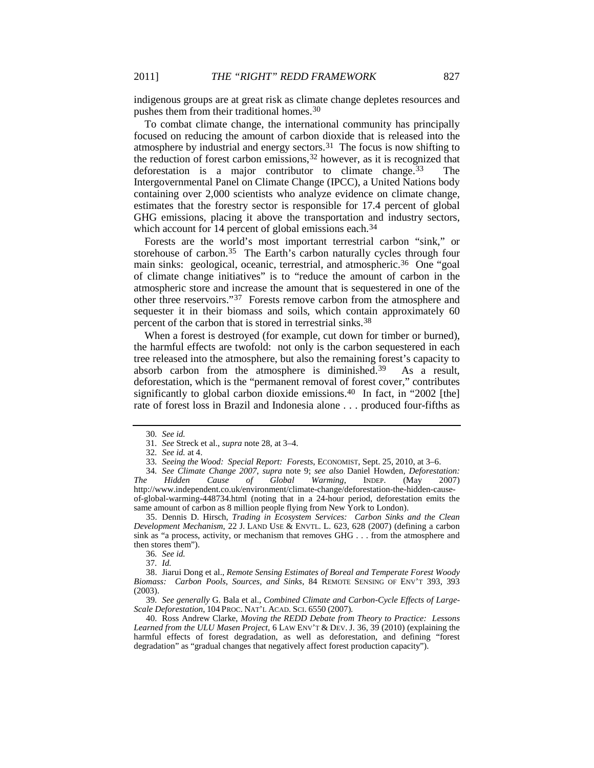indigenous groups are at great risk as climate change depletes resources and pushes them from their traditional homes.[30]

To combat climate change, the international community has principally focused on reducing the amount of carbon dioxide that is released into the atmosphere by industrial and energy sectors.[31] The focus is now shifting to the reduction of forest carbon emissions,[32] however, as it is recognized that deforestation is a major contributor to climate change.[33] The Intergovernmental Panel on Climate Change (IPCC), a United Nations body containing over 2,000 scientists who analyze evidence on climate change, estimates that the forestry sector is responsible for 17.4 percent of global GHG emissions, placing it above the transportation and industry sectors, which account for 14 percent of global emissions each.[34]

Forests are the world's most important terrestrial carbon "sink," or storehouse of carbon.[35] The Earth's carbon naturally cycles through four main sinks: geological, oceanic, terrestrial, and atmospheric.[36] One "goal of climate change initiatives" is to "reduce the amount of carbon in the atmospheric store and increase the amount that is sequestered in one of the other three reservoirs."[37] Forests remove carbon from the atmosphere and sequester it in their biomass and soils, which contain approximately 60 percent of the carbon that is stored in terrestrial sinks.[38]

When a forest is destroyed (for example, cut down for timber or burned), the harmful effects are twofold: not only is the carbon sequestered in each tree released into the atmosphere, but also the remaining forest's capacity to absorb carbon from the atmosphere is diminished.[39] As a result, deforestation, which is the "permanent removal of forest cover," contributes significantly to global carbon dioxide emissions.[40] In fact, in "2002 [the] rate of forest loss in Brazil and Indonesia alone . . . produced four-fifths as

---

30. *See id.*

31. *See* Streck et al., *supra* note 28, at 3–4.

32. *See id.* at 4.

33. *Seeing the Wood: Special Report: Forests*, ECONOMIST, Sept. 25, 2010, at 3–6.

34. *See Climate Change 2007*, *supra* note 9; *see also* Daniel Howden, *Deforestation: The Hidden Cause of Global Warming*, INDEP. (May 2007) http://www.independent.co.uk/environment/climate-change/deforestation-the-hidden-cause-of-global-warming-448734.html (noting that in a 24-hour period, deforestation emits the same amount of carbon as 8 million people flying from New York to London).

35. Dennis D. Hirsch, *Trading in Ecosystem Services: Carbon Sinks and the Clean Development Mechanism*, 22 J. LAND USE & ENVTL. L. 623, 628 (2007) (defining a carbon sink as "a process, activity, or mechanism that removes GHG . . . from the atmosphere and then stores them").

36. *See id.*

37. *Id.*

38. Jiarui Dong et al., *Remote Sensing Estimates of Boreal and Temperate Forest Woody Biomass: Carbon Pools, Sources, and Sinks*, 84 REMOTE SENSING OF ENV'T 393, 393 (2003).

39. *See generally* G. Bala et al., *Combined Climate and Carbon-Cycle Effects of Large-Scale Deforestation*, 104 PROC. NAT'L ACAD. SCI. 6550 (2007).

40. Ross Andrew Clarke, *Moving the REDD Debate from Theory to Practice: Lessons Learned from the ULU Masen Project*, 6 LAW ENV'T & DEV. J. 36, 39 (2010) (explaining the harmful effects of forest degradation, as well as deforestation, and defining "forest degradation" as "gradual changes that negatively affect forest production capacity").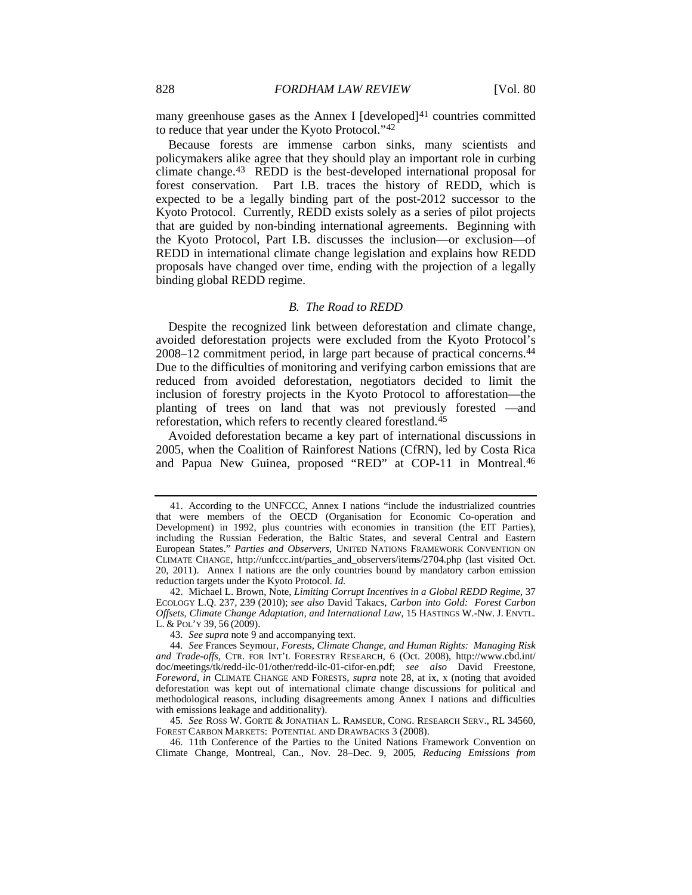many greenhouse gases as the Annex I [developed][41] countries committed to reduce that year under the Kyoto Protocol."[42]

Because forests are immense carbon sinks, many scientists and policymakers alike agree that they should play an important role in curbing climate change.[43] REDD is the best-developed international proposal for forest conservation. Part I.B. traces the history of REDD, which is expected to be a legally binding part of the post-2012 successor to the Kyoto Protocol. Currently, REDD exists solely as a series of pilot projects that are guided by non-binding international agreements. Beginning with the Kyoto Protocol, Part I.B. discusses the inclusion—or exclusion—of REDD in international climate change legislation and explains how REDD proposals have changed over time, ending with the projection of a legally binding global REDD regime.

### *B. The Road to REDD*

Despite the recognized link between deforestation and climate change, avoided deforestation projects were excluded from the Kyoto Protocol's 2008–12 commitment period, in large part because of practical concerns.[44] Due to the difficulties of monitoring and verifying carbon emissions that are reduced from avoided deforestation, negotiators decided to limit the inclusion of forestry projects in the Kyoto Protocol to afforestation—the planting of trees on land that was not previously forested —and reforestation, which refers to recently cleared forestland.[45]

Avoided deforestation became a key part of international discussions in 2005, when the Coalition of Rainforest Nations (CfRN), led by Costa Rica and Papua New Guinea, proposed "RED" at COP-11 in Montreal.[46]

---

41. According to the UNFCCC, Annex I nations "include the industrialized countries that were members of the OECD (Organisation for Economic Co-operation and Development) in 1992, plus countries with economies in transition (the EIT Parties), including the Russian Federation, the Baltic States, and several Central and Eastern European States." *Parties and Observers*, UNITED NATIONS FRAMEWORK CONVENTION ON CLIMATE CHANGE, http://unfccc.int/parties_and_observers/items/2704.php (last visited Oct. 20, 2011). Annex I nations are the only countries bound by mandatory carbon emission reduction targets under the Kyoto Protocol. *Id.*

42. Michael L. Brown, Note, *Limiting Corrupt Incentives in a Global REDD Regime*, 37 ECOLOGY L.Q. 237, 239 (2010); *see also* David Takacs, *Carbon into Gold: Forest Carbon Offsets, Climate Change Adaptation, and International Law*, 15 HASTINGS W.-NW. J. ENVTL. L. & POL'Y 39, 56 (2009).

43. *See supra* note 9 and accompanying text.

44. *See* Frances Seymour, *Forests, Climate Change, and Human Rights: Managing Risk and Trade-offs*, CTR. FOR INT'L FORESTRY RESEARCH, 6 (Oct. 2008), http://www.cbd.int/doc/meetings/tk/redd-ilc-01/other/redd-ilc-01-cifor-en.pdf; *see also* David Freestone, *Foreword*, *in* CLIMATE CHANGE AND FORESTS, *supra* note 28, at ix, x (noting that avoided deforestation was kept out of international climate change discussions for political and methodological reasons, including disagreements among Annex I nations and difficulties with emissions leakage and additionality).

45. *See* ROSS W. GORTE & JONATHAN L. RAMSEUR, CONG. RESEARCH SERV., RL 34560, FOREST CARBON MARKETS: POTENTIAL AND DRAWBACKS 3 (2008).

46. 11th Conference of the Parties to the United Nations Framework Convention on Climate Change, Montreal, Can., Nov. 28–Dec. 9, 2005, *Reducing Emissions from*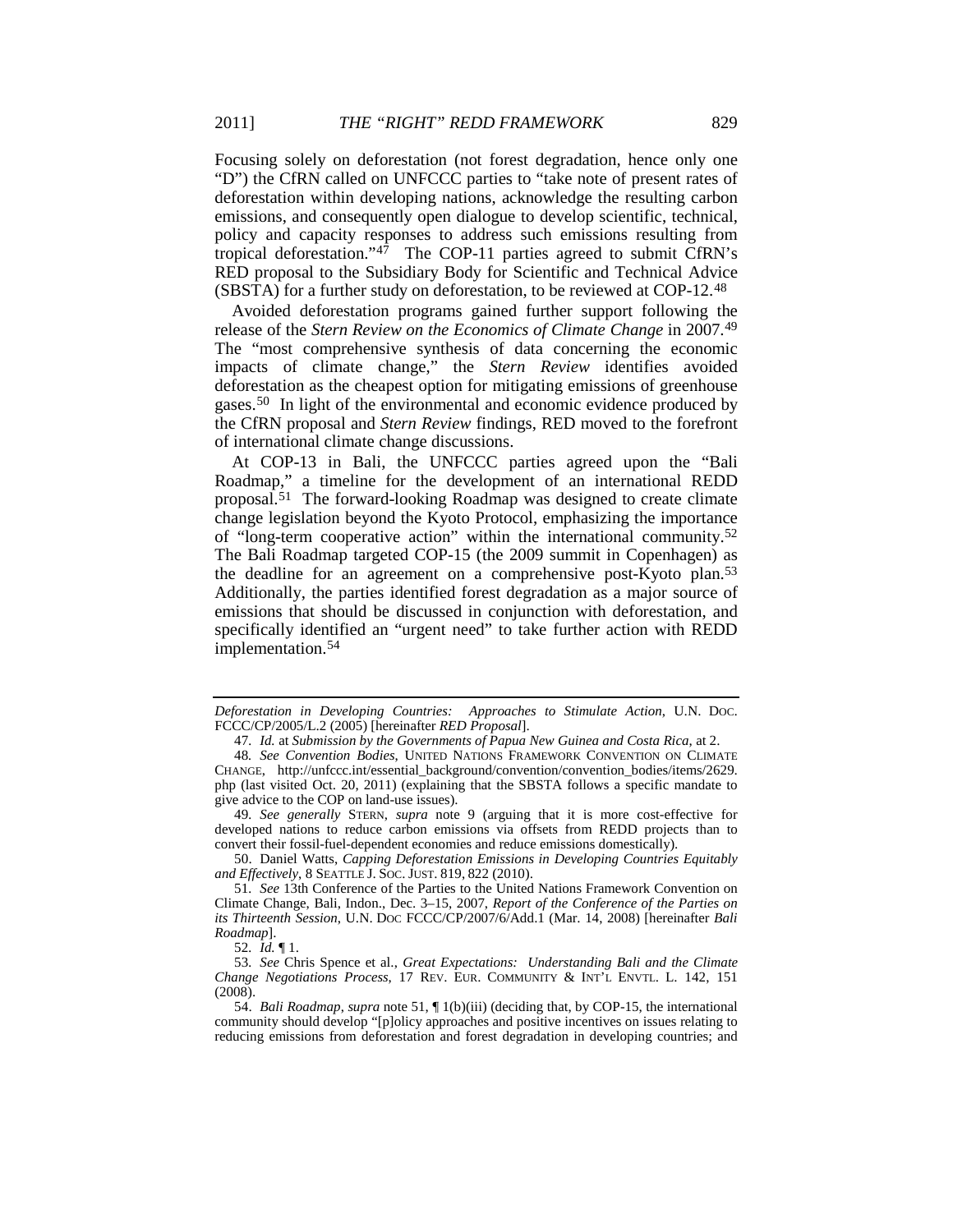Focusing solely on deforestation (not forest degradation, hence only one "D") the CfRN called on UNFCCC parties to "take note of present rates of deforestation within developing nations, acknowledge the resulting carbon emissions, and consequently open dialogue to develop scientific, technical, policy and capacity responses to address such emissions resulting from tropical deforestation."[47] The COP-11 parties agreed to submit CfRN's RED proposal to the Subsidiary Body for Scientific and Technical Advice (SBSTA) for a further study on deforestation, to be reviewed at COP-12.[48]

Avoided deforestation programs gained further support following the release of the *Stern Review on the Economics of Climate Change* in 2007.[49] The "most comprehensive synthesis of data concerning the economic impacts of climate change," the *Stern Review* identifies avoided deforestation as the cheapest option for mitigating emissions of greenhouse gases.[50] In light of the environmental and economic evidence produced by the CfRN proposal and *Stern Review* findings, RED moved to the forefront of international climate change discussions.

At COP-13 in Bali, the UNFCCC parties agreed upon the "Bali Roadmap," a timeline for the development of an international REDD proposal.[51] The forward-looking Roadmap was designed to create climate change legislation beyond the Kyoto Protocol, emphasizing the importance of "long-term cooperative action" within the international community.[52] The Bali Roadmap targeted COP-15 (the 2009 summit in Copenhagen) as the deadline for an agreement on a comprehensive post-Kyoto plan.[53] Additionally, the parties identified forest degradation as a major source of emissions that should be discussed in conjunction with deforestation, and specifically identified an "urgent need" to take further action with REDD implementation.[54]

---

*Deforestation in Developing Countries: Approaches to Stimulate Action*, U.N. DOC. FCCC/CP/2005/L.2 (2005) [hereinafter *RED Proposal*].

47. *Id.* at *Submission by the Governments of Papua New Guinea and Costa Rica*, at 2.

48. *See Convention Bodies*, UNITED NATIONS FRAMEWORK CONVENTION ON CLIMATE CHANGE, http://unfccc.int/essential_background/convention/convention_bodies/items/2629.php (last visited Oct. 20, 2011) (explaining that the SBSTA follows a specific mandate to give advice to the COP on land-use issues).

49. *See generally* STERN, *supra* note 9 (arguing that it is more cost-effective for developed nations to reduce carbon emissions via offsets from REDD projects than to convert their fossil-fuel-dependent economies and reduce emissions domestically).

50. Daniel Watts, *Capping Deforestation Emissions in Developing Countries Equitably and Effectively*, 8 SEATTLE J. SOC. JUST. 819, 822 (2010).

51. *See* 13th Conference of the Parties to the United Nations Framework Convention on Climate Change, Bali, Indon., Dec. 3–15, 2007, *Report of the Conference of the Parties on its Thirteenth Session*, U.N. DOC FCCC/CP/2007/6/Add.1 (Mar. 14, 2008) [hereinafter *Bali Roadmap*].

52. *Id.* ¶ 1.

53. *See* Chris Spence et al., *Great Expectations: Understanding Bali and the Climate Change Negotiations Process*, 17 REV. EUR. COMMUNITY & INT'L ENVTL. L. 142, 151 (2008).

54. *Bali Roadmap*, *supra* note 51, ¶ 1(b)(iii) (deciding that, by COP-15, the international community should develop "[p]olicy approaches and positive incentives on issues relating to reducing emissions from deforestation and forest degradation in developing countries; and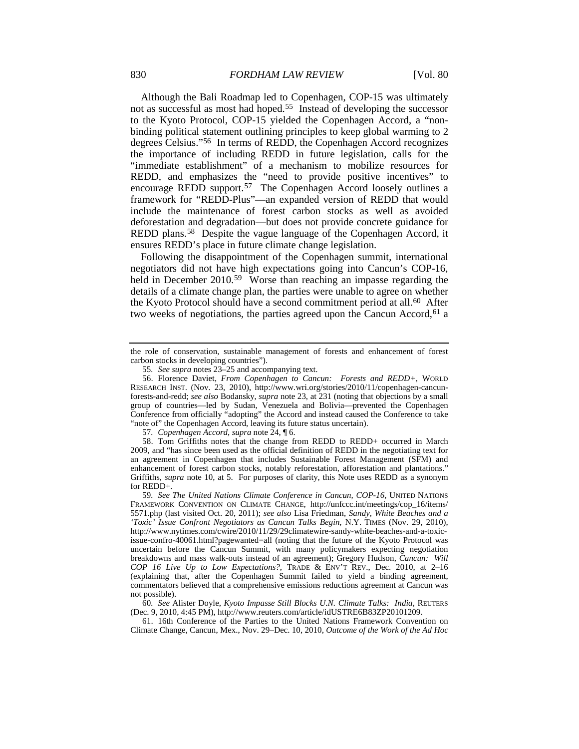Although the Bali Roadmap led to Copenhagen, COP-15 was ultimately not as successful as most had hoped.[55] Instead of developing the successor to the Kyoto Protocol, COP-15 yielded the Copenhagen Accord, a "non-binding political statement outlining principles to keep global warming to 2 degrees Celsius."[56] In terms of REDD, the Copenhagen Accord recognizes the importance of including REDD in future legislation, calls for the "immediate establishment" of a mechanism to mobilize resources for REDD, and emphasizes the "need to provide positive incentives" to encourage REDD support.[57] The Copenhagen Accord loosely outlines a framework for "REDD-Plus"—an expanded version of REDD that would include the maintenance of forest carbon stocks as well as avoided deforestation and degradation—but does not provide concrete guidance for REDD plans.[58] Despite the vague language of the Copenhagen Accord, it ensures REDD's place in future climate change legislation.

Following the disappointment of the Copenhagen summit, international negotiators did not have high expectations going into Cancun's COP-16, held in December 2010.[59] Worse than reaching an impasse regarding the details of a climate change plan, the parties were unable to agree on whether the Kyoto Protocol should have a second commitment period at all.[60] After two weeks of negotiations, the parties agreed upon the Cancun Accord,[61] a

---

the role of conservation, sustainable management of forests and enhancement of forest carbon stocks in developing countries").

55. *See supra* notes 23–25 and accompanying text.

56. Florence Daviet, *From Copenhagen to Cancun: Forests and REDD+*, WORLD RESEARCH INST. (Nov. 23, 2010), http://www.wri.org/stories/2010/11/copenhagen-cancun-forests-and-redd; *see also* Bodansky, *supra* note 23, at 231 (noting that objections by a small group of countries—led by Sudan, Venezuela and Bolivia—prevented the Copenhagen Conference from officially "adopting" the Accord and instead caused the Conference to take "note of" the Copenhagen Accord, leaving its future status uncertain).

57. *Copenhagen Accord*, *supra* note 24, ¶ 6.

58. Tom Griffiths notes that the change from REDD to REDD+ occurred in March 2009, and "has since been used as the official definition of REDD in the negotiating text for an agreement in Copenhagen that includes Sustainable Forest Management (SFM) and enhancement of forest carbon stocks, notably reforestation, afforestation and plantations." Griffiths, *supra* note 10, at 5. For purposes of clarity, this Note uses REDD as a synonym for REDD+.

59. *See The United Nations Climate Conference in Cancun, COP-16*, UNITED NATIONS FRAMEWORK CONVENTION ON CLIMATE CHANGE, http://unfccc.int/meetings/cop_16/items/5571.php (last visited Oct. 20, 2011); *see also* Lisa Friedman, *Sandy, White Beaches and a 'Toxic' Issue Confront Negotiators as Cancun Talks Begin*, N.Y. TIMES (Nov. 29, 2010), http://www.nytimes.com/cwire/2010/11/29/29climatewire-sandy-white-beaches-and-a-toxic-issue-confro-40061.html?pagewanted=all (noting that the future of the Kyoto Protocol was uncertain before the Cancun Summit, with many policymakers expecting negotiation breakdowns and mass walk-outs instead of an agreement); Gregory Hudson, *Cancun: Will COP 16 Live Up to Low Expectations?*, TRADE & ENV'T REV., Dec. 2010, at 2–16 (explaining that, after the Copenhagen Summit failed to yield a binding agreement, commentators believed that a comprehensive emissions reductions agreement at Cancun was not possible).

60. *See* Alister Doyle, *Kyoto Impasse Still Blocks U.N. Climate Talks: India*, REUTERS (Dec. 9, 2010, 4:45 PM), http://www.reuters.com/article/idUSTRE6B83ZP20101209.

61. 16th Conference of the Parties to the United Nations Framework Convention on Climate Change, Cancun, Mex., Nov. 29–Dec. 10, 2010, *Outcome of the Work of the Ad Hoc*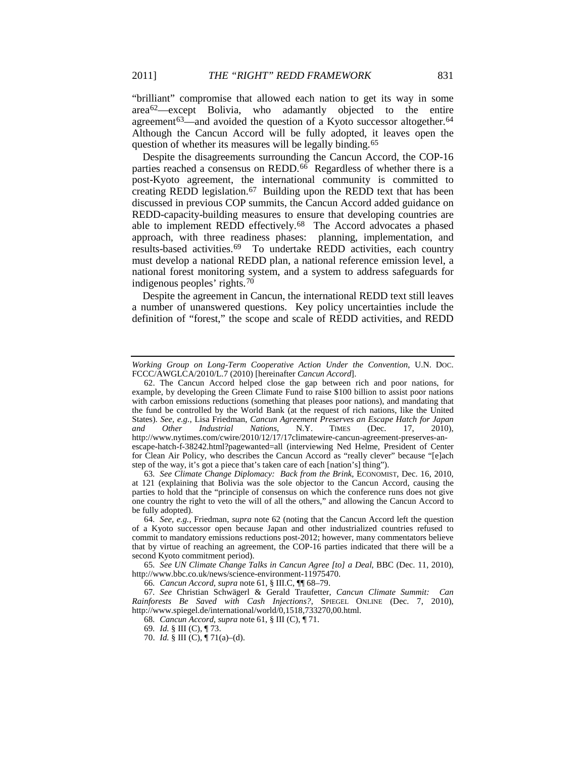"brilliant" compromise that allowed each nation to get its way in some area[62]—except Bolivia, who adamantly objected to the entire agreement[63]—and avoided the question of a Kyoto successor altogether.[64] Although the Cancun Accord will be fully adopted, it leaves open the question of whether its measures will be legally binding.[65]

Despite the disagreements surrounding the Cancun Accord, the COP-16 parties reached a consensus on REDD.[66] Regardless of whether there is a post-Kyoto agreement, the international community is committed to creating REDD legislation.[67] Building upon the REDD text that has been discussed in previous COP summits, the Cancun Accord added guidance on REDD-capacity-building measures to ensure that developing countries are able to implement REDD effectively.[68] The Accord advocates a phased approach, with three readiness phases: planning, implementation, and results-based activities.[69] To undertake REDD activities, each country must develop a national REDD plan, a national reference emission level, a national forest monitoring system, and a system to address safeguards for indigenous peoples' rights.[70]

Despite the agreement in Cancun, the international REDD text still leaves a number of unanswered questions. Key policy uncertainties include the definition of "forest," the scope and scale of REDD activities, and REDD

---

*Working Group on Long-Term Cooperative Action Under the Convention*, U.N. DOC. FCCC/AWGLCA/2010/L.7 (2010) [hereinafter *Cancun Accord*].

62. The Cancun Accord helped close the gap between rich and poor nations, for example, by developing the Green Climate Fund to raise $100 billion to assist poor nations with carbon emissions reductions (something that pleases poor nations), and mandating that the fund be controlled by the World Bank (at the request of rich nations, like the United States). *See, e.g.*, Lisa Friedman, *Cancun Agreement Preserves an Escape Hatch for Japan and Other Industrial Nations*, N.Y. TIMES (Dec. 17, 2010), http://www.nytimes.com/cwire/2010/12/17/17climatewire-cancun-agreement-preserves-an-escape-hatch-f-38242.html?pagewanted=all (interviewing Ned Helme, President of Center for Clean Air Policy, who describes the Cancun Accord as "really clever" because "[e]ach step of the way, it's got a piece that's taken care of each [nation's] thing").

63. *See Climate Change Diplomacy: Back from the Brink*, ECONOMIST, Dec. 16, 2010, at 121 (explaining that Bolivia was the sole objector to the Cancun Accord, causing the parties to hold that the "principle of consensus on which the conference runs does not give one country the right to veto the will of all the others," and allowing the Cancun Accord to be fully adopted).

64. *See, e.g.*, Friedman, *supra* note 62 (noting that the Cancun Accord left the question of a Kyoto successor open because Japan and other industrialized countries refused to commit to mandatory emissions reductions post-2012; however, many commentators believe that by virtue of reaching an agreement, the COP-16 parties indicated that there will be a second Kyoto commitment period).

65. *See UN Climate Change Talks in Cancun Agree [to] a Deal*, BBC (Dec. 11, 2010), http://www.bbc.co.uk/news/science-environment-11975470.

66. *Cancun Accord*, *supra* note 61, § III.C, ¶¶ 68–79.

67. *See* Christian Schwägerl & Gerald Traufetter, *Cancun Climate Summit: Can Rainforests Be Saved with Cash Injections?*, SPIEGEL ONLINE (Dec. 7, 2010), http://www.spiegel.de/international/world/0,1518,733270,00.html.

68. *Cancun Accord*, *supra* note 61, § III (C), ¶ 71.

69. *Id.* § III (C), ¶ 73.

70. *Id.* § III (C), ¶ 71(a)–(d).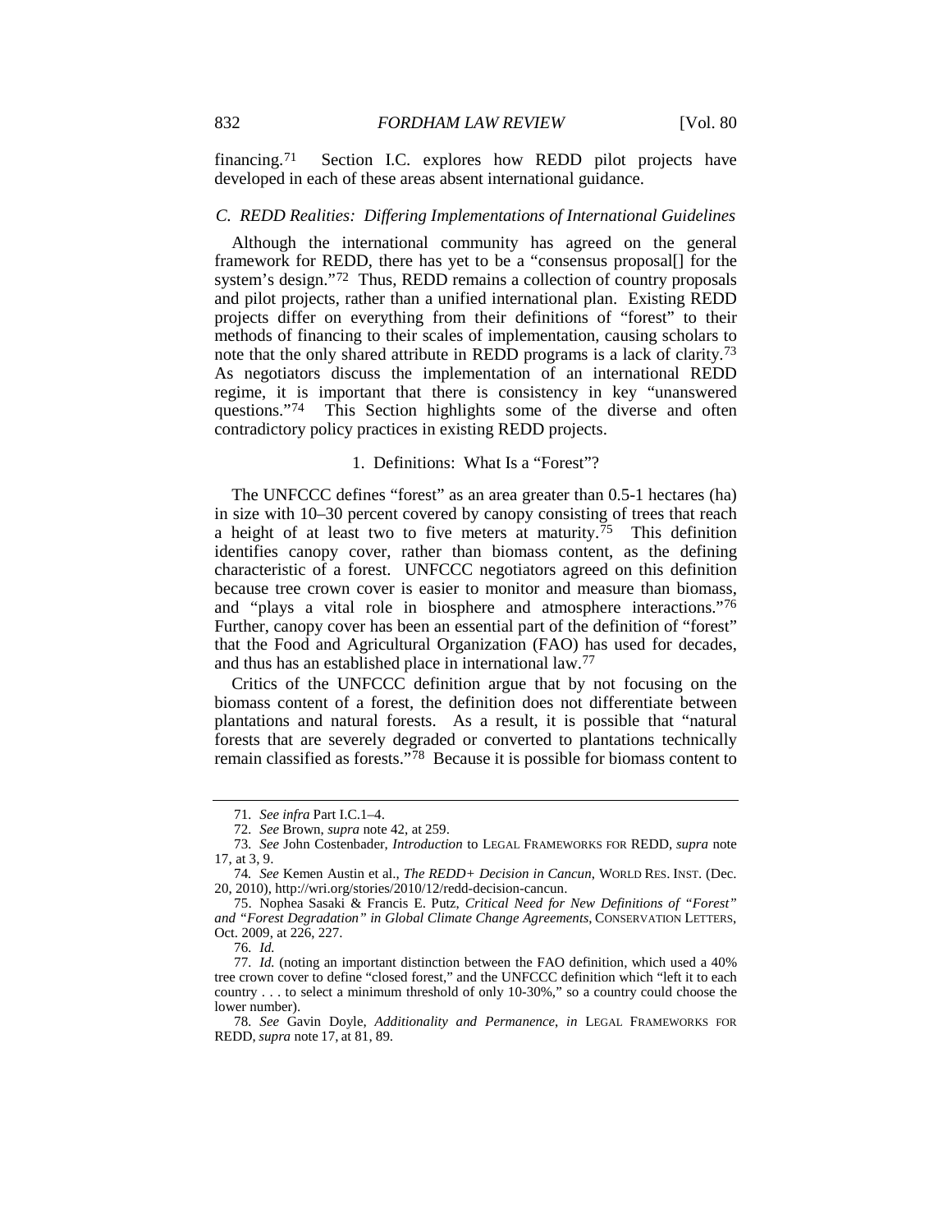financing.[71] Section I.C. explores how REDD pilot projects have developed in each of these areas absent international guidance.

### *C. REDD Realities: Differing Implementations of International Guidelines*

Although the international community has agreed on the general framework for REDD, there has yet to be a "consensus proposal[] for the system's design."[72] Thus, REDD remains a collection of country proposals and pilot projects, rather than a unified international plan. Existing REDD projects differ on everything from their definitions of "forest" to their methods of financing to their scales of implementation, causing scholars to note that the only shared attribute in REDD programs is a lack of clarity.[73] As negotiators discuss the implementation of an international REDD regime, it is important that there is consistency in key "unanswered questions."[74] This Section highlights some of the diverse and often contradictory policy practices in existing REDD projects.

#### 1. Definitions: What Is a "Forest"?

The UNFCCC defines "forest" as an area greater than 0.5-1 hectares (ha) in size with 10–30 percent covered by canopy consisting of trees that reach a height of at least two to five meters at maturity.[75] This definition identifies canopy cover, rather than biomass content, as the defining characteristic of a forest. UNFCCC negotiators agreed on this definition because tree crown cover is easier to monitor and measure than biomass, and "plays a vital role in biosphere and atmosphere interactions."[76] Further, canopy cover has been an essential part of the definition of "forest" that the Food and Agricultural Organization (FAO) has used for decades, and thus has an established place in international law.[77]

Critics of the UNFCCC definition argue that by not focusing on the biomass content of a forest, the definition does not differentiate between plantations and natural forests. As a result, it is possible that "natural forests that are severely degraded or converted to plantations technically remain classified as forests."[78] Because it is possible for biomass content to

---

71. *See infra* Part I.C.1–4.

72. *See* Brown, *supra* note 42, at 259.

73. *See* John Costenbader, *Introduction* to LEGAL FRAMEWORKS FOR REDD, *supra* note 17, at 3, 9.

74. *See* Kemen Austin et al., *The REDD+ Decision in Cancun*, WORLD RES. INST. (Dec. 20, 2010), http://wri.org/stories/2010/12/redd-decision-cancun.

75. Nophea Sasaki & Francis E. Putz, *Critical Need for New Definitions of "Forest" and "Forest Degradation" in Global Climate Change Agreements*, CONSERVATION LETTERS, Oct. 2009, at 226, 227.

76. *Id.*

77. *Id.* (noting an important distinction between the FAO definition, which used a 40% tree crown cover to define "closed forest," and the UNFCCC definition which "left it to each country . . . to select a minimum threshold of only 10-30%," so a country could choose the lower number).

78. *See* Gavin Doyle, *Additionality and Permanence*, *in* LEGAL FRAMEWORKS FOR REDD, *supra* note 17, at 81, 89.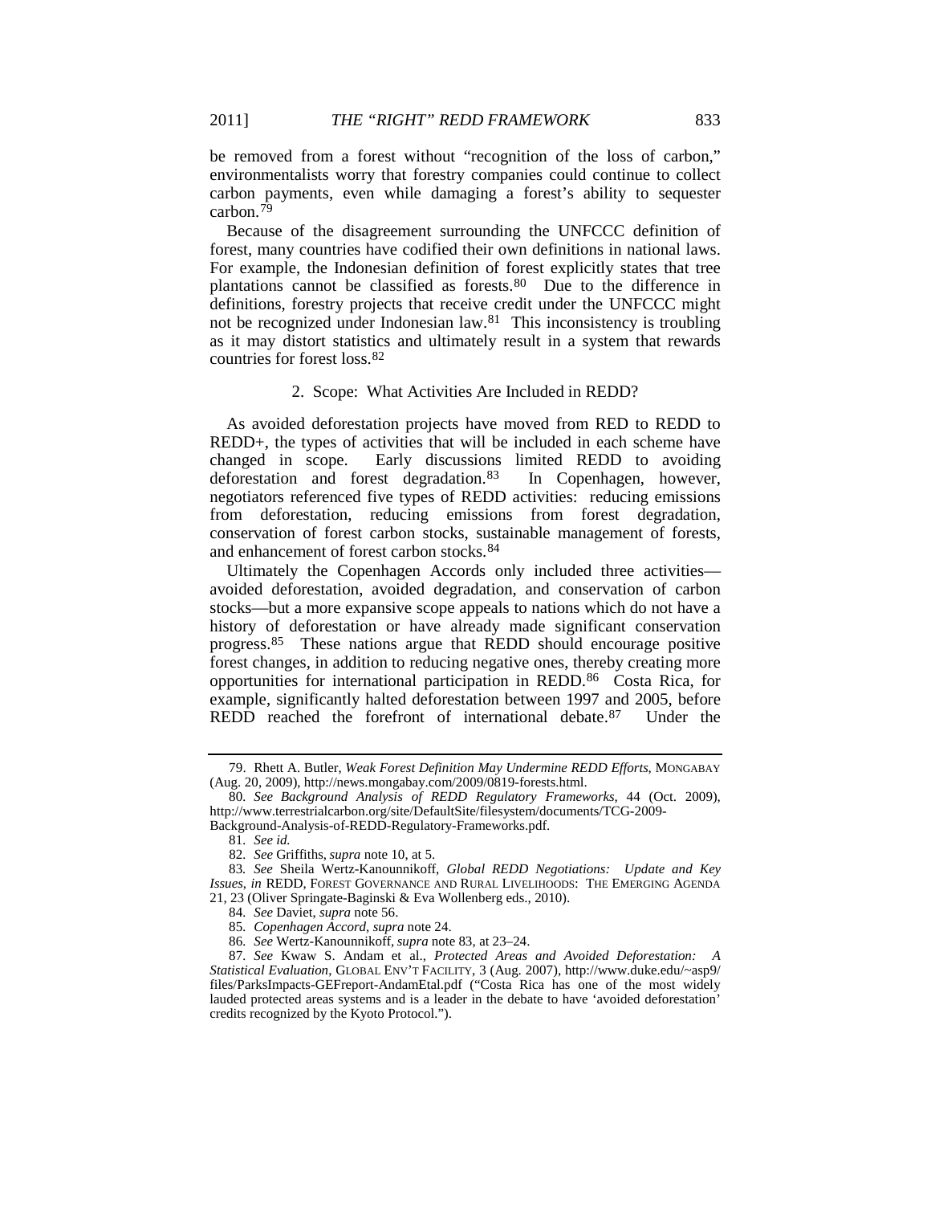be removed from a forest without "recognition of the loss of carbon," environmentalists worry that forestry companies could continue to collect carbon payments, even while damaging a forest's ability to sequester carbon.[79]

Because of the disagreement surrounding the UNFCCC definition of forest, many countries have codified their own definitions in national laws. For example, the Indonesian definition of forest explicitly states that tree plantations cannot be classified as forests.[80] Due to the difference in definitions, forestry projects that receive credit under the UNFCCC might not be recognized under Indonesian law.[81] This inconsistency is troubling as it may distort statistics and ultimately result in a system that rewards countries for forest loss.[82]

### 2. Scope: What Activities Are Included in REDD?

As avoided deforestation projects have moved from RED to REDD to REDD+, the types of activities that will be included in each scheme have changed in scope. Early discussions limited REDD to avoiding deforestation and forest degradation.[83] In Copenhagen, however, negotiators referenced five types of REDD activities: reducing emissions from deforestation, reducing emissions from forest degradation, conservation of forest carbon stocks, sustainable management of forests, and enhancement of forest carbon stocks.[84]

Ultimately the Copenhagen Accords only included three activities—avoided deforestation, avoided degradation, and conservation of carbon stocks—but a more expansive scope appeals to nations which do not have a history of deforestation or have already made significant conservation progress.[85] These nations argue that REDD should encourage positive forest changes, in addition to reducing negative ones, thereby creating more opportunities for international participation in REDD.[86] Costa Rica, for example, significantly halted deforestation between 1997 and 2005, before REDD reached the forefront of international debate.[87] Under the

---

79. Rhett A. Butler, *Weak Forest Definition May Undermine REDD Efforts*, MONGABAY (Aug. 20, 2009), http://news.mongabay.com/2009/0819-forests.html.

80. *See Background Analysis of REDD Regulatory Frameworks*, 44 (Oct. 2009), http://www.terrestrialcarbon.org/site/DefaultSite/filesystem/documents/TCG-2009-Background-Analysis-of-REDD-Regulatory-Frameworks.pdf.

81. *See id.*

82. *See* Griffiths, *supra* note 10, at 5.

83. *See* Sheila Wertz-Kanounnikoff, *Global REDD Negotiations: Update and Key Issues*, *in* REDD, FOREST GOVERNANCE AND RURAL LIVELIHOODS: THE EMERGING AGENDA 21, 23 (Oliver Springate-Baginski & Eva Wollenberg eds., 2010).

84. *See* Daviet, *supra* note 56.

85. *Copenhagen Accord*, *supra* note 24.

86. *See* Wertz-Kanounnikoff, *supra* note 83, at 23–24.

87. *See* Kwaw S. Andam et al., *Protected Areas and Avoided Deforestation: A Statistical Evaluation*, GLOBAL ENV'T FACILITY, 3 (Aug. 2007), http://www.duke.edu/~asp9/files/ParksImpacts-GEFreport-AndamEtal.pdf ("Costa Rica has one of the most widely lauded protected areas systems and is a leader in the debate to have 'avoided deforestation' credits recognized by the Kyoto Protocol.").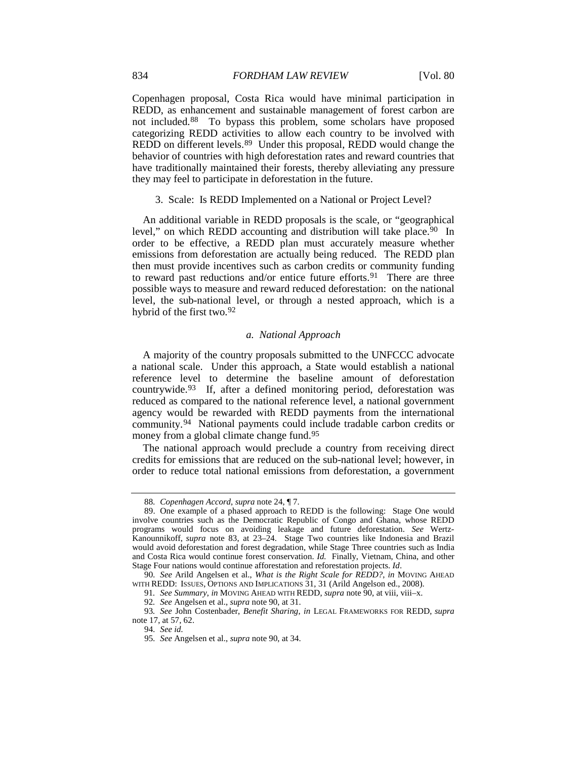Copenhagen proposal, Costa Rica would have minimal participation in REDD, as enhancement and sustainable management of forest carbon are not included.[88] To bypass this problem, some scholars have proposed categorizing REDD activities to allow each country to be involved with REDD on different levels.[89] Under this proposal, REDD would change the behavior of countries with high deforestation rates and reward countries that have traditionally maintained their forests, thereby alleviating any pressure they may feel to participate in deforestation in the future.

### 3. Scale: Is REDD Implemented on a National or Project Level?

An additional variable in REDD proposals is the scale, or "geographical level," on which REDD accounting and distribution will take place.[90] In order to be effective, a REDD plan must accurately measure whether emissions from deforestation are actually being reduced. The REDD plan then must provide incentives such as carbon credits or community funding to reward past reductions and/or entice future efforts.[91] There are three possible ways to measure and reward reduced deforestation: on the national level, the sub-national level, or through a nested approach, which is a hybrid of the first two.[92]

#### *a. National Approach*

A majority of the country proposals submitted to the UNFCCC advocate a national scale. Under this approach, a State would establish a national reference level to determine the baseline amount of deforestation countrywide.[93] If, after a defined monitoring period, deforestation was reduced as compared to the national reference level, a national government agency would be rewarded with REDD payments from the international community.[94] National payments could include tradable carbon credits or money from a global climate change fund.[95]

The national approach would preclude a country from receiving direct credits for emissions that are reduced on the sub-national level; however, in order to reduce total national emissions from deforestation, a government

---

88. *Copenhagen Accord*, *supra* note 24, ¶ 7.

89. One example of a phased approach to REDD is the following: Stage One would involve countries such as the Democratic Republic of Congo and Ghana, whose REDD programs would focus on avoiding leakage and future deforestation. *See* Wertz-Kanounnikoff, *supra* note 83, at 23–24. Stage Two countries like Indonesia and Brazil would avoid deforestation and forest degradation, while Stage Three countries such as India and Costa Rica would continue forest conservation. *Id.* Finally, Vietnam, China, and other Stage Four nations would continue afforestation and reforestation projects. *Id*.

90. *See* Arild Angelsen et al., *What is the Right Scale for REDD?*, *in* MOVING AHEAD WITH REDD: ISSUES, OPTIONS AND IMPLICATIONS 31, 31 (Arild Angelson ed., 2008).

91. *See Summary*, *in* MOVING AHEAD WITH REDD, *supra* note 90, at viii, viii–x.

92. *See* Angelsen et al., *supra* note 90, at 31.

93. *See* John Costenbader, *Benefit Sharing*, *in* LEGAL FRAMEWORKS FOR REDD, *supra* note 17, at 57, 62.

94. *See id.*

95. *See* Angelsen et al., *supra* note 90, at 34.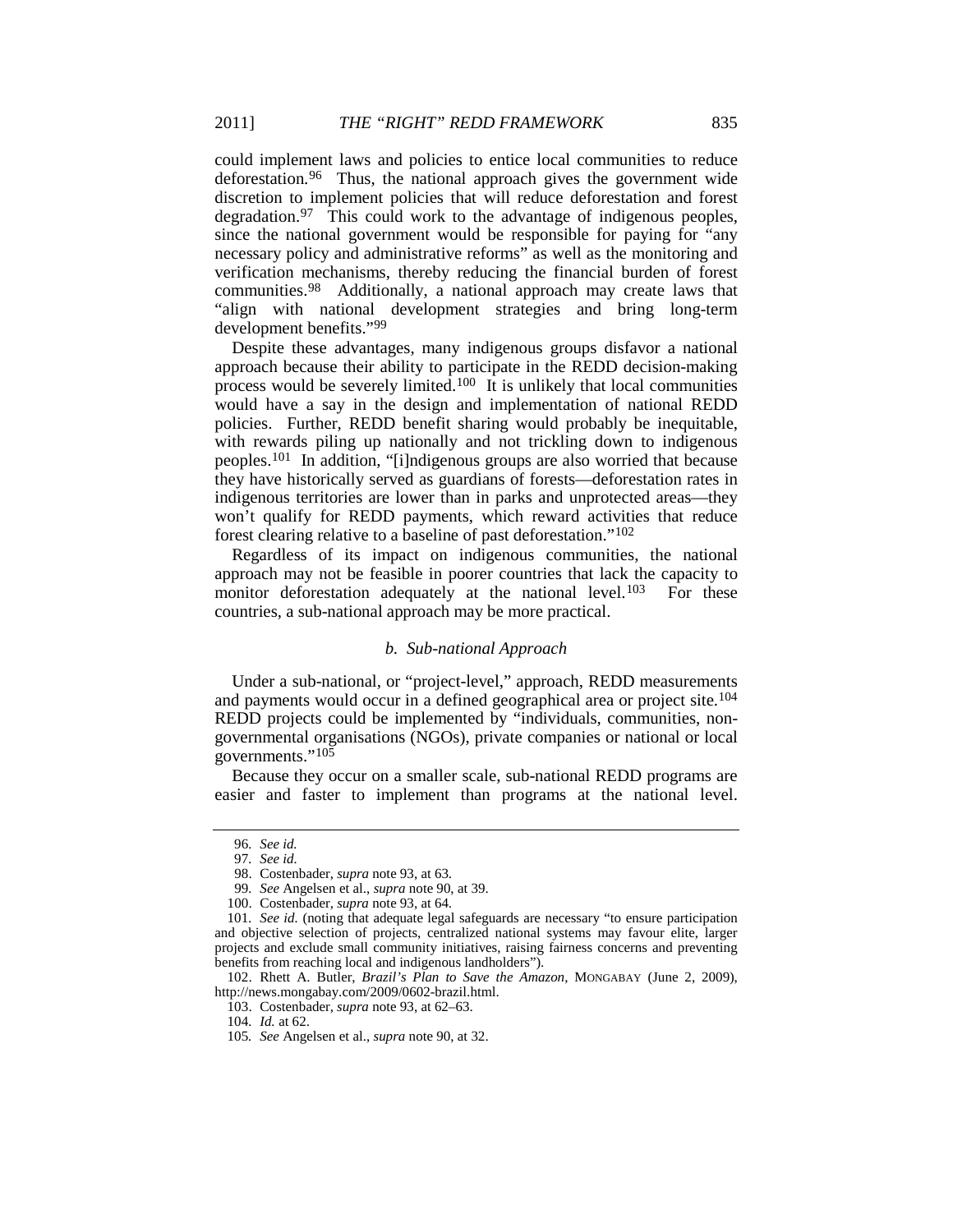could implement laws and policies to entice local communities to reduce deforestation.[96] Thus, the national approach gives the government wide discretion to implement policies that will reduce deforestation and forest degradation.[97] This could work to the advantage of indigenous peoples, since the national government would be responsible for paying for "any necessary policy and administrative reforms" as well as the monitoring and verification mechanisms, thereby reducing the financial burden of forest communities.[98] Additionally, a national approach may create laws that "align with national development strategies and bring long-term development benefits."[99]

Despite these advantages, many indigenous groups disfavor a national approach because their ability to participate in the REDD decision-making process would be severely limited.[100] It is unlikely that local communities would have a say in the design and implementation of national REDD policies. Further, REDD benefit sharing would probably be inequitable, with rewards piling up nationally and not trickling down to indigenous peoples.[101] In addition, "[i]ndigenous groups are also worried that because they have historically served as guardians of forests—deforestation rates in indigenous territories are lower than in parks and unprotected areas—they won't qualify for REDD payments, which reward activities that reduce forest clearing relative to a baseline of past deforestation."[102]

Regardless of its impact on indigenous communities, the national approach may not be feasible in poorer countries that lack the capacity to monitor deforestation adequately at the national level.[103] For these countries, a sub-national approach may be more practical.

*b. Sub-national Approach*

Under a sub-national, or "project-level," approach, REDD measurements and payments would occur in a defined geographical area or project site.[104] REDD projects could be implemented by "individuals, communities, non-governmental organisations (NGOs), private companies or national or local governments."[105]

Because they occur on a smaller scale, sub-national REDD programs are easier and faster to implement than programs at the national level.

---

96. *See id.*

97. *See id.*

98. Costenbader, *supra* note 93, at 63.

99. *See* Angelsen et al., *supra* note 90, at 39.

100. Costenbader, *supra* note 93, at 64.

101. *See id.* (noting that adequate legal safeguards are necessary "to ensure participation and objective selection of projects, centralized national systems may favour elite, larger projects and exclude small community initiatives, raising fairness concerns and preventing benefits from reaching local and indigenous landholders").

102. Rhett A. Butler, *Brazil's Plan to Save the Amazon*, MONGABAY (June 2, 2009), http://news.mongabay.com/2009/0602-brazil.html.

103. Costenbader, *supra* note 93, at 62–63.

104. *Id.* at 62.

105. *See* Angelsen et al., *supra* note 90, at 32.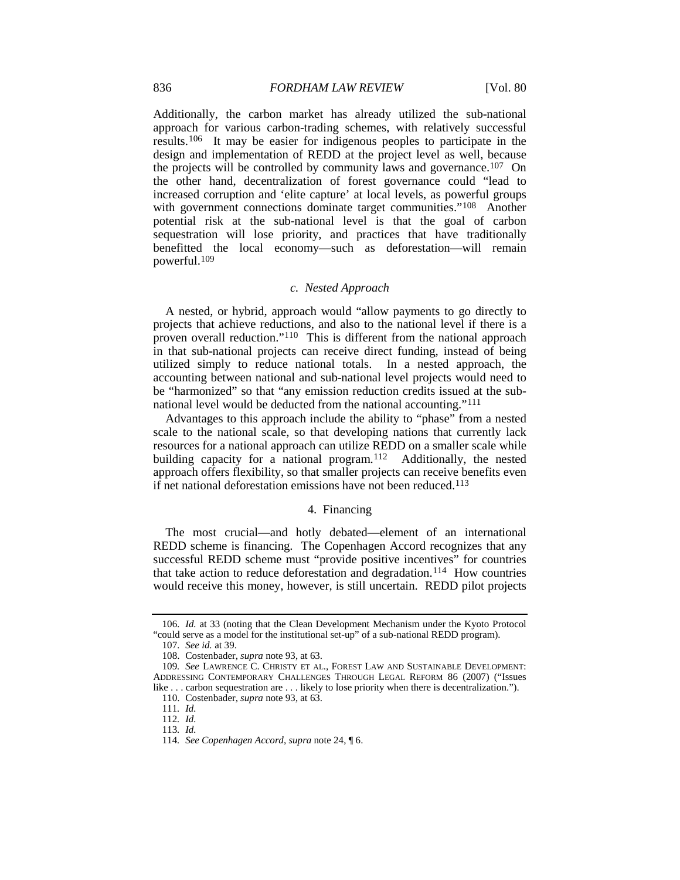Additionally, the carbon market has already utilized the sub-national approach for various carbon-trading schemes, with relatively successful results.[106] It may be easier for indigenous peoples to participate in the design and implementation of REDD at the project level as well, because the projects will be controlled by community laws and governance.[107] On the other hand, decentralization of forest governance could "lead to increased corruption and 'elite capture' at local levels, as powerful groups with government connections dominate target communities."[108] Another potential risk at the sub-national level is that the goal of carbon sequestration will lose priority, and practices that have traditionally benefitted the local economy—such as deforestation—will remain powerful.[109]

#### *c. Nested Approach*

A nested, or hybrid, approach would "allow payments to go directly to projects that achieve reductions, and also to the national level if there is a proven overall reduction."[110] This is different from the national approach in that sub-national projects can receive direct funding, instead of being utilized simply to reduce national totals. In a nested approach, the accounting between national and sub-national level projects would need to be "harmonized" so that "any emission reduction credits issued at the sub-national level would be deducted from the national accounting."[111]

Advantages to this approach include the ability to "phase" from a nested scale to the national scale, so that developing nations that currently lack resources for a national approach can utilize REDD on a smaller scale while building capacity for a national program.[112] Additionally, the nested approach offers flexibility, so that smaller projects can receive benefits even if net national deforestation emissions have not been reduced.[113]

### 4. Financing

The most crucial—and hotly debated—element of an international REDD scheme is financing. The Copenhagen Accord recognizes that any successful REDD scheme must "provide positive incentives" for countries that take action to reduce deforestation and degradation.[114] How countries would receive this money, however, is still uncertain. REDD pilot projects

---

106. *Id.* at 33 (noting that the Clean Development Mechanism under the Kyoto Protocol "could serve as a model for the institutional set-up" of a sub-national REDD program).

107. *See id.* at 39.

108. Costenbader, *supra* note 93, at 63.

109. *See* LAWRENCE C. CHRISTY ET AL., FOREST LAW AND SUSTAINABLE DEVELOPMENT: ADDRESSING CONTEMPORARY CHALLENGES THROUGH LEGAL REFORM 86 (2007) ("Issues like . . . carbon sequestration are . . . likely to lose priority when there is decentralization.").

110. Costenbader, *supra* note 93, at 63.

111. *Id.*

112. *Id.*

113. *Id.*

114. *See Copenhagen Accord*, *supra* note 24, ¶ 6.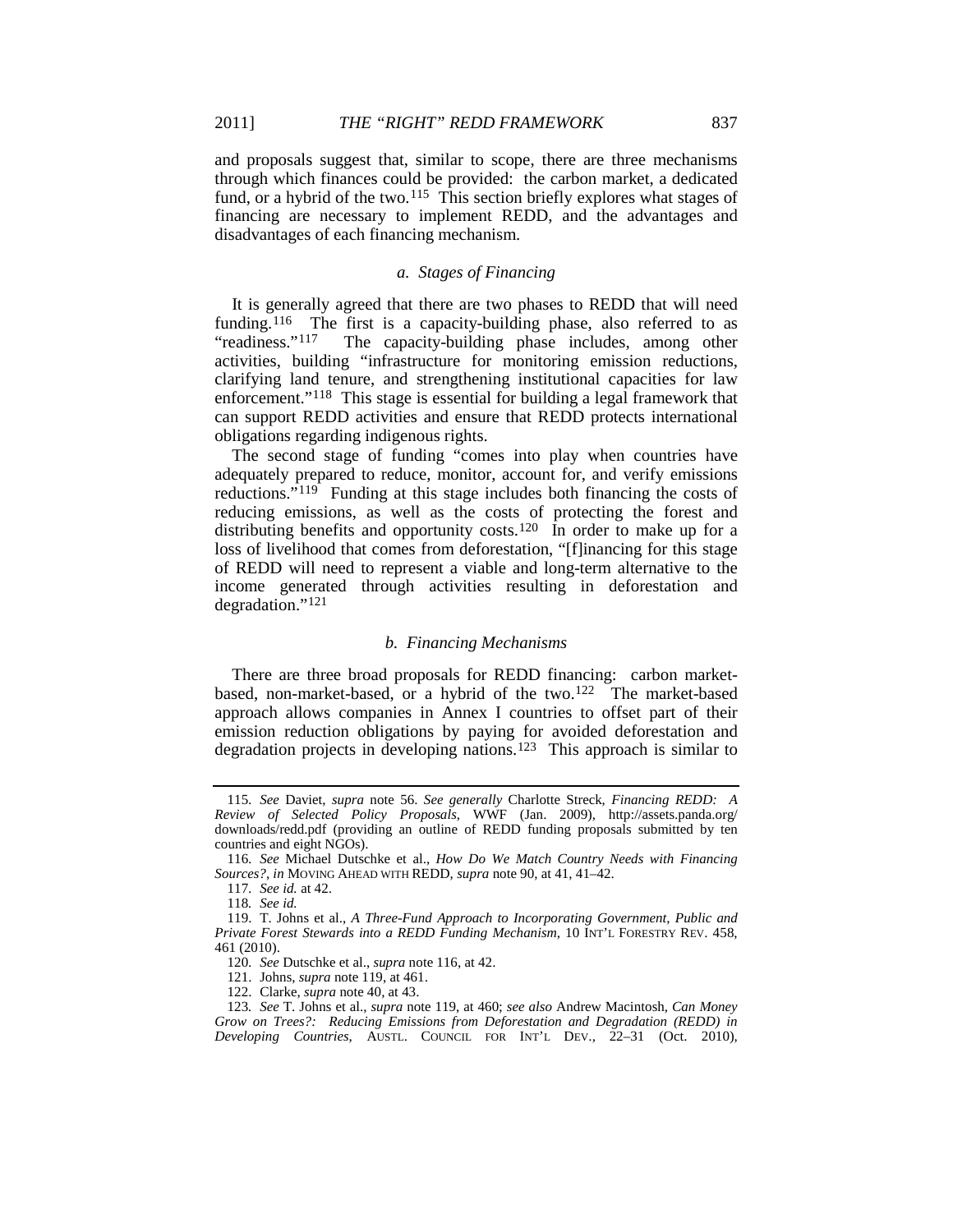and proposals suggest that, similar to scope, there are three mechanisms through which finances could be provided: the carbon market, a dedicated fund, or a hybrid of the two.[115] This section briefly explores what stages of financing are necessary to implement REDD, and the advantages and disadvantages of each financing mechanism.

#### *a. Stages of Financing*

It is generally agreed that there are two phases to REDD that will need funding.[116] The first is a capacity-building phase, also referred to as "readiness."[117] The capacity-building phase includes, among other activities, building "infrastructure for monitoring emission reductions, clarifying land tenure, and strengthening institutional capacities for law enforcement."[118] This stage is essential for building a legal framework that can support REDD activities and ensure that REDD protects international obligations regarding indigenous rights.

The second stage of funding "comes into play when countries have adequately prepared to reduce, monitor, account for, and verify emissions reductions."[119] Funding at this stage includes both financing the costs of reducing emissions, as well as the costs of protecting the forest and distributing benefits and opportunity costs.[120] In order to make up for a loss of livelihood that comes from deforestation, "[f]inancing for this stage of REDD will need to represent a viable and long-term alternative to the income generated through activities resulting in deforestation and degradation."[121]

#### *b. Financing Mechanisms*

There are three broad proposals for REDD financing: carbon market-based, non-market-based, or a hybrid of the two.[122] The market-based approach allows companies in Annex I countries to offset part of their emission reduction obligations by paying for avoided deforestation and degradation projects in developing nations.[123] This approach is similar to

---

115. *See* Daviet, *supra* note 56. *See generally* Charlotte Streck, *Financing REDD: A Review of Selected Policy Proposals*, WWF (Jan. 2009), http://assets.panda.org/downloads/redd.pdf (providing an outline of REDD funding proposals submitted by ten countries and eight NGOs).

116. *See* Michael Dutschke et al., *How Do We Match Country Needs with Financing Sources?*, *in* MOVING AHEAD WITH REDD, *supra* note 90, at 41, 41–42.

117. *See id.* at 42.

118. *See id.*

119. T. Johns et al., *A Three-Fund Approach to Incorporating Government, Public and Private Forest Stewards into a REDD Funding Mechanism*, 10 INT'L FORESTRY REV. 458, 461 (2010).

120. *See* Dutschke et al., *supra* note 116, at 42.

121. Johns, *supra* note 119, at 461.

122. Clarke, *supra* note 40, at 43.

123. *See* T. Johns et al., *supra* note 119, at 460; *see also* Andrew Macintosh, *Can Money Grow on Trees?: Reducing Emissions from Deforestation and Degradation (REDD) in Developing Countries*, AUSTL. COUNCIL FOR INT'L DEV., 22–31 (Oct. 2010),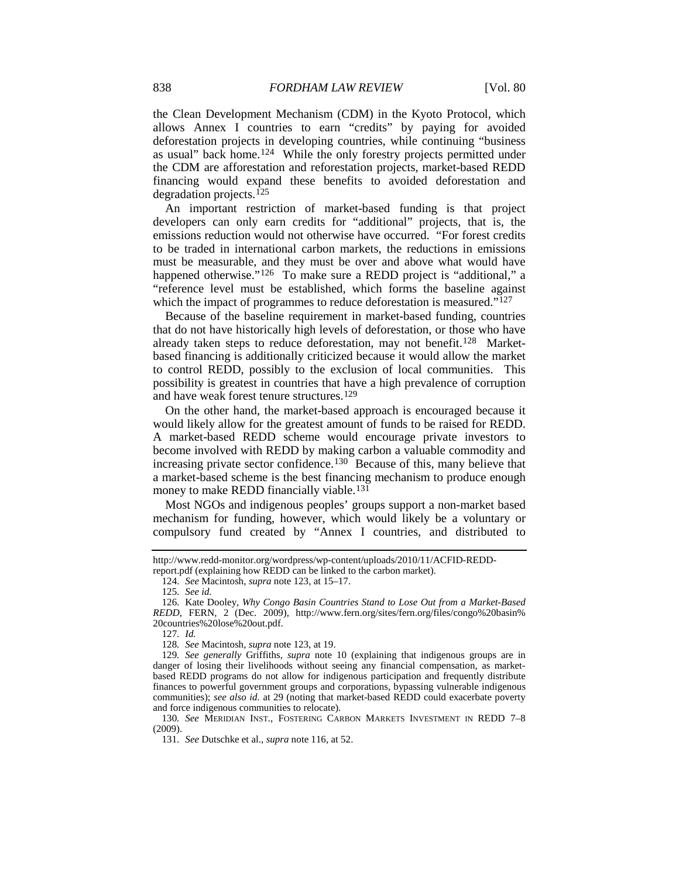the Clean Development Mechanism (CDM) in the Kyoto Protocol, which allows Annex I countries to earn "credits" by paying for avoided deforestation projects in developing countries, while continuing "business as usual" back home.[124] While the only forestry projects permitted under the CDM are afforestation and reforestation projects, market-based REDD financing would expand these benefits to avoided deforestation and degradation projects.[125]

An important restriction of market-based funding is that project developers can only earn credits for "additional" projects, that is, the emissions reduction would not otherwise have occurred. "For forest credits to be traded in international carbon markets, the reductions in emissions must be measurable, and they must be over and above what would have happened otherwise."[126] To make sure a REDD project is "additional," a "reference level must be established, which forms the baseline against which the impact of programmes to reduce deforestation is measured."[127]

Because of the baseline requirement in market-based funding, countries that do not have historically high levels of deforestation, or those who have already taken steps to reduce deforestation, may not benefit.[128] Market-based financing is additionally criticized because it would allow the market to control REDD, possibly to the exclusion of local communities. This possibility is greatest in countries that have a high prevalence of corruption and have weak forest tenure structures.[129]

On the other hand, the market-based approach is encouraged because it would likely allow for the greatest amount of funds to be raised for REDD. A market-based REDD scheme would encourage private investors to become involved with REDD by making carbon a valuable commodity and increasing private sector confidence.[130] Because of this, many believe that a market-based scheme is the best financing mechanism to produce enough money to make REDD financially viable.[131]

Most NGOs and indigenous peoples' groups support a non-market based mechanism for funding, however, which would likely be a voluntary or compulsory fund created by "Annex I countries, and distributed to

---

http://www.redd-monitor.org/wordpress/wp-content/uploads/2010/11/ACFID-REDD-report.pdf (explaining how REDD can be linked to the carbon market).

124. *See* Macintosh, *supra* note 123, at 15–17.

125. *See id.*

126. Kate Dooley, *Why Congo Basin Countries Stand to Lose Out from a Market-Based REDD*, FERN, 2 (Dec. 2009), http://www.fern.org/sites/fern.org/files/congo%20basin%20countries%20lose%20out.pdf.

127. *Id.*

128. *See* Macintosh, *supra* note 123, at 19.

129. *See generally* Griffiths, *supra* note 10 (explaining that indigenous groups are in danger of losing their livelihoods without seeing any financial compensation, as market-based REDD programs do not allow for indigenous participation and frequently distribute finances to powerful government groups and corporations, bypassing vulnerable indigenous communities); *see also id.* at 29 (noting that market-based REDD could exacerbate poverty and force indigenous communities to relocate).

130. *See* MERIDIAN INST., FOSTERING CARBON MARKETS INVESTMENT IN REDD 7–8 (2009).

131. *See* Dutschke et al., *supra* note 116, at 52.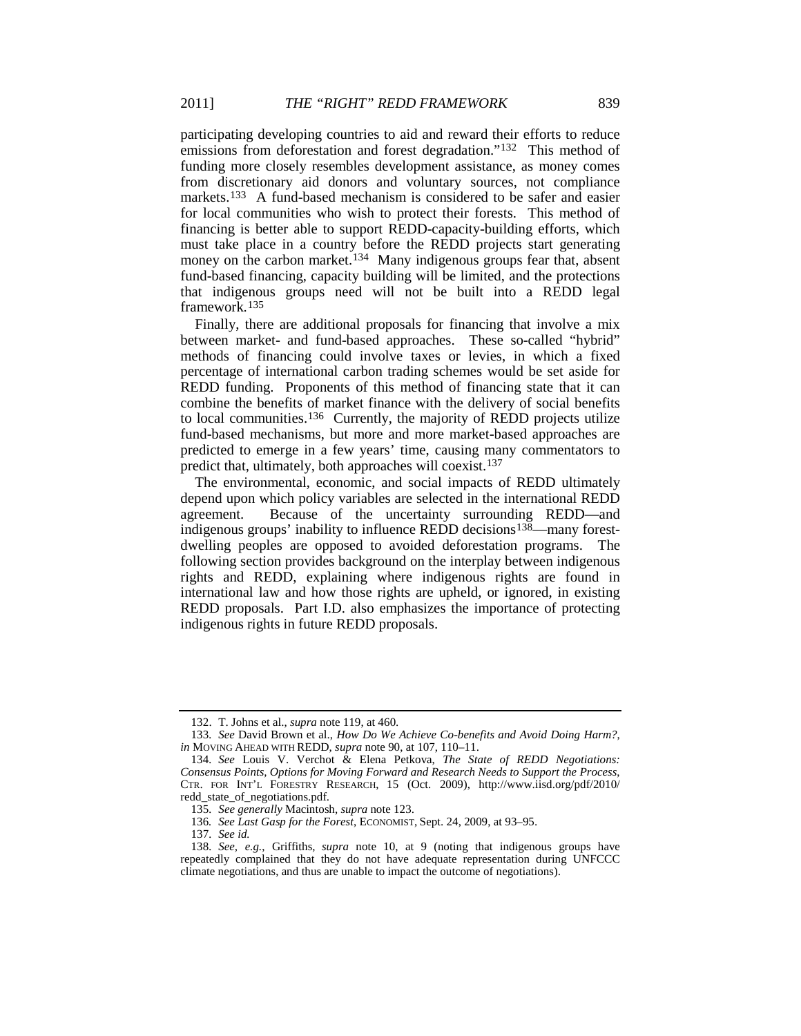participating developing countries to aid and reward their efforts to reduce emissions from deforestation and forest degradation."[132] This method of funding more closely resembles development assistance, as money comes from discretionary aid donors and voluntary sources, not compliance markets.[133] A fund-based mechanism is considered to be safer and easier for local communities who wish to protect their forests. This method of financing is better able to support REDD-capacity-building efforts, which must take place in a country before the REDD projects start generating money on the carbon market.[134] Many indigenous groups fear that, absent fund-based financing, capacity building will be limited, and the protections that indigenous groups need will not be built into a REDD legal framework.[135]

Finally, there are additional proposals for financing that involve a mix between market- and fund-based approaches. These so-called "hybrid" methods of financing could involve taxes or levies, in which a fixed percentage of international carbon trading schemes would be set aside for REDD funding. Proponents of this method of financing state that it can combine the benefits of market finance with the delivery of social benefits to local communities.[136] Currently, the majority of REDD projects utilize fund-based mechanisms, but more and more market-based approaches are predicted to emerge in a few years' time, causing many commentators to predict that, ultimately, both approaches will coexist.[137]

The environmental, economic, and social impacts of REDD ultimately depend upon which policy variables are selected in the international REDD agreement. Because of the uncertainty surrounding REDD—and indigenous groups' inability to influence REDD decisions[138]—many forest-dwelling peoples are opposed to avoided deforestation programs. The following section provides background on the interplay between indigenous rights and REDD, explaining where indigenous rights are found in international law and how those rights are upheld, or ignored, in existing REDD proposals. Part I.D. also emphasizes the importance of protecting indigenous rights in future REDD proposals.

---

132. T. Johns et al., *supra* note 119, at 460.

133. *See* David Brown et al., *How Do We Achieve Co-benefits and Avoid Doing Harm?*, *in* MOVING AHEAD WITH REDD, *supra* note 90, at 107, 110–11.

134. *See* Louis V. Verchot & Elena Petkova, *The State of REDD Negotiations: Consensus Points, Options for Moving Forward and Research Needs to Support the Process*, CTR. FOR INT'L FORESTRY RESEARCH, 15 (Oct. 2009), http://www.iisd.org/pdf/2010/redd_state_of_negotiations.pdf.

135. *See generally* Macintosh, *supra* note 123.

136. *See Last Gasp for the Forest*, ECONOMIST, Sept. 24, 2009, at 93–95.

137. *See id.*

138. *See, e.g.*, Griffiths, *supra* note 10, at 9 (noting that indigenous groups have repeatedly complained that they do not have adequate representation during UNFCCC climate negotiations, and thus are unable to impact the outcome of negotiations).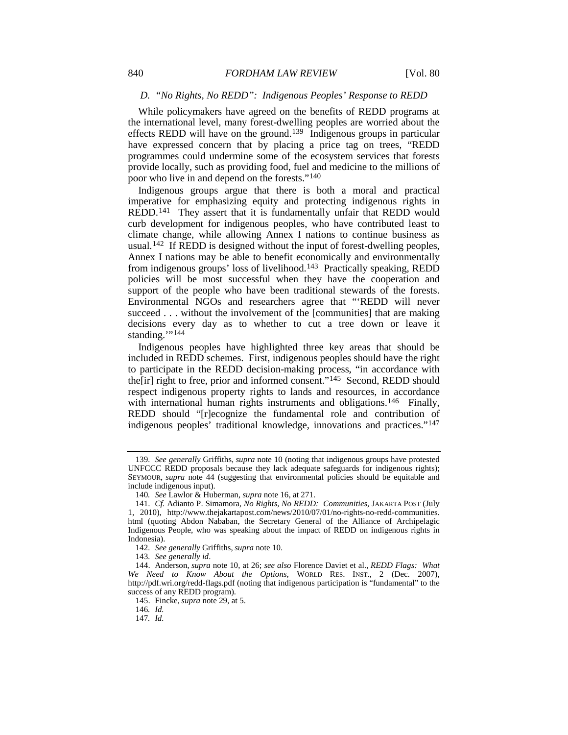### D. "No Rights, No REDD": Indigenous Peoples' Response to REDD

While policymakers have agreed on the benefits of REDD programs at the international level, many forest-dwelling peoples are worried about the effects REDD will have on the ground.[139] Indigenous groups in particular have expressed concern that by placing a price tag on trees, "REDD programmes could undermine some of the ecosystem services that forests provide locally, such as providing food, fuel and medicine to the millions of poor who live in and depend on the forests."[140]

Indigenous groups argue that there is both a moral and practical imperative for emphasizing equity and protecting indigenous rights in REDD.[141] They assert that it is fundamentally unfair that REDD would curb development for indigenous peoples, who have contributed least to climate change, while allowing Annex I nations to continue business as usual.[142] If REDD is designed without the input of forest-dwelling peoples, Annex I nations may be able to benefit economically and environmentally from indigenous groups' loss of livelihood.[143] Practically speaking, REDD policies will be most successful when they have the cooperation and support of the people who have been traditional stewards of the forests. Environmental NGOs and researchers agree that "'REDD will never succeed . . . without the involvement of the [communities] that are making decisions every day as to whether to cut a tree down or leave it standing.'"[144]

Indigenous peoples have highlighted three key areas that should be included in REDD schemes. First, indigenous peoples should have the right to participate in the REDD decision-making process, "in accordance with the[ir] right to free, prior and informed consent."[145] Second, REDD should respect indigenous property rights to lands and resources, in accordance with international human rights instruments and obligations.[146] Finally, REDD should "[r]ecognize the fundamental role and contribution of indigenous peoples' traditional knowledge, innovations and practices."[147]

---

139. *See generally* Griffiths, *supra* note 10 (noting that indigenous groups have protested UNFCCC REDD proposals because they lack adequate safeguards for indigenous rights); SEYMOUR, *supra* note 44 (suggesting that environmental policies should be equitable and include indigenous input).

140. *See* Lawlor & Huberman, *supra* note 16, at 271.

141. *Cf.* Adianto P. Simamora, *No Rights, No REDD: Communities*, JAKARTA POST (July 1, 2010), http://www.thejakartapost.com/news/2010/07/01/no-rights-no-redd-communities.html (quoting Abdon Nababan, the Secretary General of the Alliance of Archipelagic Indigenous People, who was speaking about the impact of REDD on indigenous rights in Indonesia).

142. *See generally* Griffiths, *supra* note 10.

143. *See generally id*.

144. Anderson, *supra* note 10, at 26; *see also* Florence Daviet et al., *REDD Flags: What We Need to Know About the Options*, WORLD RES. INST., 2 (Dec. 2007), http://pdf.wri.org/redd-flags.pdf (noting that indigenous participation is "fundamental" to the success of any REDD program).

145. Fincke, *supra* note 29, at 5.

146. *Id.*

147. *Id.*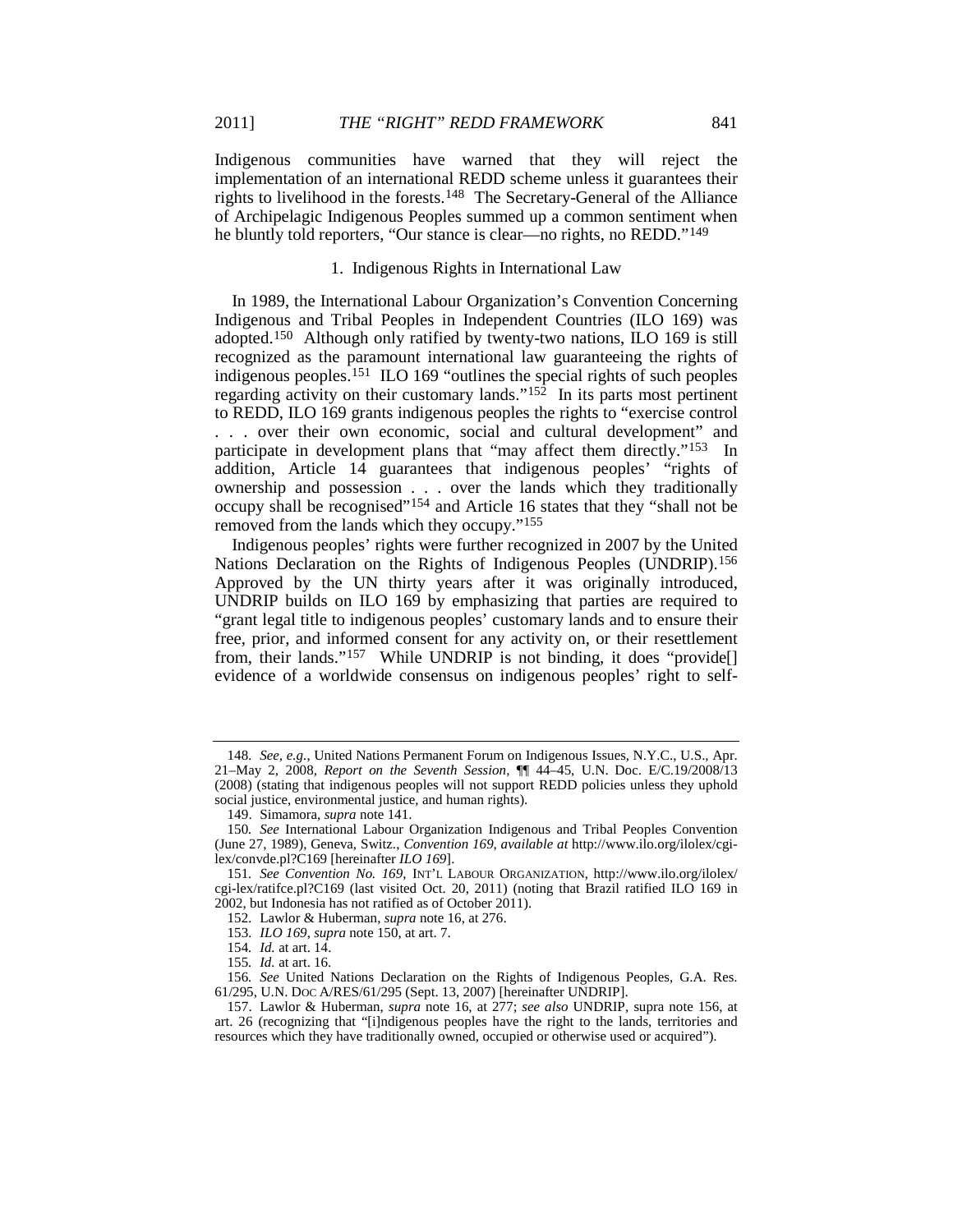Indigenous communities have warned that they will reject the implementation of an international REDD scheme unless it guarantees their rights to livelihood in the forests.[148] The Secretary-General of the Alliance of Archipelagic Indigenous Peoples summed up a common sentiment when he bluntly told reporters, "Our stance is clear—no rights, no REDD."[149]

### 1. Indigenous Rights in International Law

In 1989, the International Labour Organization's Convention Concerning Indigenous and Tribal Peoples in Independent Countries (ILO 169) was adopted.[150] Although only ratified by twenty-two nations, ILO 169 is still recognized as the paramount international law guaranteeing the rights of indigenous peoples.[151] ILO 169 "outlines the special rights of such peoples regarding activity on their customary lands."[152] In its parts most pertinent to REDD, ILO 169 grants indigenous peoples the rights to "exercise control . . . over their own economic, social and cultural development" and participate in development plans that "may affect them directly."[153] In addition, Article 14 guarantees that indigenous peoples' "rights of ownership and possession . . . over the lands which they traditionally occupy shall be recognised"[154] and Article 16 states that they "shall not be removed from the lands which they occupy."[155]

Indigenous peoples' rights were further recognized in 2007 by the United Nations Declaration on the Rights of Indigenous Peoples (UNDRIP).[156] Approved by the UN thirty years after it was originally introduced, UNDRIP builds on ILO 169 by emphasizing that parties are required to "grant legal title to indigenous peoples' customary lands and to ensure their free, prior, and informed consent for any activity on, or their resettlement from, their lands."[157] While UNDRIP is not binding, it does "provide[] evidence of a worldwide consensus on indigenous peoples' right to self-

---

148. *See, e.g.*, United Nations Permanent Forum on Indigenous Issues, N.Y.C., U.S., Apr. 21–May 2, 2008, *Report on the Seventh Session*, ¶¶ 44–45, U.N. Doc. E/C.19/2008/13 (2008) (stating that indigenous peoples will not support REDD policies unless they uphold social justice, environmental justice, and human rights).

149. Simamora, *supra* note 141.

150. *See* International Labour Organization Indigenous and Tribal Peoples Convention (June 27, 1989), Geneva, Switz., *Convention 169*, *available at* http://www.ilo.org/ilolex/cgi-lex/convde.pl?C169 [hereinafter *ILO 169*].

151. *See Convention No. 169*, INT'L LABOUR ORGANIZATION, http://www.ilo.org/ilolex/cgi-lex/ratifce.pl?C169 (last visited Oct. 20, 2011) (noting that Brazil ratified ILO 169 in 2002, but Indonesia has not ratified as of October 2011).

152. Lawlor & Huberman, *supra* note 16, at 276.

153. *ILO 169*, *supra* note 150, at art. 7.

154. *Id.* at art. 14.

155. *Id.* at art. 16.

156. *See* United Nations Declaration on the Rights of Indigenous Peoples, G.A. Res. 61/295, U.N. DOC A/RES/61/295 (Sept. 13, 2007) [hereinafter UNDRIP].

157. Lawlor & Huberman, *supra* note 16, at 277; *see also* UNDRIP, supra note 156, at art. 26 (recognizing that "[i]ndigenous peoples have the right to the lands, territories and resources which they have traditionally owned, occupied or otherwise used or acquired").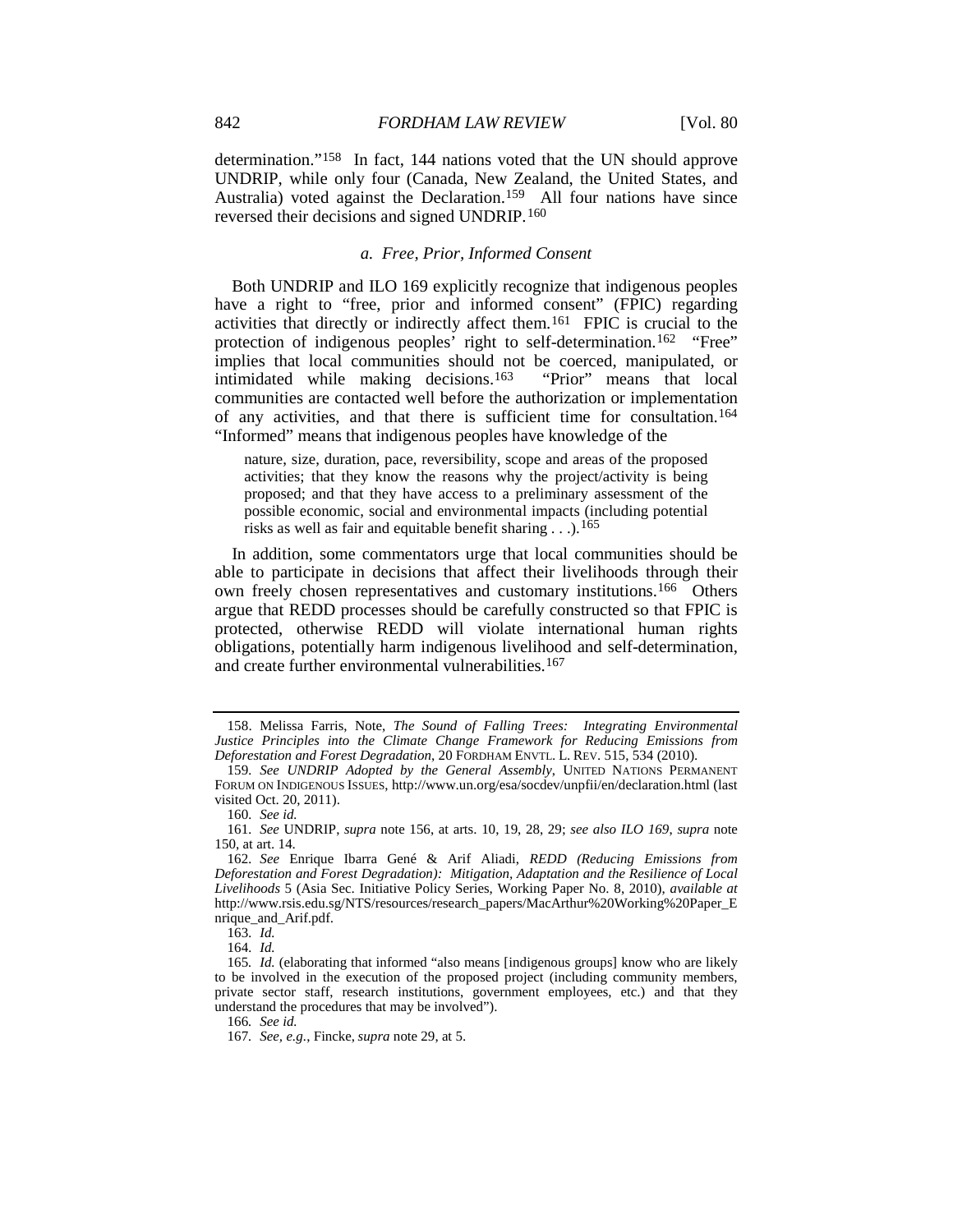determination."[158] In fact, 144 nations voted that the UN should approve UNDRIP, while only four (Canada, New Zealand, the United States, and Australia) voted against the Declaration.[159] All four nations have since reversed their decisions and signed UNDRIP.[160]

### *a. Free, Prior, Informed Consent*

Both UNDRIP and ILO 169 explicitly recognize that indigenous peoples have a right to "free, prior and informed consent" (FPIC) regarding activities that directly or indirectly affect them.[161] FPIC is crucial to the protection of indigenous peoples' right to self-determination.[162] "Free" implies that local communities should not be coerced, manipulated, or intimidated while making decisions.[163] "Prior" means that local communities are contacted well before the authorization or implementation of any activities, and that there is sufficient time for consultation.[164] "Informed" means that indigenous peoples have knowledge of the

> nature, size, duration, pace, reversibility, scope and areas of the proposed activities; that they know the reasons why the project/activity is being proposed; and that they have access to a preliminary assessment of the possible economic, social and environmental impacts (including potential risks as well as fair and equitable benefit sharing . . .).[165]

In addition, some commentators urge that local communities should be able to participate in decisions that affect their livelihoods through their own freely chosen representatives and customary institutions.[166] Others argue that REDD processes should be carefully constructed so that FPIC is protected, otherwise REDD will violate international human rights obligations, potentially harm indigenous livelihood and self-determination, and create further environmental vulnerabilities.[167]

---

158. Melissa Farris, Note, *The Sound of Falling Trees: Integrating Environmental Justice Principles into the Climate Change Framework for Reducing Emissions from Deforestation and Forest Degradation*, 20 FORDHAM ENVTL. L. REV. 515, 534 (2010).

159. *See UNDRIP Adopted by the General Assembly*, UNITED NATIONS PERMANENT FORUM ON INDIGENOUS ISSUES, http://www.un.org/esa/socdev/unpfii/en/declaration.html (last visited Oct. 20, 2011).

160. *See id.*

161. *See* UNDRIP, *supra* note 156, at arts. 10, 19, 28, 29; *see also ILO 169*, *supra* note 150, at art. 14.

162. *See* Enrique Ibarra Gené & Arif Aliadi, *REDD (Reducing Emissions from Deforestation and Forest Degradation): Mitigation, Adaptation and the Resilience of Local Livelihoods* 5 (Asia Sec. Initiative Policy Series, Working Paper No. 8, 2010), *available at* http://www.rsis.edu.sg/NTS/resources/research_papers/MacArthur%20Working%20Paper_Enrique_and_Arif.pdf.

163. *Id.*

164. *Id.*

165. *Id.* (elaborating that informed "also means [indigenous groups] know who are likely to be involved in the execution of the proposed project (including community members, private sector staff, research institutions, government employees, etc.) and that they understand the procedures that may be involved").

166. *See id.*

167. *See, e.g.*, Fincke, *supra* note 29, at 5.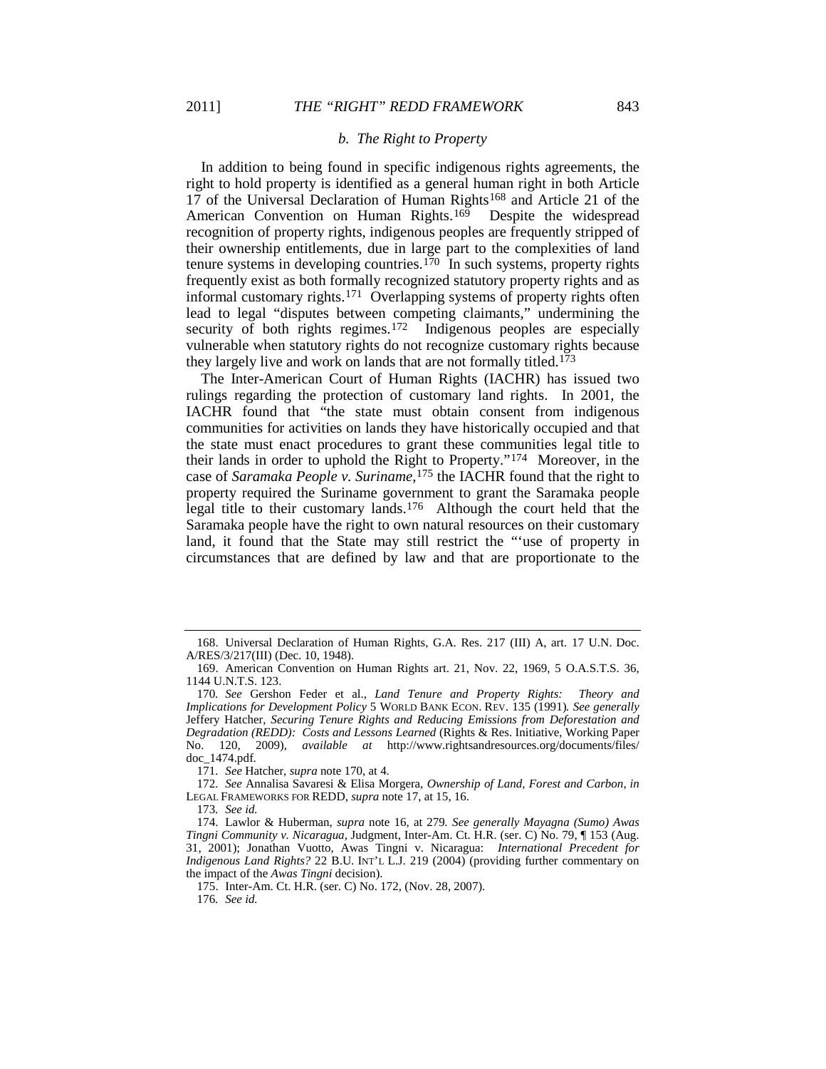### *b. The Right to Property*

In addition to being found in specific indigenous rights agreements, the right to hold property is identified as a general human right in both Article 17 of the Universal Declaration of Human Rights[168] and Article 21 of the American Convention on Human Rights.[169] Despite the widespread recognition of property rights, indigenous peoples are frequently stripped of their ownership entitlements, due in large part to the complexities of land tenure systems in developing countries.[170] In such systems, property rights frequently exist as both formally recognized statutory property rights and as informal customary rights.[171] Overlapping systems of property rights often lead to legal "disputes between competing claimants," undermining the security of both rights regimes.[172] Indigenous peoples are especially vulnerable when statutory rights do not recognize customary rights because they largely live and work on lands that are not formally titled.[173]

The Inter-American Court of Human Rights (IACHR) has issued two rulings regarding the protection of customary land rights. In 2001, the IACHR found that "the state must obtain consent from indigenous communities for activities on lands they have historically occupied and that the state must enact procedures to grant these communities legal title to their lands in order to uphold the Right to Property."[174] Moreover, in the case of *Saramaka People v. Suriname*,[175] the IACHR found that the right to property required the Suriname government to grant the Saramaka people legal title to their customary lands.[176] Although the court held that the Saramaka people have the right to own natural resources on their customary land, it found that the State may still restrict the "'use of property in circumstances that are defined by law and that are proportionate to the

---

168. Universal Declaration of Human Rights, G.A. Res. 217 (III) A, art. 17 U.N. Doc. A/RES/3/217(III) (Dec. 10, 1948).

169. American Convention on Human Rights art. 21, Nov. 22, 1969, 5 O.A.S.T.S. 36, 1144 U.N.T.S. 123.

170. *See* Gershon Feder et al., *Land Tenure and Property Rights: Theory and Implications for Development Policy* 5 WORLD BANK ECON. REV. 135 (1991). *See generally* Jeffery Hatcher, *Securing Tenure Rights and Reducing Emissions from Deforestation and Degradation (REDD): Costs and Lessons Learned* (Rights & Res. Initiative, Working Paper No. 120, 2009), *available at* http://www.rightsandresources.org/documents/files/doc_1474.pdf.

171. *See* Hatcher, *supra* note 170, at 4.

172. *See* Annalisa Savaresi & Elisa Morgera, *Ownership of Land, Forest and Carbon*, *in* LEGAL FRAMEWORKS FOR REDD, *supra* note 17, at 15, 16.

173. *See id.*

174. Lawlor & Huberman, *supra* note 16, at 279. *See generally Mayagna (Sumo) Awas Tingni Community v. Nicaragua*, Judgment, Inter-Am. Ct. H.R. (ser. C) No. 79, ¶ 153 (Aug. 31, 2001); Jonathan Vuotto, Awas Tingni v. Nicaragua: *International Precedent for Indigenous Land Rights?* 22 B.U. INT'L L.J. 219 (2004) (providing further commentary on the impact of the *Awas Tingni* decision).

175. Inter-Am. Ct. H.R. (ser. C) No. 172, (Nov. 28, 2007).

176. *See id.*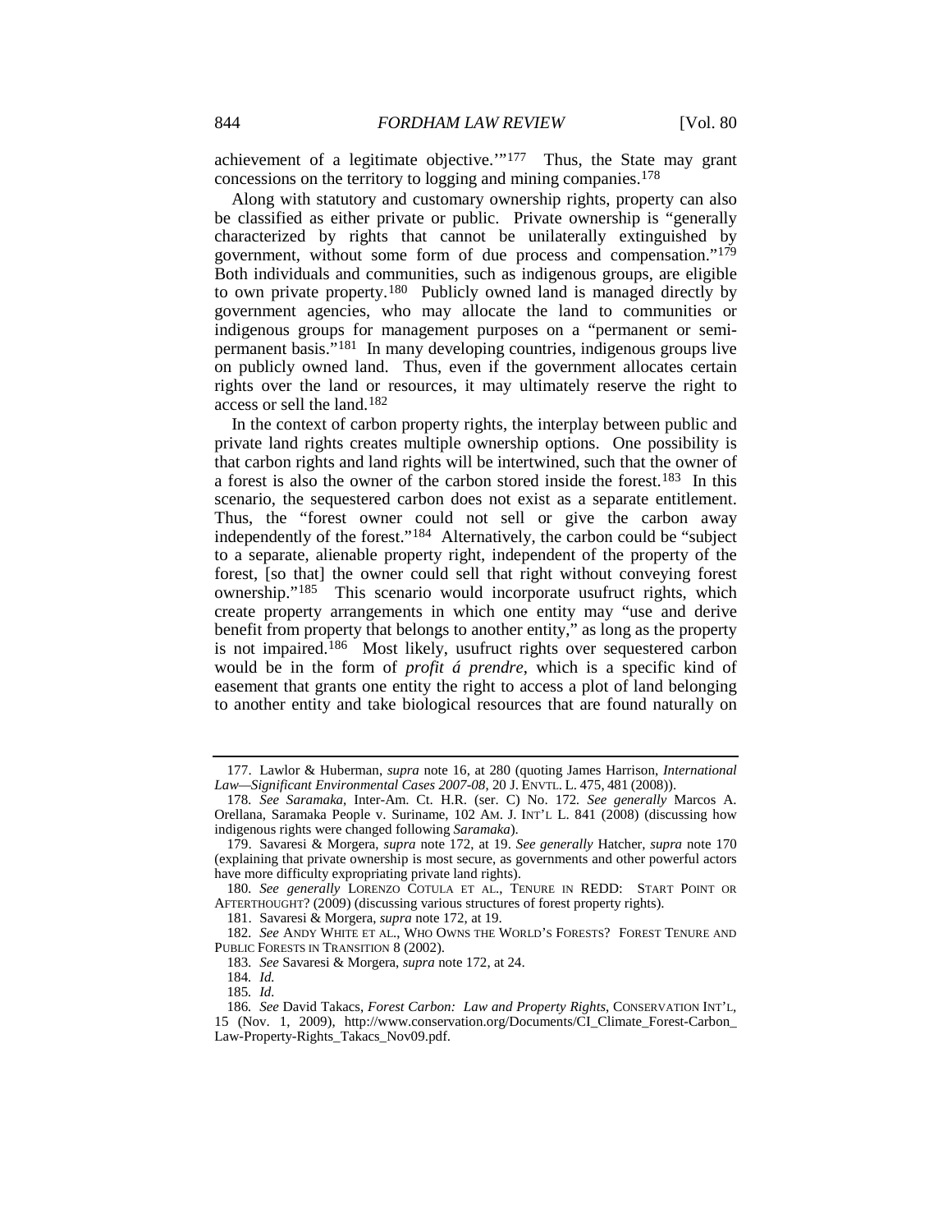achievement of a legitimate objective.'"[177] Thus, the State may grant concessions on the territory to logging and mining companies.[178]

Along with statutory and customary ownership rights, property can also be classified as either private or public. Private ownership is "generally characterized by rights that cannot be unilaterally extinguished by government, without some form of due process and compensation."[179] Both individuals and communities, such as indigenous groups, are eligible to own private property.[180] Publicly owned land is managed directly by government agencies, who may allocate the land to communities or indigenous groups for management purposes on a "permanent or semi-permanent basis."[181] In many developing countries, indigenous groups live on publicly owned land. Thus, even if the government allocates certain rights over the land or resources, it may ultimately reserve the right to access or sell the land.[182]

In the context of carbon property rights, the interplay between public and private land rights creates multiple ownership options. One possibility is that carbon rights and land rights will be intertwined, such that the owner of a forest is also the owner of the carbon stored inside the forest.[183] In this scenario, the sequestered carbon does not exist as a separate entitlement. Thus, the "forest owner could not sell or give the carbon away independently of the forest."[184] Alternatively, the carbon could be "subject to a separate, alienable property right, independent of the property of the forest, [so that] the owner could sell that right without conveying forest ownership."[185] This scenario would incorporate usufruct rights, which create property arrangements in which one entity may "use and derive benefit from property that belongs to another entity," as long as the property is not impaired.[186] Most likely, usufruct rights over sequestered carbon would be in the form of *profit á prendre*, which is a specific kind of easement that grants one entity the right to access a plot of land belonging to another entity and take biological resources that are found naturally on

---

177. Lawlor & Huberman, *supra* note 16, at 280 (quoting James Harrison, *International Law—Significant Environmental Cases 2007-08*, 20 J. ENVTL. L. 475, 481 (2008)).

178. *See Saramaka*, Inter-Am. Ct. H.R. (ser. C) No. 172. *See generally* Marcos A. Orellana, Saramaka People v. Suriname, 102 AM. J. INT'L L. 841 (2008) (discussing how indigenous rights were changed following *Saramaka*).

179. Savaresi & Morgera, *supra* note 172, at 19. *See generally* Hatcher, *supra* note 170 (explaining that private ownership is most secure, as governments and other powerful actors have more difficulty expropriating private land rights).

180. *See generally* LORENZO COTULA ET AL., TENURE IN REDD: START POINT OR AFTERTHOUGHT? (2009) (discussing various structures of forest property rights).

181. Savaresi & Morgera, *supra* note 172, at 19.

182. *See* ANDY WHITE ET AL., WHO OWNS THE WORLD'S FORESTS? FOREST TENURE AND PUBLIC FORESTS IN TRANSITION 8 (2002).

183. *See* Savaresi & Morgera, *supra* note 172, at 24.

184. *Id.*

185. *Id.*

186. *See* David Takacs, *Forest Carbon: Law and Property Rights*, CONSERVATION INT'L, 15 (Nov. 1, 2009), http://www.conservation.org/Documents/CI_Climate_Forest-Carbon_Law-Property-Rights_Takacs_Nov09.pdf.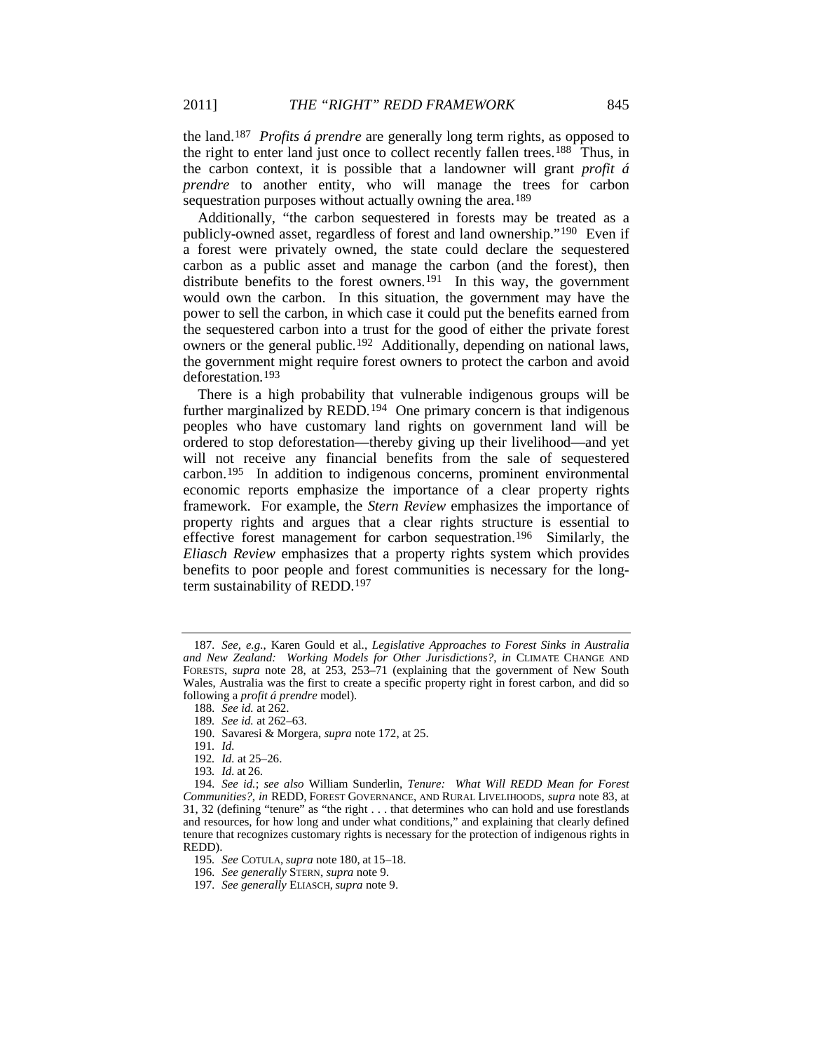the land.[187] *Profits á prendre* are generally long term rights, as opposed to the right to enter land just once to collect recently fallen trees.[188] Thus, in the carbon context, it is possible that a landowner will grant *profit á prendre* to another entity, who will manage the trees for carbon sequestration purposes without actually owning the area.[189]

Additionally, "the carbon sequestered in forests may be treated as a publicly-owned asset, regardless of forest and land ownership."[190] Even if a forest were privately owned, the state could declare the sequestered carbon as a public asset and manage the carbon (and the forest), then distribute benefits to the forest owners.[191] In this way, the government would own the carbon. In this situation, the government may have the power to sell the carbon, in which case it could put the benefits earned from the sequestered carbon into a trust for the good of either the private forest owners or the general public.[192] Additionally, depending on national laws, the government might require forest owners to protect the carbon and avoid deforestation.[193]

There is a high probability that vulnerable indigenous groups will be further marginalized by REDD.[194] One primary concern is that indigenous peoples who have customary land rights on government land will be ordered to stop deforestation—thereby giving up their livelihood—and yet will not receive any financial benefits from the sale of sequestered carbon.[195] In addition to indigenous concerns, prominent environmental economic reports emphasize the importance of a clear property rights framework. For example, the *Stern Review* emphasizes the importance of property rights and argues that a clear rights structure is essential to effective forest management for carbon sequestration.[196] Similarly, the *Eliasch Review* emphasizes that a property rights system which provides benefits to poor people and forest communities is necessary for the long-term sustainability of REDD.[197]

---

187. *See, e.g.*, Karen Gould et al., *Legislative Approaches to Forest Sinks in Australia and New Zealand: Working Models for Other Jurisdictions?*, *in* CLIMATE CHANGE AND FORESTS, *supra* note 28, at 253, 253–71 (explaining that the government of New South Wales, Australia was the first to create a specific property right in forest carbon, and did so following a *profit á prendre* model).

188. *See id.* at 262.

189. *See id.* at 262–63.

190. Savaresi & Morgera, *supra* note 172, at 25.

191. *Id.*

192. *Id.* at 25–26.

193. *Id.* at 26.

194. *See id.*; *see also* William Sunderlin, *Tenure: What Will REDD Mean for Forest Communities?*, *in* REDD, FOREST GOVERNANCE, AND RURAL LIVELIHOODS, *supra* note 83, at 31, 32 (defining "tenure" as "the right . . . that determines who can hold and use forestlands and resources, for how long and under what conditions," and explaining that clearly defined tenure that recognizes customary rights is necessary for the protection of indigenous rights in REDD).

195. *See* COTULA, *supra* note 180, at 15–18.

196. *See generally* STERN, *supra* note 9.

197. *See generally* ELIASCH, *supra* note 9.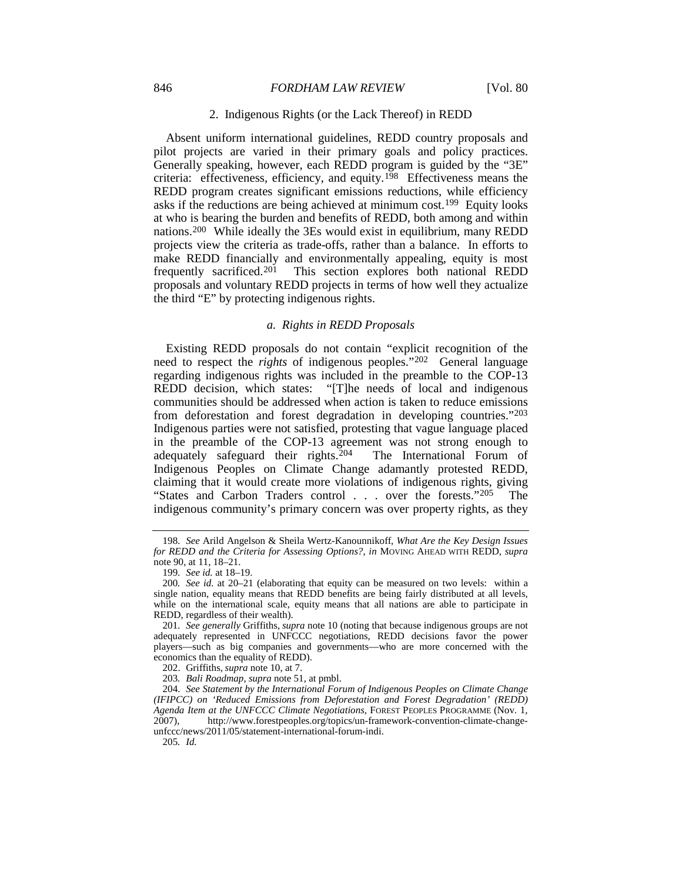### 2. Indigenous Rights (or the Lack Thereof) in REDD

Absent uniform international guidelines, REDD country proposals and pilot projects are varied in their primary goals and policy practices. Generally speaking, however, each REDD program is guided by the "3E" criteria: effectiveness, efficiency, and equity.[198] Effectiveness means the REDD program creates significant emissions reductions, while efficiency asks if the reductions are being achieved at minimum cost.[199] Equity looks at who is bearing the burden and benefits of REDD, both among and within nations.[200] While ideally the 3Es would exist in equilibrium, many REDD projects view the criteria as trade-offs, rather than a balance. In efforts to make REDD financially and environmentally appealing, equity is most frequently sacrificed.[201] This section explores both national REDD proposals and voluntary REDD projects in terms of how well they actualize the third "E" by protecting indigenous rights.

#### *a. Rights in REDD Proposals*

Existing REDD proposals do not contain "explicit recognition of the need to respect the *rights* of indigenous peoples."[202] General language regarding indigenous rights was included in the preamble to the COP-13 REDD decision, which states: "[T]he needs of local and indigenous communities should be addressed when action is taken to reduce emissions from deforestation and forest degradation in developing countries."[203] Indigenous parties were not satisfied, protesting that vague language placed in the preamble of the COP-13 agreement was not strong enough to adequately safeguard their rights.[204] The International Forum of Indigenous Peoples on Climate Change adamantly protested REDD, claiming that it would create more violations of indigenous rights, giving "States and Carbon Traders control . . . over the forests."[205] The indigenous community's primary concern was over property rights, as they

---

198. *See* Arild Angelson & Sheila Wertz-Kanounnikoff, *What Are the Key Design Issues for REDD and the Criteria for Assessing Options?*, *in* MOVING AHEAD WITH REDD, *supra* note 90, at 11, 18–21.

199. *See id.* at 18–19.

200. *See id.* at 20–21 (elaborating that equity can be measured on two levels: within a single nation, equality means that REDD benefits are being fairly distributed at all levels, while on the international scale, equity means that all nations are able to participate in REDD, regardless of their wealth).

201. *See generally* Griffiths, *supra* note 10 (noting that because indigenous groups are not adequately represented in UNFCCC negotiations, REDD decisions favor the power players—such as big companies and governments—who are more concerned with the economics than the equality of REDD).

202. Griffiths, *supra* note 10, at 7.

203. *Bali Roadmap*, *supra* note 51, at pmbl.

204. *See Statement by the International Forum of Indigenous Peoples on Climate Change (IFIPCC) on 'Reduced Emissions from Deforestation and Forest Degradation' (REDD) Agenda Item at the UNFCCC Climate Negotiations*, FOREST PEOPLES PROGRAMME (Nov. 1, 2007), http://www.forestpeoples.org/topics/un-framework-convention-climate-change-unfccc/news/2011/05/statement-international-forum-indi.

205. *Id.*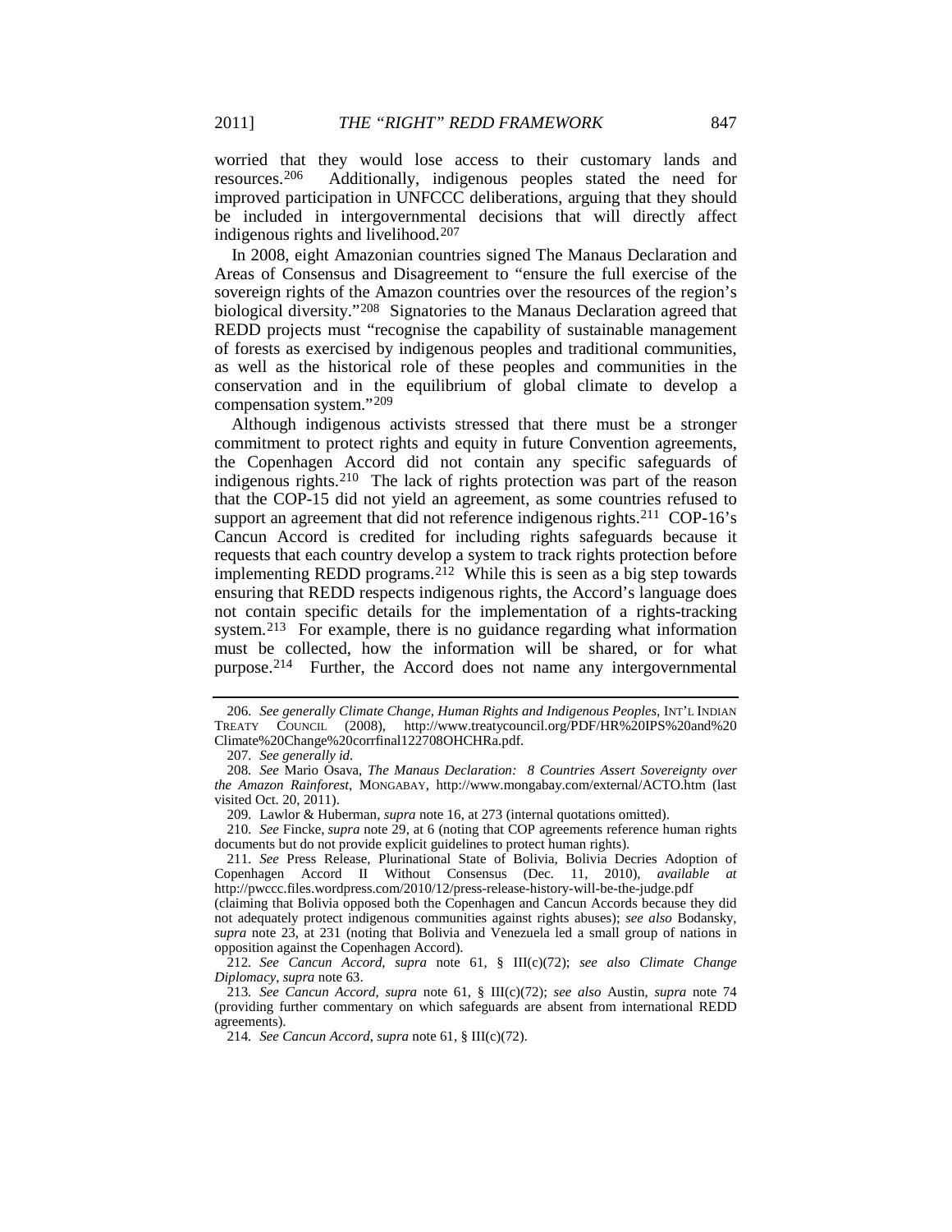worried that they would lose access to their customary lands and resources.[206] Additionally, indigenous peoples stated the need for improved participation in UNFCCC deliberations, arguing that they should be included in intergovernmental decisions that will directly affect indigenous rights and livelihood.[207]

In 2008, eight Amazonian countries signed The Manaus Declaration and Areas of Consensus and Disagreement to "ensure the full exercise of the sovereign rights of the Amazon countries over the resources of the region's biological diversity."[208] Signatories to the Manaus Declaration agreed that REDD projects must "recognise the capability of sustainable management of forests as exercised by indigenous peoples and traditional communities, as well as the historical role of these peoples and communities in the conservation and in the equilibrium of global climate to develop a compensation system."[209]

Although indigenous activists stressed that there must be a stronger commitment to protect rights and equity in future Convention agreements, the Copenhagen Accord did not contain any specific safeguards of indigenous rights.[210] The lack of rights protection was part of the reason that the COP-15 did not yield an agreement, as some countries refused to support an agreement that did not reference indigenous rights.[211] COP-16's Cancun Accord is credited for including rights safeguards because it requests that each country develop a system to track rights protection before implementing REDD programs.[212] While this is seen as a big step towards ensuring that REDD respects indigenous rights, the Accord's language does not contain specific details for the implementation of a rights-tracking system.[213] For example, there is no guidance regarding what information must be collected, how the information will be shared, or for what purpose.[214] Further, the Accord does not name any intergovernmental

---

206. *See generally Climate Change, Human Rights and Indigenous Peoples*, INT'L INDIAN TREATY COUNCIL (2008), http://www.treatycouncil.org/PDF/HR%20IPS%20and%20Climate%20Change%20corrfinal122708OHCHRa.pdf.

207. *See generally id.*

208. *See* Mario Osava, *The Manaus Declaration: 8 Countries Assert Sovereignty over the Amazon Rainforest*, MONGABAY, http://www.mongabay.com/external/ACTO.htm (last visited Oct. 20, 2011).

209. Lawlor & Huberman, *supra* note 16, at 273 (internal quotations omitted).

210. *See* Fincke, *supra* note 29, at 6 (noting that COP agreements reference human rights documents but do not provide explicit guidelines to protect human rights).

211. *See* Press Release, Plurinational State of Bolivia, Bolivia Decries Adoption of Copenhagen Accord II Without Consensus (Dec. 11, 2010), *available at* http://pwccc.files.wordpress.com/2010/12/press-release-history-will-be-the-judge.pdf (claiming that Bolivia opposed both the Copenhagen and Cancun Accords because they did not adequately protect indigenous communities against rights abuses); *see also* Bodansky, *supra* note 23, at 231 (noting that Bolivia and Venezuela led a small group of nations in opposition against the Copenhagen Accord).

212. *See Cancun Accord*, *supra* note 61, § III(c)(72); *see also Climate Change Diplomacy*, *supra* note 63.

213. *See Cancun Accord*, *supra* note 61, § III(c)(72); *see also* Austin, *supra* note 74 (providing further commentary on which safeguards are absent from international REDD agreements).

214. *See Cancun Accord*, *supra* note 61, § III(c)(72).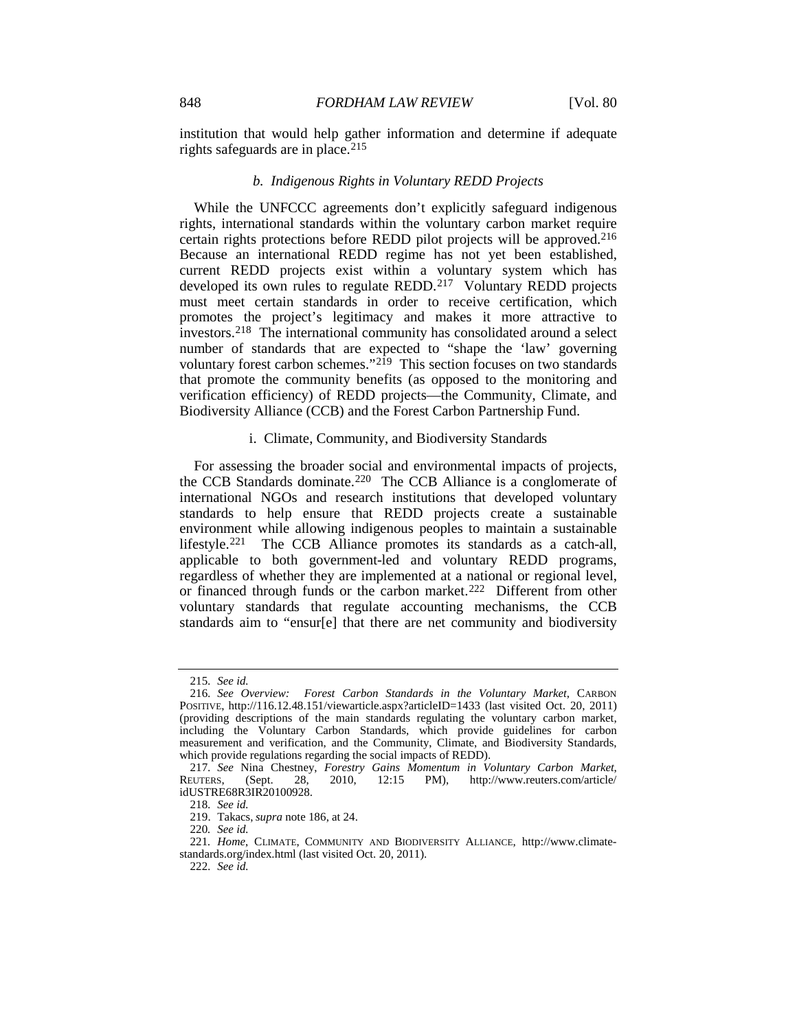institution that would help gather information and determine if adequate rights safeguards are in place.[215]

### *b. Indigenous Rights in Voluntary REDD Projects*

While the UNFCCC agreements don't explicitly safeguard indigenous rights, international standards within the voluntary carbon market require certain rights protections before REDD pilot projects will be approved.[216] Because an international REDD regime has not yet been established, current REDD projects exist within a voluntary system which has developed its own rules to regulate REDD.[217] Voluntary REDD projects must meet certain standards in order to receive certification, which promotes the project's legitimacy and makes it more attractive to investors.[218] The international community has consolidated around a select number of standards that are expected to "shape the 'law' governing voluntary forest carbon schemes."[219] This section focuses on two standards that promote the community benefits (as opposed to the monitoring and verification efficiency) of REDD projects—the Community, Climate, and Biodiversity Alliance (CCB) and the Forest Carbon Partnership Fund.

#### i. Climate, Community, and Biodiversity Standards

For assessing the broader social and environmental impacts of projects, the CCB Standards dominate.[220] The CCB Alliance is a conglomerate of international NGOs and research institutions that developed voluntary standards to help ensure that REDD projects create a sustainable environment while allowing indigenous peoples to maintain a sustainable lifestyle.[221] The CCB Alliance promotes its standards as a catch-all, applicable to both government-led and voluntary REDD programs, regardless of whether they are implemented at a national or regional level, or financed through funds or the carbon market.[222] Different from other voluntary standards that regulate accounting mechanisms, the CCB standards aim to "ensur[e] that there are net community and biodiversity

---

215. *See id.*

216. *See Overview: Forest Carbon Standards in the Voluntary Market*, CARBON POSITIVE, http://116.12.48.151/viewarticle.aspx?articleID=1433 (last visited Oct. 20, 2011) (providing descriptions of the main standards regulating the voluntary carbon market, including the Voluntary Carbon Standards, which provide guidelines for carbon measurement and verification, and the Community, Climate, and Biodiversity Standards, which provide regulations regarding the social impacts of REDD).

217. *See* Nina Chestney, *Forestry Gains Momentum in Voluntary Carbon Market*, REUTERS, (Sept. 28, 2010, 12:15 PM), http://www.reuters.com/article/idUSTRE68R3IR20100928.

218. *See id.*

219. Takacs, *supra* note 186, at 24.

220. *See id.*

221. *Home*, CLIMATE, COMMUNITY AND BIODIVERSITY ALLIANCE, http://www.climate-standards.org/index.html (last visited Oct. 20, 2011).

222. *See id.*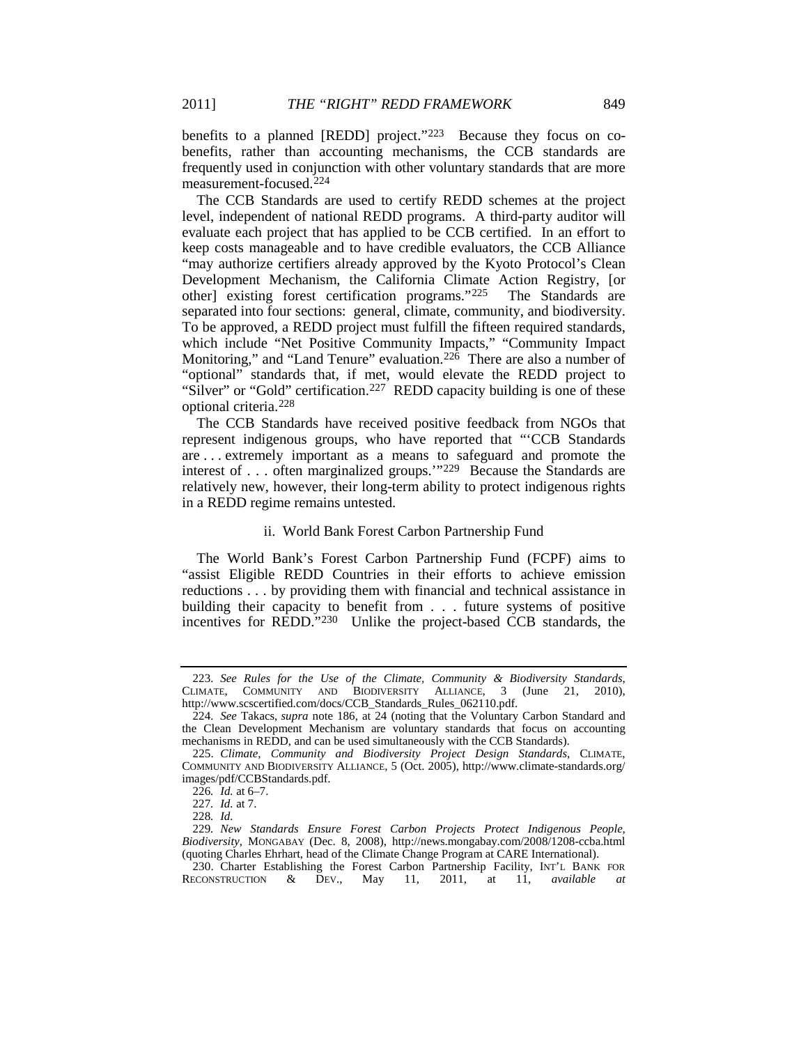benefits to a planned [REDD] project."[223] Because they focus on co-benefits, rather than accounting mechanisms, the CCB standards are frequently used in conjunction with other voluntary standards that are more measurement-focused.[224]

The CCB Standards are used to certify REDD schemes at the project level, independent of national REDD programs. A third-party auditor will evaluate each project that has applied to be CCB certified. In an effort to keep costs manageable and to have credible evaluators, the CCB Alliance "may authorize certifiers already approved by the Kyoto Protocol's Clean Development Mechanism, the California Climate Action Registry, [or other] existing forest certification programs."[225] The Standards are separated into four sections: general, climate, community, and biodiversity. To be approved, a REDD project must fulfill the fifteen required standards, which include "Net Positive Community Impacts," "Community Impact Monitoring," and "Land Tenure" evaluation.[226] There are also a number of "optional" standards that, if met, would elevate the REDD project to "Silver" or "Gold" certification.[227] REDD capacity building is one of these optional criteria.[228]

The CCB Standards have received positive feedback from NGOs that represent indigenous groups, who have reported that "'CCB Standards are . . . extremely important as a means to safeguard and promote the interest of . . . often marginalized groups.'"[229] Because the Standards are relatively new, however, their long-term ability to protect indigenous rights in a REDD regime remains untested.

#### ii. World Bank Forest Carbon Partnership Fund

The World Bank's Forest Carbon Partnership Fund (FCPF) aims to "assist Eligible REDD Countries in their efforts to achieve emission reductions . . . by providing them with financial and technical assistance in building their capacity to benefit from . . . future systems of positive incentives for REDD."[230] Unlike the project-based CCB standards, the

---

223. *See Rules for the Use of the Climate, Community & Biodiversity Standards*, CLIMATE, COMMUNITY AND BIODIVERSITY ALLIANCE, 3 (June 21, 2010), http://www.scscertified.com/docs/CCB_Standards_Rules_062110.pdf.

224. *See* Takacs, *supra* note 186, at 24 (noting that the Voluntary Carbon Standard and the Clean Development Mechanism are voluntary standards that focus on accounting mechanisms in REDD, and can be used simultaneously with the CCB Standards).

225. *Climate, Community and Biodiversity Project Design Standards*, CLIMATE, COMMUNITY AND BIODIVERSITY ALLIANCE, 5 (Oct. 2005), http://www.climate-standards.org/images/pdf/CCBStandards.pdf.

226. *Id.* at 6–7.

227. *Id.* at 7.

228. *Id.*

229. *New Standards Ensure Forest Carbon Projects Protect Indigenous People, Biodiversity*, MONGABAY (Dec. 8, 2008), http://news.mongabay.com/2008/1208-ccba.html (quoting Charles Ehrhart, head of the Climate Change Program at CARE International).

230. Charter Establishing the Forest Carbon Partnership Facility, INT'L BANK FOR RECONSTRUCTION & DEV., May 11, 2011, at 11, *available at*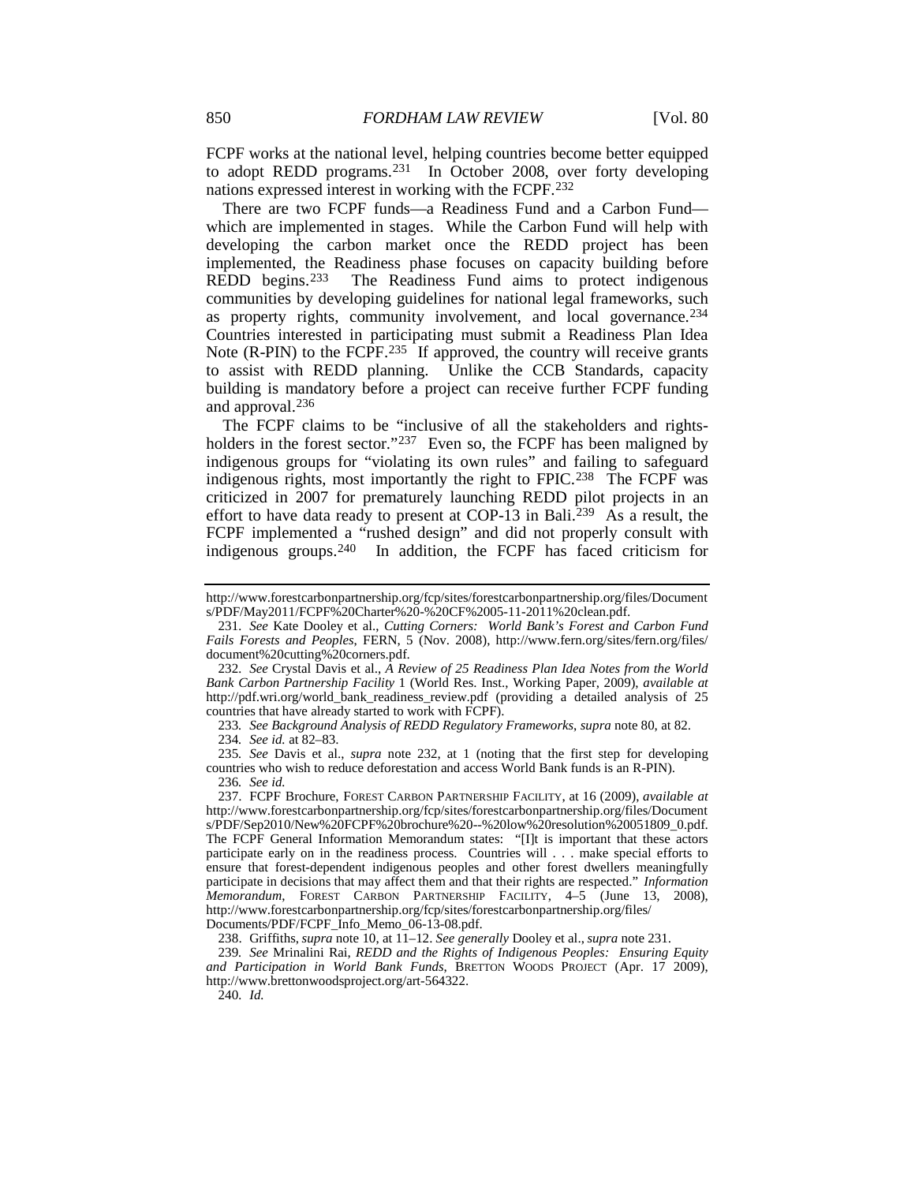FCPF works at the national level, helping countries become better equipped to adopt REDD programs.[231] In October 2008, over forty developing nations expressed interest in working with the FCPF.[232]

There are two FCPF funds—a Readiness Fund and a Carbon Fund—which are implemented in stages. While the Carbon Fund will help with developing the carbon market once the REDD project has been implemented, the Readiness phase focuses on capacity building before REDD begins.[233] The Readiness Fund aims to protect indigenous communities by developing guidelines for national legal frameworks, such as property rights, community involvement, and local governance.[234] Countries interested in participating must submit a Readiness Plan Idea Note (R-PIN) to the FCPF.[235] If approved, the country will receive grants to assist with REDD planning. Unlike the CCB Standards, capacity building is mandatory before a project can receive further FCPF funding and approval.[236]

The FCPF claims to be "inclusive of all the stakeholders and rights-holders in the forest sector."[237] Even so, the FCPF has been maligned by indigenous groups for "violating its own rules" and failing to safeguard indigenous rights, most importantly the right to FPIC.[238] The FCPF was criticized in 2007 for prematurely launching REDD pilot projects in an effort to have data ready to present at COP-13 in Bali.[239] As a result, the FCPF implemented a "rushed design" and did not properly consult with indigenous groups.[240] In addition, the FCPF has faced criticism for

---

http://www.forestcarbonpartnership.org/fcp/sites/forestcarbonpartnership.org/files/Documents/PDF/May2011/FCPF%20Charter%20-%20CF%2005-11-2011%20clean.pdf.

231. *See* Kate Dooley et al., *Cutting Corners: World Bank's Forest and Carbon Fund Fails Forests and Peoples*, FERN, 5 (Nov. 2008), http://www.fern.org/sites/fern.org/files/document%20cutting%20corners.pdf.

232. *See* Crystal Davis et al., *A Review of 25 Readiness Plan Idea Notes from the World Bank Carbon Partnership Facility* 1 (World Res. Inst., Working Paper, 2009), *available at* http://pdf.wri.org/world_bank_readiness_review.pdf (providing a detailed analysis of 25 countries that have already started to work with FCPF).

233. *See Background Analysis of REDD Regulatory Frameworks*, *supra* note 80, at 82.

234. *See id.* at 82–83.

235. *See* Davis et al., *supra* note 232, at 1 (noting that the first step for developing countries who wish to reduce deforestation and access World Bank funds is an R-PIN).

236. *See id.*

237. FCPF Brochure, FOREST CARBON PARTNERSHIP FACILITY, at 16 (2009), *available at* http://www.forestcarbonpartnership.org/fcp/sites/forestcarbonpartnership.org/files/Documents/PDF/Sep2010/New%20FCPF%20brochure%20--%20low%20resolution%20051809_0.pdf. The FCPF General Information Memorandum states: "[I]t is important that these actors participate early on in the readiness process. Countries will . . . make special efforts to ensure that forest-dependent indigenous peoples and other forest dwellers meaningfully participate in decisions that may affect them and that their rights are respected." *Information Memorandum*, FOREST CARBON PARTNERSHIP FACILITY, 4–5 (June 13, 2008), http://www.forestcarbonpartnership.org/fcp/sites/forestcarbonpartnership.org/files/Documents/PDF/FCPF_Info_Memo_06-13-08.pdf.

238. Griffiths, *supra* note 10, at 11–12. *See generally* Dooley et al., *supra* note 231.

239. *See* Mrinalini Rai, *REDD and the Rights of Indigenous Peoples: Ensuring Equity and Participation in World Bank Funds*, BRETTON WOODS PROJECT (Apr. 17 2009), http://www.brettonwoodsproject.org/art-564322.

240. *Id.*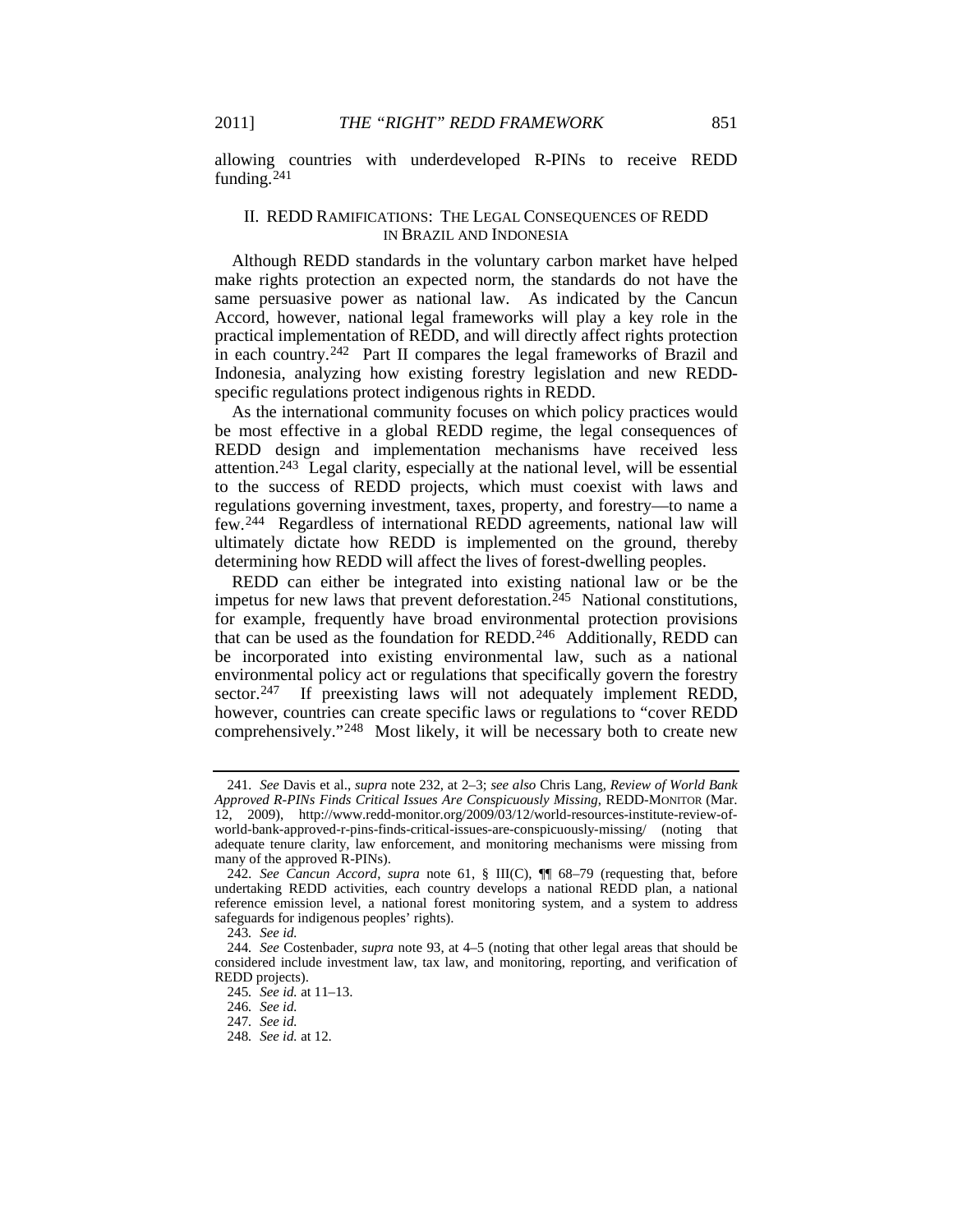allowing countries with underdeveloped R-PINs to receive REDD funding.[241]

## II. REDD RAMIFICATIONS: THE LEGAL CONSEQUENCES OF REDD IN BRAZIL AND INDONESIA

Although REDD standards in the voluntary carbon market have helped make rights protection an expected norm, the standards do not have the same persuasive power as national law. As indicated by the Cancun Accord, however, national legal frameworks will play a key role in the practical implementation of REDD, and will directly affect rights protection in each country.[242] Part II compares the legal frameworks of Brazil and Indonesia, analyzing how existing forestry legislation and new REDD-specific regulations protect indigenous rights in REDD.

As the international community focuses on which policy practices would be most effective in a global REDD regime, the legal consequences of REDD design and implementation mechanisms have received less attention.[243] Legal clarity, especially at the national level, will be essential to the success of REDD projects, which must coexist with laws and regulations governing investment, taxes, property, and forestry—to name a few.[244] Regardless of international REDD agreements, national law will ultimately dictate how REDD is implemented on the ground, thereby determining how REDD will affect the lives of forest-dwelling peoples.

REDD can either be integrated into existing national law or be the impetus for new laws that prevent deforestation.[245] National constitutions, for example, frequently have broad environmental protection provisions that can be used as the foundation for REDD.[246] Additionally, REDD can be incorporated into existing environmental law, such as a national environmental policy act or regulations that specifically govern the forestry sector.[247] If preexisting laws will not adequately implement REDD, however, countries can create specific laws or regulations to "cover REDD comprehensively."[248] Most likely, it will be necessary both to create new

---

241. *See* Davis et al., *supra* note 232, at 2–3; *see also* Chris Lang, *Review of World Bank Approved R-PINs Finds Critical Issues Are Conspicuously Missing*, REDD-MONITOR (Mar. 12, 2009), http://www.redd-monitor.org/2009/03/12/world-resources-institute-review-of-world-bank-approved-r-pins-finds-critical-issues-are-conspicuously-missing/ (noting that adequate tenure clarity, law enforcement, and monitoring mechanisms were missing from many of the approved R-PINs).

242. *See Cancun Accord*, *supra* note 61, § III(C), ¶¶ 68–79 (requesting that, before undertaking REDD activities, each country develops a national REDD plan, a national reference emission level, a national forest monitoring system, and a system to address safeguards for indigenous peoples' rights).

243. *See id.*

244. *See* Costenbader, *supra* note 93, at 4–5 (noting that other legal areas that should be considered include investment law, tax law, and monitoring, reporting, and verification of REDD projects).

245. *See id.* at 11–13.

246. *See id.*

247. *See id.*

248. *See id.* at 12.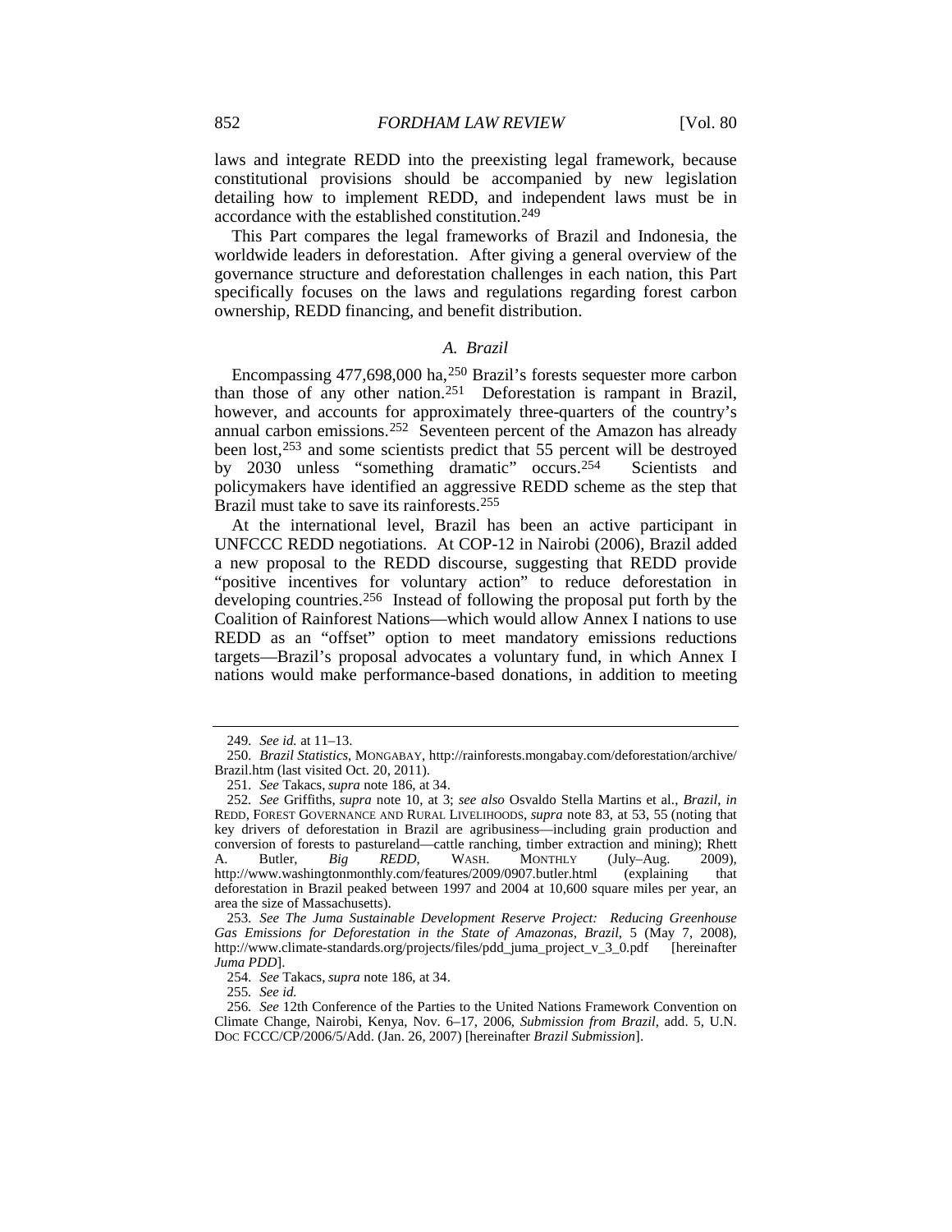laws and integrate REDD into the preexisting legal framework, because constitutional provisions should be accompanied by new legislation detailing how to implement REDD, and independent laws must be in accordance with the established constitution.[249]

This Part compares the legal frameworks of Brazil and Indonesia, the worldwide leaders in deforestation. After giving a general overview of the governance structure and deforestation challenges in each nation, this Part specifically focuses on the laws and regulations regarding forest carbon ownership, REDD financing, and benefit distribution.

### *A. Brazil*

Encompassing 477,698,000 ha,[250] Brazil's forests sequester more carbon than those of any other nation.[251] Deforestation is rampant in Brazil, however, and accounts for approximately three-quarters of the country's annual carbon emissions.[252] Seventeen percent of the Amazon has already been lost,[253] and some scientists predict that 55 percent will be destroyed by 2030 unless "something dramatic" occurs.[254] Scientists and policymakers have identified an aggressive REDD scheme as the step that Brazil must take to save its rainforests.[255]

At the international level, Brazil has been an active participant in UNFCCC REDD negotiations. At COP-12 in Nairobi (2006), Brazil added a new proposal to the REDD discourse, suggesting that REDD provide "positive incentives for voluntary action" to reduce deforestation in developing countries.[256] Instead of following the proposal put forth by the Coalition of Rainforest Nations—which would allow Annex I nations to use REDD as an "offset" option to meet mandatory emissions reductions targets—Brazil's proposal advocates a voluntary fund, in which Annex I nations would make performance-based donations, in addition to meeting

---

249. *See id.* at 11–13.

250. *Brazil Statistics*, MONGABAY, http://rainforests.mongabay.com/deforestation/archive/Brazil.htm (last visited Oct. 20, 2011).

251. *See* Takacs, *supra* note 186, at 34.

252. *See* Griffiths, *supra* note 10, at 3; *see also* Osvaldo Stella Martins et al., *Brazil*, *in* REDD, FOREST GOVERNANCE AND RURAL LIVELIHOODS, *supra* note 83, at 53, 55 (noting that key drivers of deforestation in Brazil are agribusiness—including grain production and conversion of forests to pastureland—cattle ranching, timber extraction and mining); Rhett A. Butler, *Big REDD*, WASH. MONTHLY (July–Aug. 2009), http://www.washingtonmonthly.com/features/2009/0907.butler.html (explaining that deforestation in Brazil peaked between 1997 and 2004 at 10,600 square miles per year, an area the size of Massachusetts).

253. *See The Juma Sustainable Development Reserve Project: Reducing Greenhouse Gas Emissions for Deforestation in the State of Amazonas, Brazil*, 5 (May 7, 2008), http://www.climate-standards.org/projects/files/pdd_juma_project_v_3_0.pdf [hereinafter *Juma PDD*].

254. *See* Takacs, *supra* note 186, at 34.

255. *See id.*

256. *See* 12th Conference of the Parties to the United Nations Framework Convention on Climate Change, Nairobi, Kenya, Nov. 6–17, 2006, *Submission from Brazil*, add. 5, U.N. DOC FCCC/CP/2006/5/Add. (Jan. 26, 2007) [hereinafter *Brazil Submission*].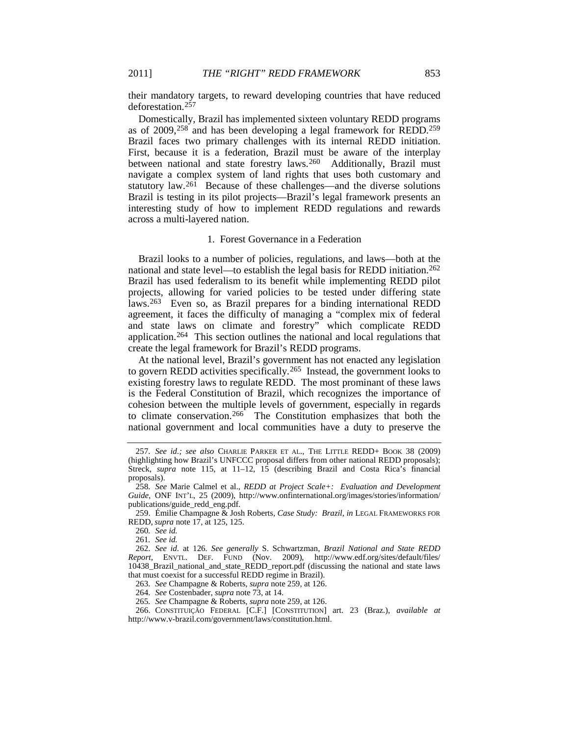their mandatory targets, to reward developing countries that have reduced deforestation.[257]

Domestically, Brazil has implemented sixteen voluntary REDD programs as of 2009,[258] and has been developing a legal framework for REDD.[259] Brazil faces two primary challenges with its internal REDD initiation. First, because it is a federation, Brazil must be aware of the interplay between national and state forestry laws.[260] Additionally, Brazil must navigate a complex system of land rights that uses both customary and statutory law.[261] Because of these challenges—and the diverse solutions Brazil is testing in its pilot projects—Brazil's legal framework presents an interesting study of how to implement REDD regulations and rewards across a multi-layered nation.

### 1. Forest Governance in a Federation

Brazil looks to a number of policies, regulations, and laws—both at the national and state level—to establish the legal basis for REDD initiation.[262] Brazil has used federalism to its benefit while implementing REDD pilot projects, allowing for varied policies to be tested under differing state laws.[263] Even so, as Brazil prepares for a binding international REDD agreement, it faces the difficulty of managing a "complex mix of federal and state laws on climate and forestry" which complicate REDD application.[264] This section outlines the national and local regulations that create the legal framework for Brazil's REDD programs.

At the national level, Brazil's government has not enacted any legislation to govern REDD activities specifically.[265] Instead, the government looks to existing forestry laws to regulate REDD. The most prominant of these laws is the Federal Constitution of Brazil, which recognizes the importance of cohesion between the multiple levels of government, especially in regards to climate conservation.[266] The Constitution emphasizes that both the national government and local communities have a duty to preserve the

---

257. *See id.; see also* CHARLIE PARKER ET AL., THE LITTLE REDD+ BOOK 38 (2009) (highlighting how Brazil's UNFCCC proposal differs from other national REDD proposals); Streck, *supra* note 115, at 11–12, 15 (describing Brazil and Costa Rica's financial proposals).

258. *See* Marie Calmel et al., *REDD at Project Scale+: Evaluation and Development Guide*, ONF INT'L, 25 (2009), http://www.onfinternational.org/images/stories/information/publications/guide_redd_eng.pdf.

259. Émilie Champagne & Josh Roberts, *Case Study: Brazil*, *in* LEGAL FRAMEWORKS FOR REDD, *supra* note 17, at 125, 125.

260. *See id.*

261. *See id.*

262. *See id.* at 126. *See generally* S. Schwartzman, *Brazil National and State REDD Report*, ENVTL. DEF. FUND (Nov. 2009), http://www.edf.org/sites/default/files/10438_Brazil_national_and_state_REDD_report.pdf (discussing the national and state laws that must coexist for a successful REDD regime in Brazil).

263. *See* Champagne & Roberts, *supra* note 259, at 126.

264. *See* Costenbader, *supra* note 73, at 14.

265. *See* Champagne & Roberts, *supra* note 259, at 126.

266. CONSTITUIÇÃO FEDERAL [C.F.] [CONSTITUTION] art. 23 (Braz.), *available at* http://www.v-brazil.com/government/laws/constitution.html.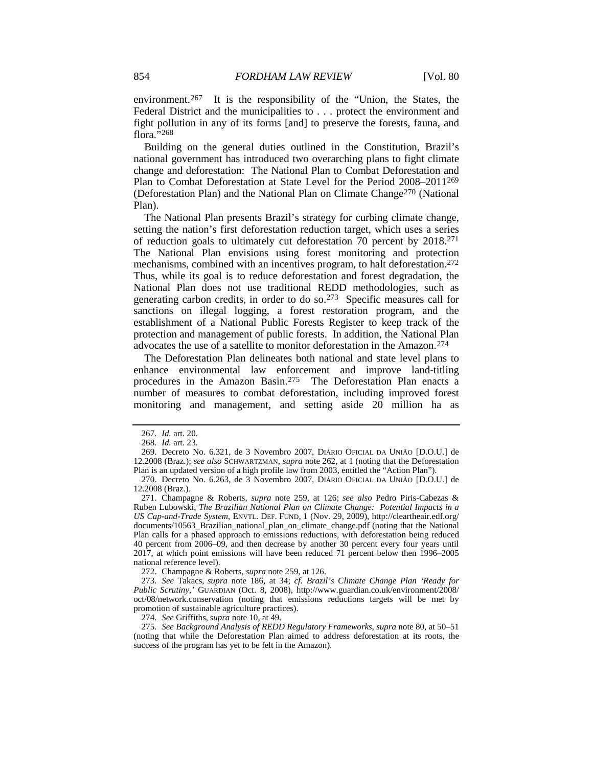environment.[267] It is the responsibility of the "Union, the States, the Federal District and the municipalities to . . . protect the environment and fight pollution in any of its forms [and] to preserve the forests, fauna, and flora."[268]

Building on the general duties outlined in the Constitution, Brazil's national government has introduced two overarching plans to fight climate change and deforestation: The National Plan to Combat Deforestation and Plan to Combat Deforestation at State Level for the Period 2008–2011[269] (Deforestation Plan) and the National Plan on Climate Change[270] (National Plan).

The National Plan presents Brazil's strategy for curbing climate change, setting the nation's first deforestation reduction target, which uses a series of reduction goals to ultimately cut deforestation 70 percent by 2018.[271] The National Plan envisions using forest monitoring and protection mechanisms, combined with an incentives program, to halt deforestation.[272] Thus, while its goal is to reduce deforestation and forest degradation, the National Plan does not use traditional REDD methodologies, such as generating carbon credits, in order to do so.[273] Specific measures call for sanctions on illegal logging, a forest restoration program, and the establishment of a National Public Forests Register to keep track of the protection and management of public forests. In addition, the National Plan advocates the use of a satellite to monitor deforestation in the Amazon.[274]

The Deforestation Plan delineates both national and state level plans to enhance environmental law enforcement and improve land-titling procedures in the Amazon Basin.[275] The Deforestation Plan enacts a number of measures to combat deforestation, including improved forest monitoring and management, and setting aside 20 million ha as

---

267. *Id.* art. 20.

268. *Id.* art. 23.

269. Decreto No. 6.321, de 3 Novembro 2007, DIÁRIO OFICIAL DA UNIÃO [D.O.U.] de 12.2008 (Braz.); *see also* SCHWARTZMAN, *supra* note 262, at 1 (noting that the Deforestation Plan is an updated version of a high profile law from 2003, entitled the "Action Plan").

270. Decreto No. 6.263, de 3 Novembro 2007, DIÁRIO OFICIAL DA UNIÃO [D.O.U.] de 12.2008 (Braz.).

271. Champagne & Roberts, *supra* note 259, at 126; *see also* Pedro Piris-Cabezas & Ruben Lubowski, *The Brazilian National Plan on Climate Change: Potential Impacts in a US Cap-and-Trade System*, ENVTL. DEF. FUND, 1 (Nov. 29, 2009), http://cleartheair.edf.org/documents/10563_Brazilian_national_plan_on_climate_change.pdf (noting that the National Plan calls for a phased approach to emissions reductions, with deforestation being reduced 40 percent from 2006–09, and then decrease by another 30 percent every four years until 2017, at which point emissions will have been reduced 71 percent below then 1996–2005 national reference level).

272. Champagne & Roberts, *supra* note 259, at 126.

273. *See* Takacs, *supra* note 186, at 34; *cf. Brazil's Climate Change Plan 'Ready for Public Scrutiny,'* GUARDIAN (Oct. 8, 2008), http://www.guardian.co.uk/environment/2008/oct/08/network.conservation (noting that emissions reductions targets will be met by promotion of sustainable agriculture practices).

274. *See* Griffiths, *supra* note 10, at 49.

275. *See Background Analysis of REDD Regulatory Frameworks*, *supra* note 80, at 50–51 (noting that while the Deforestation Plan aimed to address deforestation at its roots, the success of the program has yet to be felt in the Amazon).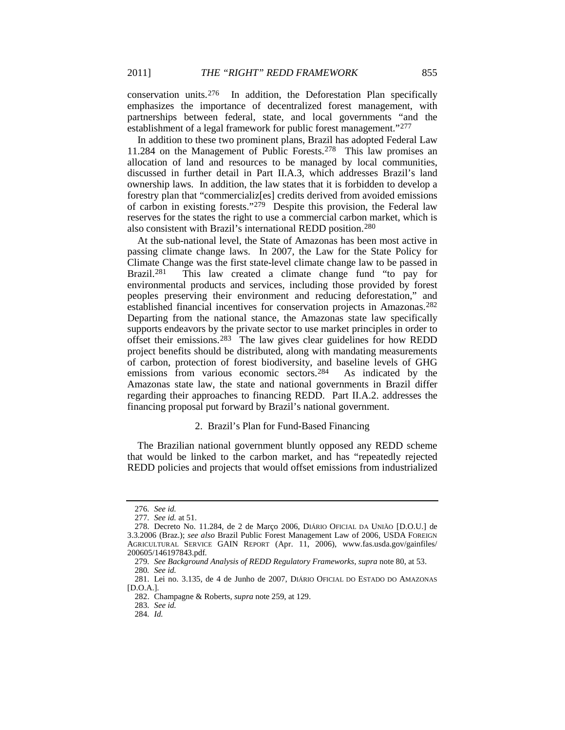conservation units.[276] In addition, the Deforestation Plan specifically emphasizes the importance of decentralized forest management, with partnerships between federal, state, and local governments "and the establishment of a legal framework for public forest management."[277]

In addition to these two prominent plans, Brazil has adopted Federal Law 11.284 on the Management of Public Forests.[278] This law promises an allocation of land and resources to be managed by local communities, discussed in further detail in Part II.A.3, which addresses Brazil's land ownership laws. In addition, the law states that it is forbidden to develop a forestry plan that "commercializ[es] credits derived from avoided emissions of carbon in existing forests."[279] Despite this provision, the Federal law reserves for the states the right to use a commercial carbon market, which is also consistent with Brazil's international REDD position.[280]

At the sub-national level, the State of Amazonas has been most active in passing climate change laws. In 2007, the Law for the State Policy for Climate Change was the first state-level climate change law to be passed in Brazil.[281] This law created a climate change fund "to pay for environmental products and services, including those provided by forest peoples preserving their environment and reducing deforestation," and established financial incentives for conservation projects in Amazonas.[282] Departing from the national stance, the Amazonas state law specifically supports endeavors by the private sector to use market principles in order to offset their emissions.[283] The law gives clear guidelines for how REDD project benefits should be distributed, along with mandating measurements of carbon, protection of forest biodiversity, and baseline levels of GHG emissions from various economic sectors.[284] As indicated by the Amazonas state law, the state and national governments in Brazil differ regarding their approaches to financing REDD. Part II.A.2. addresses the financing proposal put forward by Brazil's national government.

### 2. Brazil's Plan for Fund-Based Financing

The Brazilian national government bluntly opposed any REDD scheme that would be linked to the carbon market, and has "repeatedly rejected REDD policies and projects that would offset emissions from industrialized

---

276. *See id.*

277. *See id.* at 51.

278. Decreto No. 11.284, de 2 de Março 2006, DIÁRIO OFICIAL DA UNIÃO [D.O.U.] de 3.3.2006 (Braz.); *see also* Brazil Public Forest Management Law of 2006, USDA FOREIGN AGRICULTURAL SERVICE GAIN REPORT (Apr. 11, 2006), www.fas.usda.gov/gainfiles/200605/146197843.pdf.

279. *See Background Analysis of REDD Regulatory Frameworks*, *supra* note 80, at 53.

280. *See id.*

281. Lei no. 3.135, de 4 de Junho de 2007, DIÁRIO OFICIAL DO ESTADO DO AMAZONAS [D.O.A.].

282. Champagne & Roberts, *supra* note 259, at 129.

283. *See id.*

284. *Id.*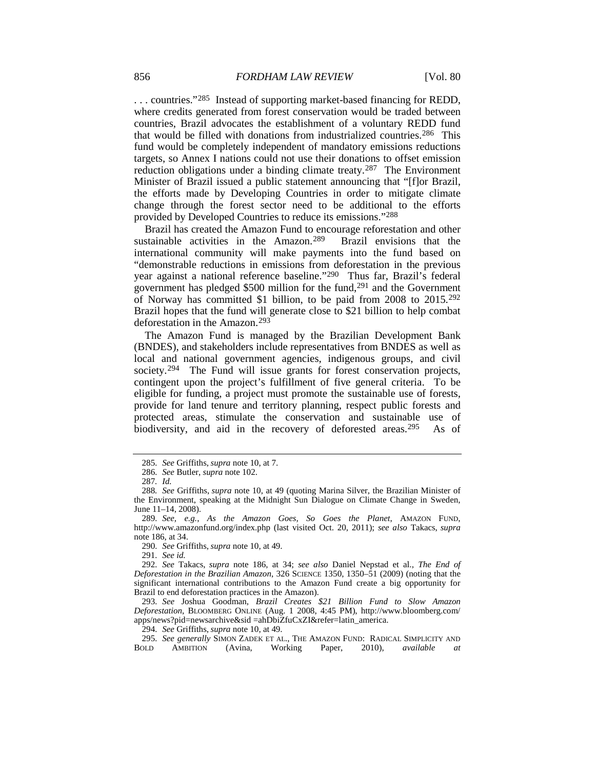. . . countries."[285] Instead of supporting market-based financing for REDD, where credits generated from forest conservation would be traded between countries, Brazil advocates the establishment of a voluntary REDD fund that would be filled with donations from industrialized countries.[286] This fund would be completely independent of mandatory emissions reductions targets, so Annex I nations could not use their donations to offset emission reduction obligations under a binding climate treaty.[287] The Environment Minister of Brazil issued a public statement announcing that "[f]or Brazil, the efforts made by Developing Countries in order to mitigate climate change through the forest sector need to be additional to the efforts provided by Developed Countries to reduce its emissions."[288]

Brazil has created the Amazon Fund to encourage reforestation and other sustainable activities in the Amazon.[289] Brazil envisions that the international community will make payments into the fund based on "demonstrable reductions in emissions from deforestation in the previous year against a national reference baseline."[290] Thus far, Brazil's federal government has pledged $500 million for the fund,[291] and the Government of Norway has committed $1 billion, to be paid from 2008 to 2015.[292] Brazil hopes that the fund will generate close to $21 billion to help combat deforestation in the Amazon.[293]

The Amazon Fund is managed by the Brazilian Development Bank (BNDES), and stakeholders include representatives from BNDES as well as local and national government agencies, indigenous groups, and civil society.[294] The Fund will issue grants for forest conservation projects, contingent upon the project's fulfillment of five general criteria. To be eligible for funding, a project must promote the sustainable use of forests, provide for land tenure and territory planning, respect public forests and protected areas, stimulate the conservation and sustainable use of biodiversity, and aid in the recovery of deforested areas.[295] As of

---

285. *See* Griffiths, *supra* note 10, at 7.

286. *See* Butler, *supra* note 102.

287. *Id.*

288. *See* Griffiths, *supra* note 10, at 49 (quoting Marina Silver, the Brazilian Minister of the Environment, speaking at the Midnight Sun Dialogue on Climate Change in Sweden, June 11–14, 2008).

289. *See, e.g.*, *As the Amazon Goes, So Goes the Planet*, AMAZON FUND, http://www.amazonfund.org/index.php (last visited Oct. 20, 2011); *see also* Takacs, *supra* note 186, at 34.

290. *See* Griffiths, *supra* note 10, at 49.

291. *See id.*

292. *See* Takacs, *supra* note 186, at 34; *see also* Daniel Nepstad et al., *The End of Deforestation in the Brazilian Amazon*, 326 SCIENCE 1350, 1350–51 (2009) (noting that the significant international contributions to the Amazon Fund create a big opportunity for Brazil to end deforestation practices in the Amazon).

293. *See* Joshua Goodman, *Brazil Creates $21 Billion Fund to Slow Amazon Deforestation*, BLOOMBERG ONLINE (Aug. 1 2008, 4:45 PM), http://www.bloomberg.com/apps/news?pid=newsarchive&sid =ahDbiZfuCxZI&refer=latin_america.

294. *See* Griffiths, *supra* note 10, at 49.

295. *See generally* SIMON ZADEK ET AL., THE AMAZON FUND: RADICAL SIMPLICITY AND BOLD AMBITION (Avina, Working Paper, 2010), *available at*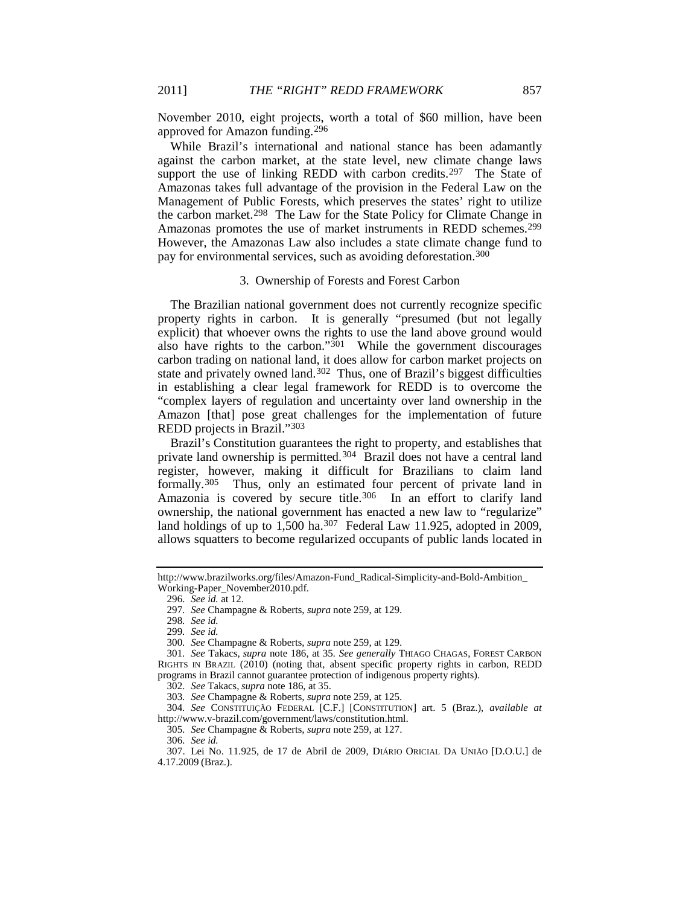November 2010, eight projects, worth a total of $60 million, have been approved for Amazon funding.[296]

While Brazil's international and national stance has been adamantly against the carbon market, at the state level, new climate change laws support the use of linking REDD with carbon credits.[297] The State of Amazonas takes full advantage of the provision in the Federal Law on the Management of Public Forests, which preserves the states' right to utilize the carbon market.[298] The Law for the State Policy for Climate Change in Amazonas promotes the use of market instruments in REDD schemes.[299] However, the Amazonas Law also includes a state climate change fund to pay for environmental services, such as avoiding deforestation.[300]

### 3. Ownership of Forests and Forest Carbon

The Brazilian national government does not currently recognize specific property rights in carbon. It is generally "presumed (but not legally explicit) that whoever owns the rights to use the land above ground would also have rights to the carbon."[301] While the government discourages carbon trading on national land, it does allow for carbon market projects on state and privately owned land.[302] Thus, one of Brazil's biggest difficulties in establishing a clear legal framework for REDD is to overcome the "complex layers of regulation and uncertainty over land ownership in the Amazon [that] pose great challenges for the implementation of future REDD projects in Brazil."[303]

Brazil's Constitution guarantees the right to property, and establishes that private land ownership is permitted.[304] Brazil does not have a central land register, however, making it difficult for Brazilians to claim land formally.[305] Thus, only an estimated four percent of private land in Amazonia is covered by secure title.[306] In an effort to clarify land ownership, the national government has enacted a new law to "regularize" land holdings of up to 1,500 ha.[307] Federal Law 11.925, adopted in 2009, allows squatters to become regularized occupants of public lands located in

---

http://www.brazilworks.org/files/Amazon-Fund_Radical-Simplicity-and-Bold-Ambition_Working-Paper_November2010.pdf.

296. *See id.* at 12.

297. *See* Champagne & Roberts, *supra* note 259, at 129.

298. *See id.*

299. *See id.*

300. *See* Champagne & Roberts, *supra* note 259, at 129.

301. *See* Takacs, *supra* note 186, at 35. *See generally* THIAGO CHAGAS, FOREST CARBON RIGHTS IN BRAZIL (2010) (noting that, absent specific property rights in carbon, REDD programs in Brazil cannot guarantee protection of indigenous property rights).

302. *See* Takacs, *supra* note 186, at 35.

303. *See* Champagne & Roberts, *supra* note 259, at 125.

304. *See* CONSTITUIÇÃO FEDERAL [C.F.] [CONSTITUTION] art. 5 (Braz.), *available at* http://www.v-brazil.com/government/laws/constitution.html.

305. *See* Champagne & Roberts, *supra* note 259, at 127.

306. *See id.*

307. Lei No. 11.925, de 17 de Abril de 2009, DIÁRIO ORICIAL DA UNIÃO [D.O.U.] de 4.17.2009 (Braz.).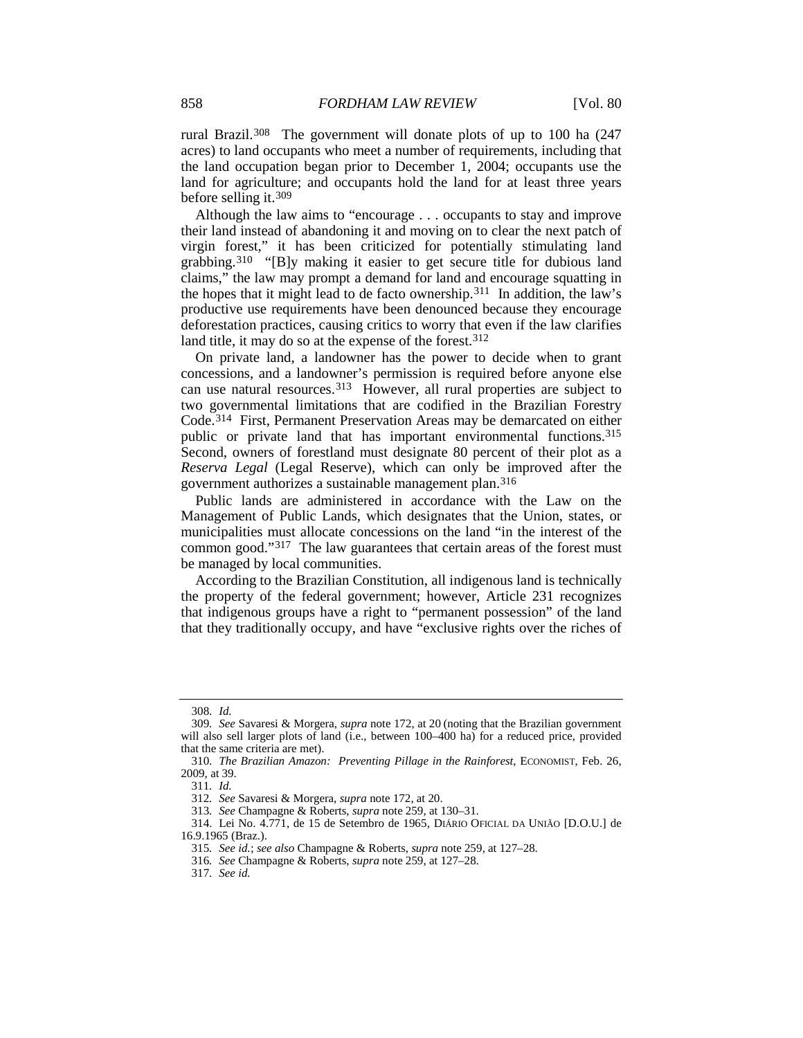rural Brazil.[308] The government will donate plots of up to 100 ha (247 acres) to land occupants who meet a number of requirements, including that the land occupation began prior to December 1, 2004; occupants use the land for agriculture; and occupants hold the land for at least three years before selling it.[309]

Although the law aims to "encourage . . . occupants to stay and improve their land instead of abandoning it and moving on to clear the next patch of virgin forest," it has been criticized for potentially stimulating land grabbing.[310] "[B]y making it easier to get secure title for dubious land claims," the law may prompt a demand for land and encourage squatting in the hopes that it might lead to de facto ownership.[311] In addition, the law's productive use requirements have been denounced because they encourage deforestation practices, causing critics to worry that even if the law clarifies land title, it may do so at the expense of the forest.[312]

On private land, a landowner has the power to decide when to grant concessions, and a landowner's permission is required before anyone else can use natural resources.[313] However, all rural properties are subject to two governmental limitations that are codified in the Brazilian Forestry Code.[314] First, Permanent Preservation Areas may be demarcated on either public or private land that has important environmental functions.[315] Second, owners of forestland must designate 80 percent of their plot as a *Reserva Legal* (Legal Reserve), which can only be improved after the government authorizes a sustainable management plan.[316]

Public lands are administered in accordance with the Law on the Management of Public Lands, which designates that the Union, states, or municipalities must allocate concessions on the land "in the interest of the common good."[317] The law guarantees that certain areas of the forest must be managed by local communities.

According to the Brazilian Constitution, all indigenous land is technically the property of the federal government; however, Article 231 recognizes that indigenous groups have a right to "permanent possession" of the land that they traditionally occupy, and have "exclusive rights over the riches of

---

308. *Id.*

309. *See* Savaresi & Morgera, *supra* note 172, at 20 (noting that the Brazilian government will also sell larger plots of land (i.e., between 100–400 ha) for a reduced price, provided that the same criteria are met).

310. *The Brazilian Amazon: Preventing Pillage in the Rainforest*, ECONOMIST, Feb. 26, 2009, at 39.

311. *Id.*

312. *See* Savaresi & Morgera, *supra* note 172, at 20.

313. *See* Champagne & Roberts, *supra* note 259, at 130–31.

314. Lei No. 4.771, de 15 de Setembro de 1965, DIÁRIO OFICIAL DA UNIÃO [D.O.U.] de 16.9.1965 (Braz.).

315. *See id.*; *see also* Champagne & Roberts, *supra* note 259, at 127–28.

316. *See* Champagne & Roberts, *supra* note 259, at 127–28.

317. *See id.*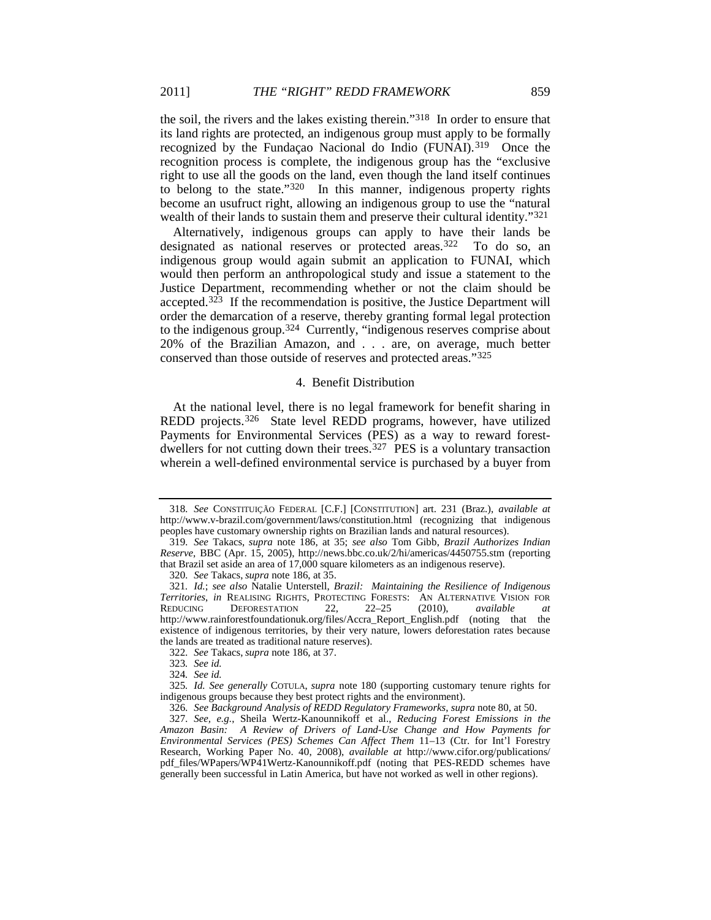the soil, the rivers and the lakes existing therein."[318] In order to ensure that its land rights are protected, an indigenous group must apply to be formally recognized by the Fundaçao Nacional do Indio (FUNAI).[319] Once the recognition process is complete, the indigenous group has the "exclusive right to use all the goods on the land, even though the land itself continues to belong to the state."[320] In this manner, indigenous property rights become an usufruct right, allowing an indigenous group to use the "natural wealth of their lands to sustain them and preserve their cultural identity."[321]

Alternatively, indigenous groups can apply to have their lands be designated as national reserves or protected areas.[322] To do so, an indigenous group would again submit an application to FUNAI, which would then perform an anthropological study and issue a statement to the Justice Department, recommending whether or not the claim should be accepted.[323] If the recommendation is positive, the Justice Department will order the demarcation of a reserve, thereby granting formal legal protection to the indigenous group.[324] Currently, "indigenous reserves comprise about 20% of the Brazilian Amazon, and . . . are, on average, much better conserved than those outside of reserves and protected areas."[325]

#### 4. Benefit Distribution

At the national level, there is no legal framework for benefit sharing in REDD projects.[326] State level REDD programs, however, have utilized Payments for Environmental Services (PES) as a way to reward forest-dwellers for not cutting down their trees.[327] PES is a voluntary transaction wherein a well-defined environmental service is purchased by a buyer from

---

318. *See* CONSTITUIÇÃO FEDERAL [C.F.] [CONSTITUTION] art. 231 (Braz.), *available at* http://www.v-brazil.com/government/laws/constitution.html (recognizing that indigenous peoples have customary ownership rights on Brazilian lands and natural resources).

319. *See* Takacs, *supra* note 186, at 35; *see also* Tom Gibb, *Brazil Authorizes Indian Reserve*, BBC (Apr. 15, 2005), http://news.bbc.co.uk/2/hi/americas/4450755.stm (reporting that Brazil set aside an area of 17,000 square kilometers as an indigenous reserve).

320. *See* Takacs, *supra* note 186, at 35.

321. *Id.*; *see also* Natalie Unterstell, *Brazil: Maintaining the Resilience of Indigenous Territories*, *in* REALISING RIGHTS, PROTECTING FORESTS: AN ALTERNATIVE VISION FOR REDUCING DEFORESTATION 22, 22–25 (2010), *available at* http://www.rainforestfoundationuk.org/files/Accra_Report_English.pdf (noting that the existence of indigenous territories, by their very nature, lowers deforestation rates because the lands are treated as traditional nature reserves).

322. *See* Takacs, *supra* note 186, at 37.

323. *See id.*

324. *See id.*

325. *Id. See generally* COTULA, *supra* note 180 (supporting customary tenure rights for indigenous groups because they best protect rights and the environment).

326. *See Background Analysis of REDD Regulatory Frameworks*, *supra* note 80, at 50.

327. *See, e.g.*, Sheila Wertz-Kanounnikoff et al., *Reducing Forest Emissions in the Amazon Basin: A Review of Drivers of Land-Use Change and How Payments for Environmental Services (PES) Schemes Can Affect Them* 11–13 (Ctr. for Int'l Forestry Research, Working Paper No. 40, 2008), *available at* http://www.cifor.org/publications/pdf_files/WPapers/WP41Wertz-Kanounnikoff.pdf (noting that PES-REDD schemes have generally been successful in Latin America, but have not worked as well in other regions).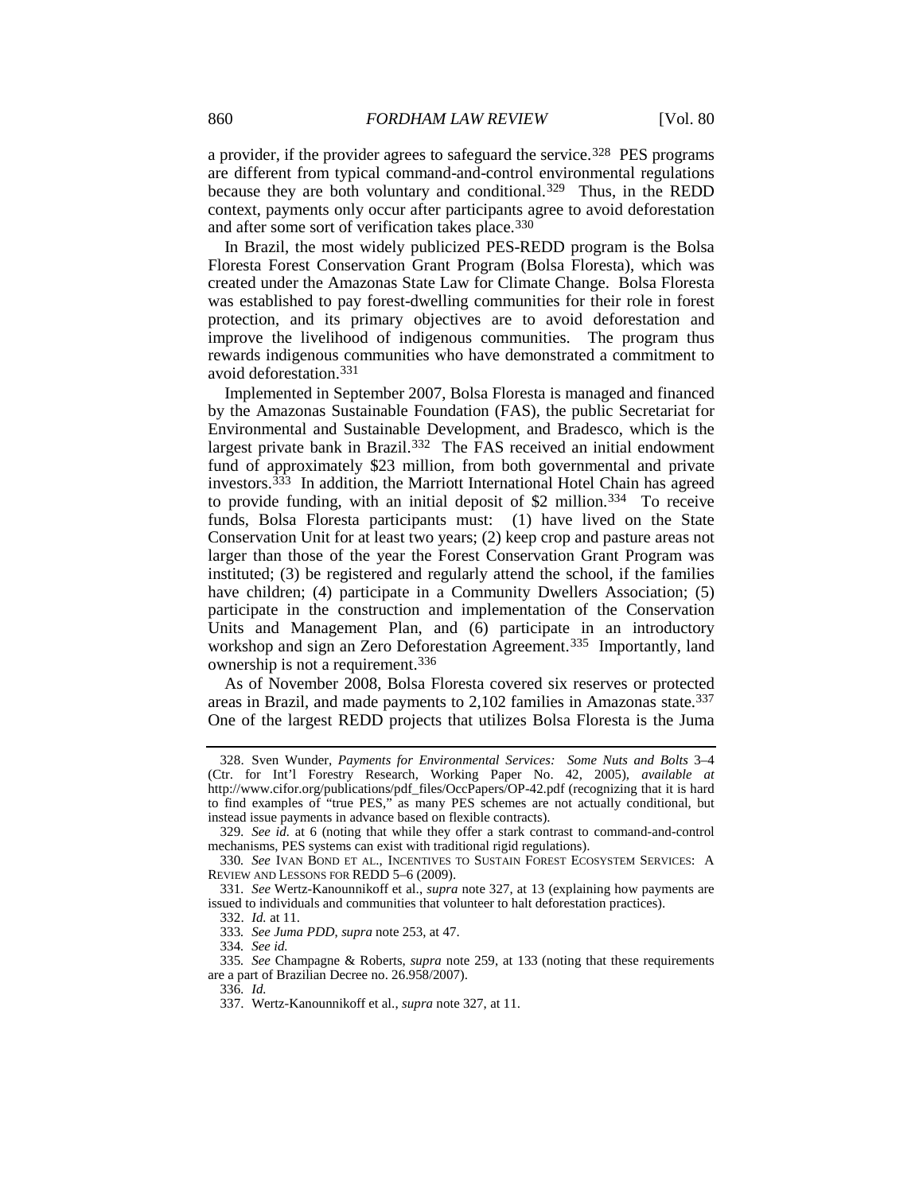a provider, if the provider agrees to safeguard the service.[328] PES programs are different from typical command-and-control environmental regulations because they are both voluntary and conditional.[329] Thus, in the REDD context, payments only occur after participants agree to avoid deforestation and after some sort of verification takes place.[330]

In Brazil, the most widely publicized PES-REDD program is the Bolsa Floresta Forest Conservation Grant Program (Bolsa Floresta), which was created under the Amazonas State Law for Climate Change. Bolsa Floresta was established to pay forest-dwelling communities for their role in forest protection, and its primary objectives are to avoid deforestation and improve the livelihood of indigenous communities. The program thus rewards indigenous communities who have demonstrated a commitment to avoid deforestation.[331]

Implemented in September 2007, Bolsa Floresta is managed and financed by the Amazonas Sustainable Foundation (FAS), the public Secretariat for Environmental and Sustainable Development, and Bradesco, which is the largest private bank in Brazil.[332] The FAS received an initial endowment fund of approximately $23 million, from both governmental and private investors.[333] In addition, the Marriott International Hotel Chain has agreed to provide funding, with an initial deposit of $2 million.[334] To receive funds, Bolsa Floresta participants must: (1) have lived on the State Conservation Unit for at least two years; (2) keep crop and pasture areas not larger than those of the year the Forest Conservation Grant Program was instituted; (3) be registered and regularly attend the school, if the families have children; (4) participate in a Community Dwellers Association; (5) participate in the construction and implementation of the Conservation Units and Management Plan, and (6) participate in an introductory workshop and sign an Zero Deforestation Agreement.[335] Importantly, land ownership is not a requirement.[336]

As of November 2008, Bolsa Floresta covered six reserves or protected areas in Brazil, and made payments to 2,102 families in Amazonas state.[337] One of the largest REDD projects that utilizes Bolsa Floresta is the Juma

---

328. Sven Wunder, *Payments for Environmental Services: Some Nuts and Bolts* 3–4 (Ctr. for Int'l Forestry Research, Working Paper No. 42, 2005), *available at* http://www.cifor.org/publications/pdf_files/OccPapers/OP-42.pdf (recognizing that it is hard to find examples of "true PES," as many PES schemes are not actually conditional, but instead issue payments in advance based on flexible contracts).

329. *See id.* at 6 (noting that while they offer a stark contrast to command-and-control mechanisms, PES systems can exist with traditional rigid regulations).

330. *See* IVAN BOND ET AL., INCENTIVES TO SUSTAIN FOREST ECOSYSTEM SERVICES: A REVIEW AND LESSONS FOR REDD 5–6 (2009).

331. *See* Wertz-Kanounnikoff et al., *supra* note 327, at 13 (explaining how payments are issued to individuals and communities that volunteer to halt deforestation practices).

332. *Id.* at 11.

333. *See Juma PDD*, *supra* note 253, at 47.

334. *See id.*

335. *See* Champagne & Roberts, *supra* note 259, at 133 (noting that these requirements are a part of Brazilian Decree no. 26.958/2007).

336. *Id.*

337. Wertz-Kanounnikoff et al., *supra* note 327, at 11.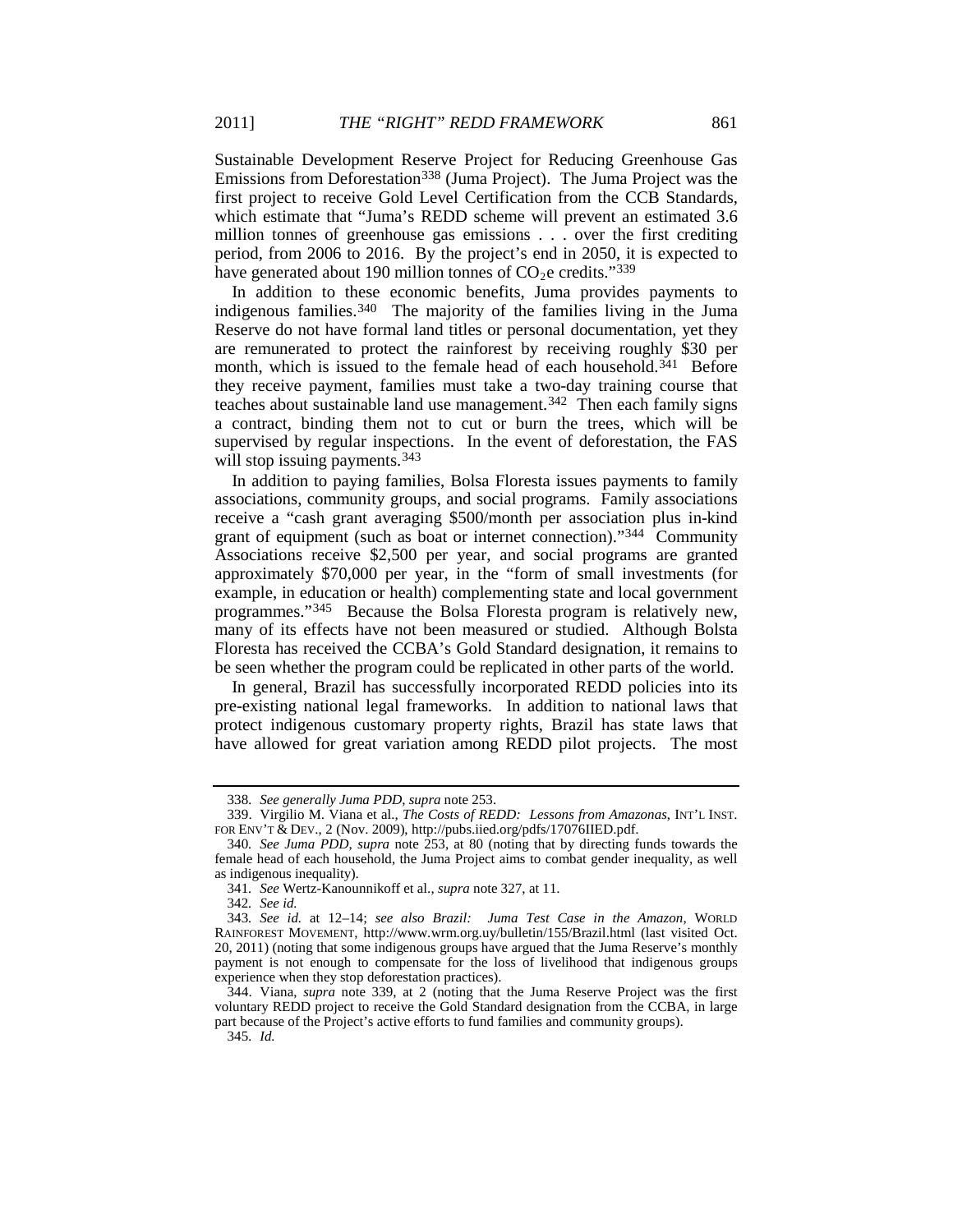Sustainable Development Reserve Project for Reducing Greenhouse Gas Emissions from Deforestation[338] (Juma Project). The Juma Project was the first project to receive Gold Level Certification from the CCB Standards, which estimate that "Juma's REDD scheme will prevent an estimated 3.6 million tonnes of greenhouse gas emissions . . . over the first crediting period, from 2006 to 2016. By the project's end in 2050, it is expected to have generated about 190 million tonnes of $CO_2$e credits."[339]

In addition to these economic benefits, Juma provides payments to indigenous families.[340] The majority of the families living in the Juma Reserve do not have formal land titles or personal documentation, yet they are remunerated to protect the rainforest by receiving roughly $30 per month, which is issued to the female head of each household.[341] Before they receive payment, families must take a two-day training course that teaches about sustainable land use management.[342] Then each family signs a contract, binding them not to cut or burn the trees, which will be supervised by regular inspections. In the event of deforestation, the FAS will stop issuing payments.[343]

In addition to paying families, Bolsa Floresta issues payments to family associations, community groups, and social programs. Family associations receive a "cash grant averaging $500/month per association plus in-kind grant of equipment (such as boat or internet connection)."[344] Community Associations receive $2,500 per year, and social programs are granted approximately $70,000 per year, in the "form of small investments (for example, in education or health) complementing state and local government programmes."[345] Because the Bolsa Floresta program is relatively new, many of its effects have not been measured or studied. Although Bolsta Floresta has received the CCBA's Gold Standard designation, it remains to be seen whether the program could be replicated in other parts of the world.

In general, Brazil has successfully incorporated REDD policies into its pre-existing national legal frameworks. In addition to national laws that protect indigenous customary property rights, Brazil has state laws that have allowed for great variation among REDD pilot projects. The most

---

338. *See generally Juma PDD*, *supra* note 253.

339. Virgilio M. Viana et al., *The Costs of REDD: Lessons from Amazonas*, INT'L INST. FOR ENV'T & DEV., 2 (Nov. 2009), http://pubs.iied.org/pdfs/17076IIED.pdf.

340. *See Juma PDD*, *supra* note 253, at 80 (noting that by directing funds towards the female head of each household, the Juma Project aims to combat gender inequality, as well as indigenous inequality).

341. *See* Wertz-Kanounnikoff et al., *supra* note 327, at 11.

342. *See id.*

343. *See id.* at 12–14; *see also Brazil: Juma Test Case in the Amazon*, WORLD RAINFOREST MOVEMENT, http://www.wrm.org.uy/bulletin/155/Brazil.html (last visited Oct. 20, 2011) (noting that some indigenous groups have argued that the Juma Reserve's monthly payment is not enough to compensate for the loss of livelihood that indigenous groups experience when they stop deforestation practices).

344. Viana, *supra* note 339, at 2 (noting that the Juma Reserve Project was the first voluntary REDD project to receive the Gold Standard designation from the CCBA, in large part because of the Project's active efforts to fund families and community groups).

345. *Id.*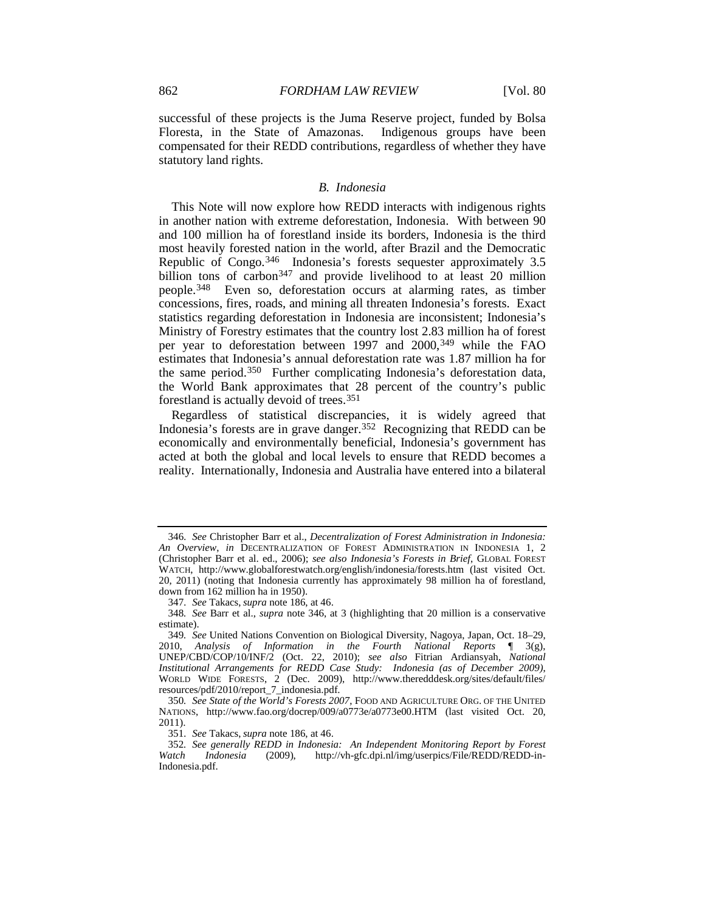successful of these projects is the Juma Reserve project, funded by Bolsa Floresta, in the State of Amazonas. Indigenous groups have been compensated for their REDD contributions, regardless of whether they have statutory land rights.

### *B. Indonesia*

This Note will now explore how REDD interacts with indigenous rights in another nation with extreme deforestation, Indonesia. With between 90 and 100 million ha of forestland inside its borders, Indonesia is the third most heavily forested nation in the world, after Brazil and the Democratic Republic of Congo.[346] Indonesia's forests sequester approximately 3.5 billion tons of carbon[347] and provide livelihood to at least 20 million people.[348] Even so, deforestation occurs at alarming rates, as timber concessions, fires, roads, and mining all threaten Indonesia's forests. Exact statistics regarding deforestation in Indonesia are inconsistent; Indonesia's Ministry of Forestry estimates that the country lost 2.83 million ha of forest per year to deforestation between 1997 and 2000,[349] while the FAO estimates that Indonesia's annual deforestation rate was 1.87 million ha for the same period.[350] Further complicating Indonesia's deforestation data, the World Bank approximates that 28 percent of the country's public forestland is actually devoid of trees.[351]

Regardless of statistical discrepancies, it is widely agreed that Indonesia's forests are in grave danger.[352] Recognizing that REDD can be economically and environmentally beneficial, Indonesia's government has acted at both the global and local levels to ensure that REDD becomes a reality. Internationally, Indonesia and Australia have entered into a bilateral

---

346. *See* Christopher Barr et al., *Decentralization of Forest Administration in Indonesia: An Overview*, *in* DECENTRALIZATION OF FOREST ADMINISTRATION IN INDONESIA 1, 2 (Christopher Barr et al. ed., 2006); *see also Indonesia's Forests in Brief*, GLOBAL FOREST WATCH, http://www.globalforestwatch.org/english/indonesia/forests.htm (last visited Oct. 20, 2011) (noting that Indonesia currently has approximately 98 million ha of forestland, down from 162 million ha in 1950).

347. *See* Takacs, *supra* note 186, at 46.

348. *See* Barr et al., *supra* note 346, at 3 (highlighting that 20 million is a conservative estimate).

349. *See* United Nations Convention on Biological Diversity, Nagoya, Japan, Oct. 18–29, 2010, *Analysis of Information in the Fourth National Reports* ¶ 3(g), UNEP/CBD/COP/10/INF/2 (Oct. 22, 2010); *see also* Fitrian Ardiansyah, *National Institutional Arrangements for REDD Case Study: Indonesia (as of December 2009)*, WORLD WIDE FORESTS, 2 (Dec. 2009), http://www.theredddesk.org/sites/default/files/resources/pdf/2010/report_7_indonesia.pdf.

350. *See State of the World's Forests 2007*, FOOD AND AGRICULTURE ORG. OF THE UNITED NATIONS, http://www.fao.org/docrep/009/a0773e/a0773e00.HTM (last visited Oct. 20, 2011).

351. *See* Takacs, *supra* note 186, at 46.

352. *See generally REDD in Indonesia: An Independent Monitoring Report by Forest Watch Indonesia* (2009), http://vh-gfc.dpi.nl/img/userpics/File/REDD/REDD-in-Indonesia.pdf.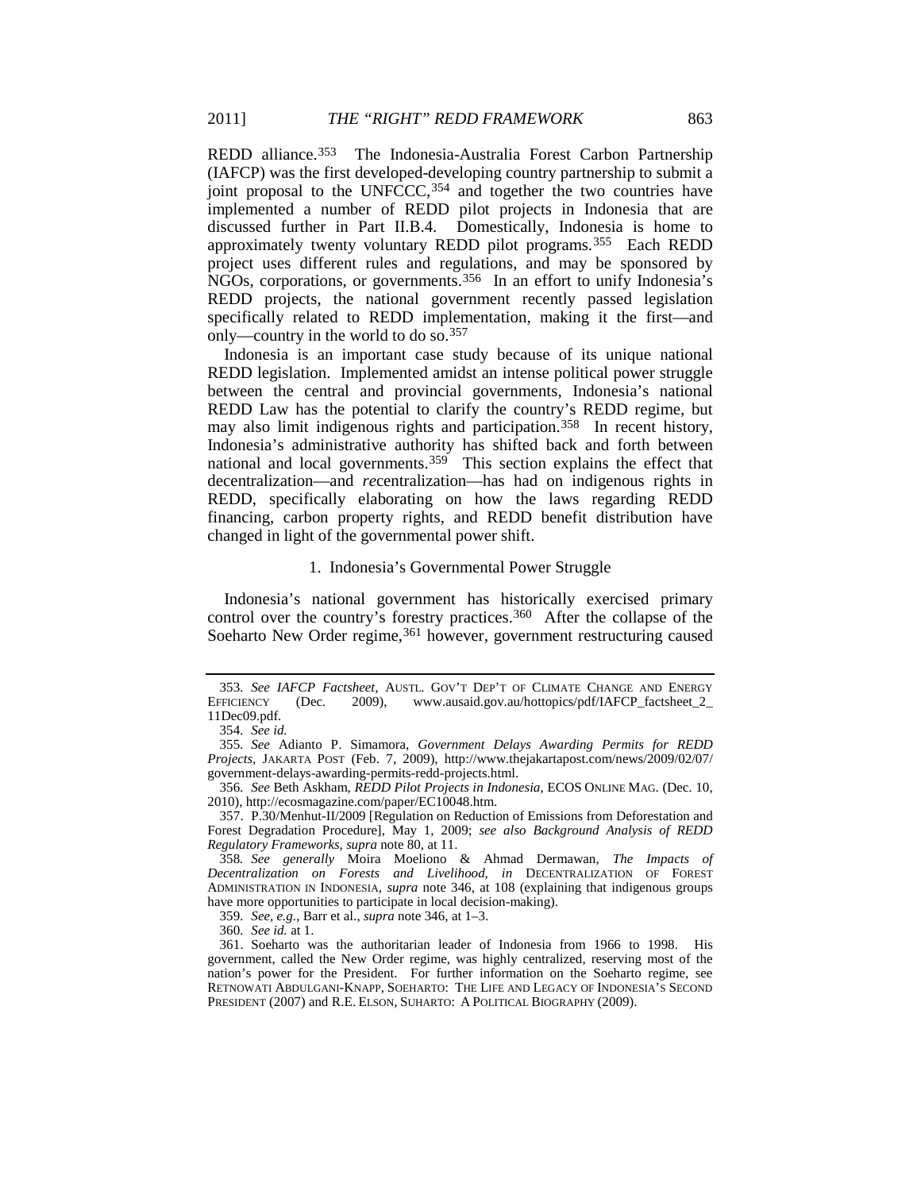REDD alliance.[353] The Indonesia-Australia Forest Carbon Partnership (IAFCP) was the first developed-developing country partnership to submit a joint proposal to the UNFCCC,[354] and together the two countries have implemented a number of REDD pilot projects in Indonesia that are discussed further in Part II.B.4. Domestically, Indonesia is home to approximately twenty voluntary REDD pilot programs.[355] Each REDD project uses different rules and regulations, and may be sponsored by NGOs, corporations, or governments.[356] In an effort to unify Indonesia's REDD projects, the national government recently passed legislation specifically related to REDD implementation, making it the first—and only—country in the world to do so.[357]

Indonesia is an important case study because of its unique national REDD legislation. Implemented amidst an intense political power struggle between the central and provincial governments, Indonesia's national REDD Law has the potential to clarify the country's REDD regime, but may also limit indigenous rights and participation.[358] In recent history, Indonesia's administrative authority has shifted back and forth between national and local governments.[359] This section explains the effect that decentralization—and *re*centralization—has had on indigenous rights in REDD, specifically elaborating on how the laws regarding REDD financing, carbon property rights, and REDD benefit distribution have changed in light of the governmental power shift.

### 1. Indonesia's Governmental Power Struggle

Indonesia's national government has historically exercised primary control over the country's forestry practices.[360] After the collapse of the Soeharto New Order regime,[361] however, government restructuring caused

---

353. *See IAFCP Factsheet*, AUSTL. GOV'T DEP'T OF CLIMATE CHANGE AND ENERGY EFFICIENCY (Dec. 2009), www.ausaid.gov.au/hottopics/pdf/IAFCP_factsheet_2_11Dec09.pdf.

354. *See id.*

355. *See* Adianto P. Simamora, *Government Delays Awarding Permits for REDD Projects*, JAKARTA POST (Feb. 7, 2009), http://www.thejakartapost.com/news/2009/02/07/government-delays-awarding-permits-redd-projects.html.

356. *See* Beth Askham, *REDD Pilot Projects in Indonesia*, ECOS ONLINE MAG. (Dec. 10, 2010), http://ecosmagazine.com/paper/EC10048.htm.

357. P.30/Menhut-II/2009 [Regulation on Reduction of Emissions from Deforestation and Forest Degradation Procedure], May 1, 2009; *see also Background Analysis of REDD Regulatory Frameworks*, *supra* note 80, at 11.

358. *See generally* Moira Moeliono & Ahmad Dermawan, *The Impacts of Decentralization on Forests and Livelihood*, *in* DECENTRALIZATION OF FOREST ADMINISTRATION IN INDONESIA, *supra* note 346, at 108 (explaining that indigenous groups have more opportunities to participate in local decision-making).

359. *See, e.g.*, Barr et al., *supra* note 346, at 1–3.

360. *See id.* at 1.

361. Soeharto was the authoritarian leader of Indonesia from 1966 to 1998. His government, called the New Order regime, was highly centralized, reserving most of the nation's power for the President. For further information on the Soeharto regime, see RETNOWATI ABDULGANI-KNAPP, SOEHARTO: THE LIFE AND LEGACY OF INDONESIA'S SECOND PRESIDENT (2007) and R.E. ELSON, SUHARTO: A POLITICAL BIOGRAPHY (2009).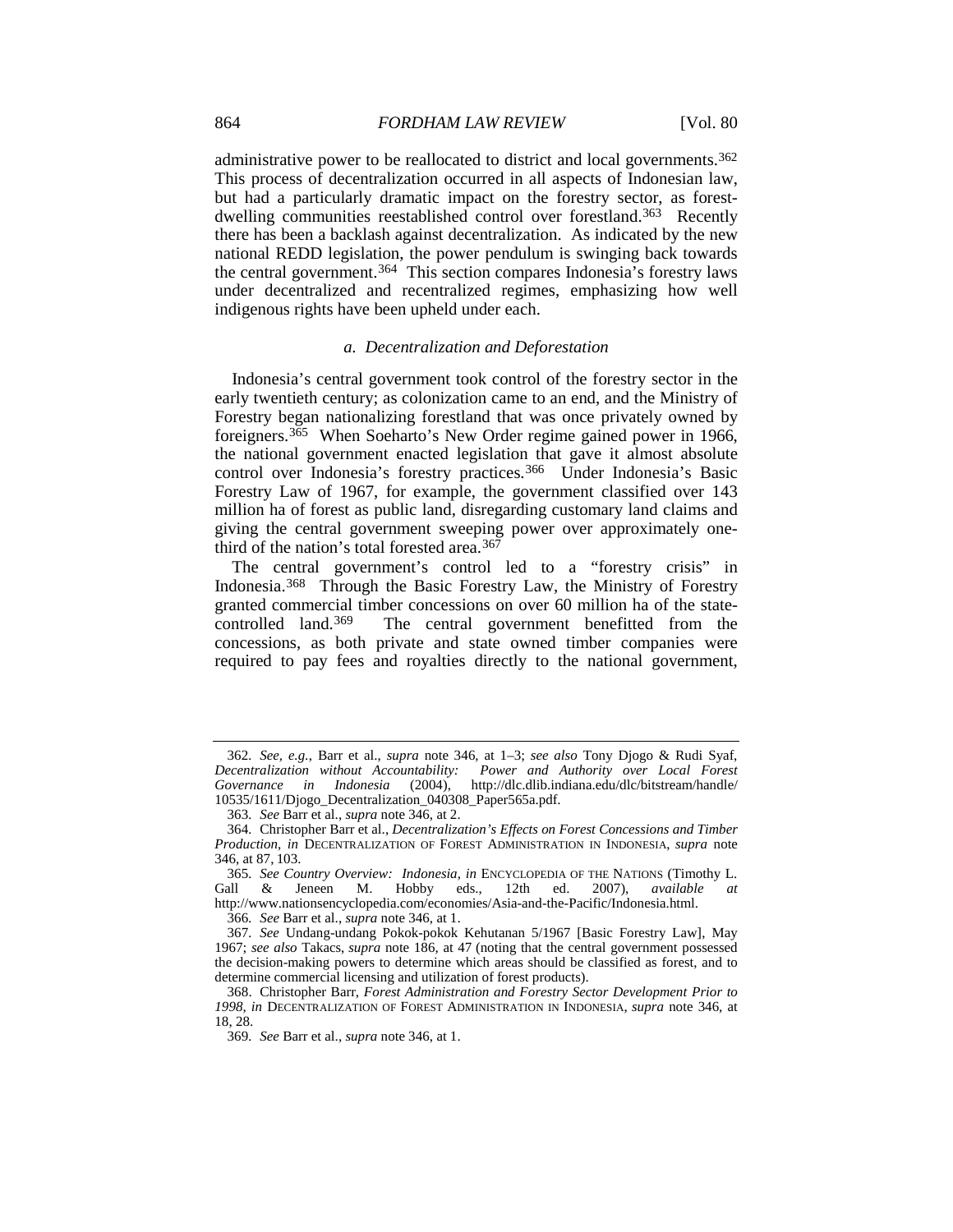administrative power to be reallocated to district and local governments.[362] This process of decentralization occurred in all aspects of Indonesian law, but had a particularly dramatic impact on the forestry sector, as forest-dwelling communities reestablished control over forestland.[363] Recently there has been a backlash against decentralization. As indicated by the new national REDD legislation, the power pendulum is swinging back towards the central government.[364] This section compares Indonesia's forestry laws under decentralized and recentralized regimes, emphasizing how well indigenous rights have been upheld under each.

#### *a. Decentralization and Deforestation*

Indonesia's central government took control of the forestry sector in the early twentieth century; as colonization came to an end, and the Ministry of Forestry began nationalizing forestland that was once privately owned by foreigners.[365] When Soeharto's New Order regime gained power in 1966, the national government enacted legislation that gave it almost absolute control over Indonesia's forestry practices.[366] Under Indonesia's Basic Forestry Law of 1967, for example, the government classified over 143 million ha of forest as public land, disregarding customary land claims and giving the central government sweeping power over approximately one-third of the nation's total forested area.[367]

The central government's control led to a "forestry crisis" in Indonesia.[368] Through the Basic Forestry Law, the Ministry of Forestry granted commercial timber concessions on over 60 million ha of the state-controlled land.[369] The central government benefitted from the concessions, as both private and state owned timber companies were required to pay fees and royalties directly to the national government,

---

362. *See, e.g.*, Barr et al., *supra* note 346, at 1–3; *see also* Tony Djogo & Rudi Syaf, *Decentralization without Accountability: Power and Authority over Local Forest Governance in Indonesia* (2004), http://dlc.dlib.indiana.edu/dlc/bitstream/handle/10535/1611/Djogo_Decentralization_040308_Paper565a.pdf.

363. *See* Barr et al., *supra* note 346, at 2.

364. Christopher Barr et al., *Decentralization's Effects on Forest Concessions and Timber Production*, *in* DECENTRALIZATION OF FOREST ADMINISTRATION IN INDONESIA, *supra* note 346, at 87, 103.

365. *See Country Overview: Indonesia*, *in* ENCYCLOPEDIA OF THE NATIONS (Timothy L. Gall & Jeneen M. Hobby eds., 12th ed. 2007), *available at* http://www.nationsencyclopedia.com/economies/Asia-and-the-Pacific/Indonesia.html.

366. *See* Barr et al., *supra* note 346, at 1.

367. *See* Undang-undang Pokok-pokok Kehutanan 5/1967 [Basic Forestry Law], May 1967; *see also* Takacs, *supra* note 186, at 47 (noting that the central government possessed the decision-making powers to determine which areas should be classified as forest, and to determine commercial licensing and utilization of forest products).

368. Christopher Barr, *Forest Administration and Forestry Sector Development Prior to 1998*, *in* DECENTRALIZATION OF FOREST ADMINISTRATION IN INDONESIA, *supra* note 346, at 18, 28.

369. *See* Barr et al., *supra* note 346, at 1.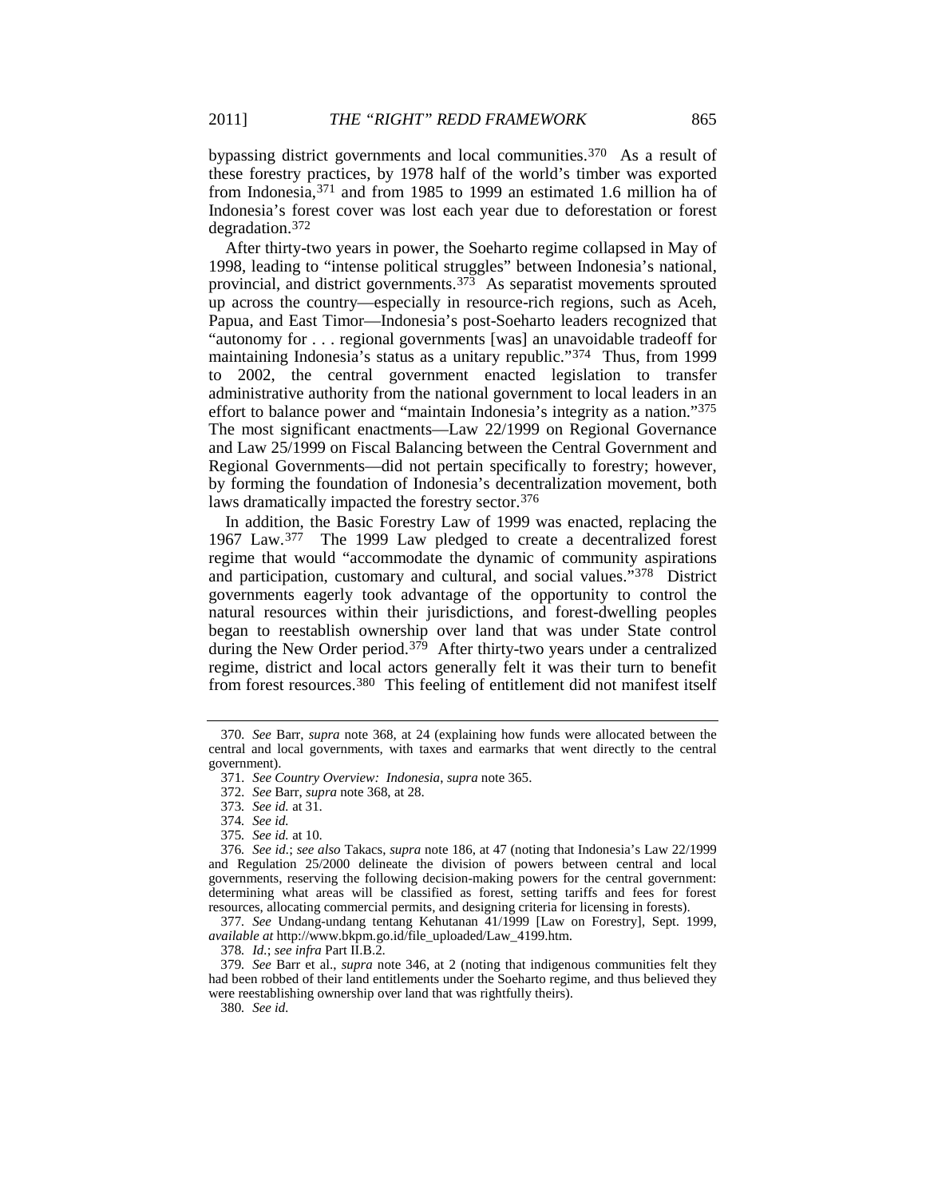bypassing district governments and local communities.[370] As a result of these forestry practices, by 1978 half of the world's timber was exported from Indonesia,[371] and from 1985 to 1999 an estimated 1.6 million ha of Indonesia's forest cover was lost each year due to deforestation or forest degradation.[372]

After thirty-two years in power, the Soeharto regime collapsed in May of 1998, leading to "intense political struggles" between Indonesia's national, provincial, and district governments.[373] As separatist movements sprouted up across the country—especially in resource-rich regions, such as Aceh, Papua, and East Timor—Indonesia's post-Soeharto leaders recognized that "autonomy for . . . regional governments [was] an unavoidable tradeoff for maintaining Indonesia's status as a unitary republic."[374] Thus, from 1999 to 2002, the central government enacted legislation to transfer administrative authority from the national government to local leaders in an effort to balance power and "maintain Indonesia's integrity as a nation."[375] The most significant enactments—Law 22/1999 on Regional Governance and Law 25/1999 on Fiscal Balancing between the Central Government and Regional Governments—did not pertain specifically to forestry; however, by forming the foundation of Indonesia's decentralization movement, both laws dramatically impacted the forestry sector.[376]

In addition, the Basic Forestry Law of 1999 was enacted, replacing the 1967 Law.[377] The 1999 Law pledged to create a decentralized forest regime that would "accommodate the dynamic of community aspirations and participation, customary and cultural, and social values."[378] District governments eagerly took advantage of the opportunity to control the natural resources within their jurisdictions, and forest-dwelling peoples began to reestablish ownership over land that was under State control during the New Order period.[379] After thirty-two years under a centralized regime, district and local actors generally felt it was their turn to benefit from forest resources.[380] This feeling of entitlement did not manifest itself

---

370. *See* Barr, *supra* note 368, at 24 (explaining how funds were allocated between the central and local governments, with taxes and earmarks that went directly to the central government).

371. *See Country Overview: Indonesia*, *supra* note 365.

372. *See* Barr, *supra* note 368, at 28.

373. *See id.* at 31.

374. *See id.*

375. *See id.* at 10.

376. *See id.*; *see also* Takacs, *supra* note 186, at 47 (noting that Indonesia's Law 22/1999 and Regulation 25/2000 delineate the division of powers between central and local governments, reserving the following decision-making powers for the central government: determining what areas will be classified as forest, setting tariffs and fees for forest resources, allocating commercial permits, and designing criteria for licensing in forests).

377. *See* Undang-undang tentang Kehutanan 41/1999 [Law on Forestry], Sept. 1999, *available at* http://www.bkpm.go.id/file_uploaded/Law_4199.htm.

378. *Id.*; *see infra* Part II.B.2.

379. *See* Barr et al., *supra* note 346, at 2 (noting that indigenous communities felt they had been robbed of their land entitlements under the Soeharto regime, and thus believed they were reestablishing ownership over land that was rightfully theirs).

380. *See id.*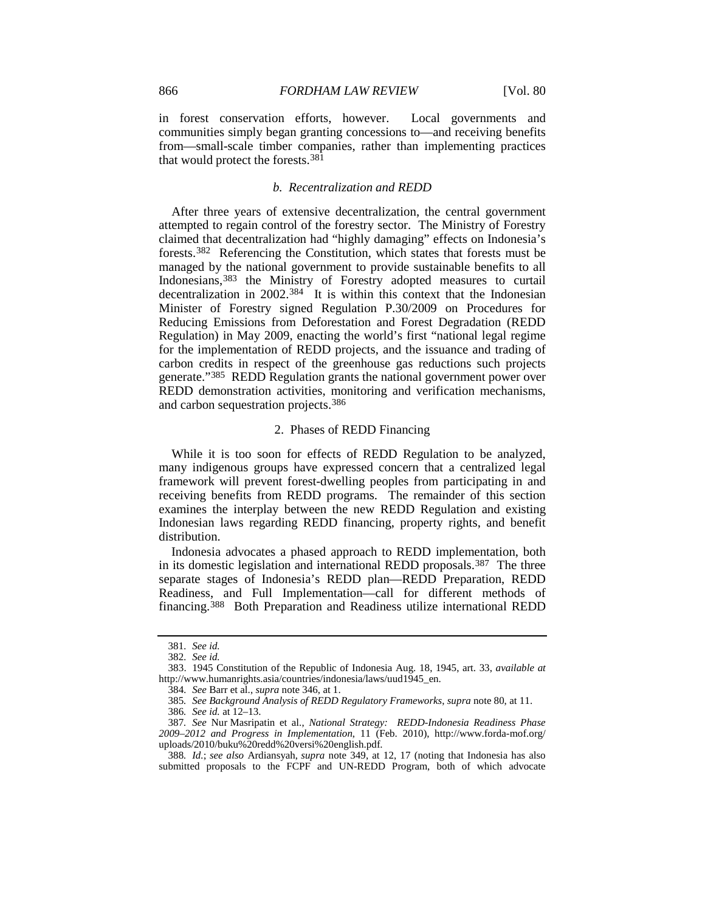in forest conservation efforts, however. Local governments and communities simply began granting concessions to—and receiving benefits from—small-scale timber companies, rather than implementing practices that would protect the forests.[381]

#### *b. Recentralization and REDD*

After three years of extensive decentralization, the central government attempted to regain control of the forestry sector. The Ministry of Forestry claimed that decentralization had "highly damaging" effects on Indonesia's forests.[382] Referencing the Constitution, which states that forests must be managed by the national government to provide sustainable benefits to all Indonesians,[383] the Ministry of Forestry adopted measures to curtail decentralization in 2002.[384] It is within this context that the Indonesian Minister of Forestry signed Regulation P.30/2009 on Procedures for Reducing Emissions from Deforestation and Forest Degradation (REDD Regulation) in May 2009, enacting the world's first "national legal regime for the implementation of REDD projects, and the issuance and trading of carbon credits in respect of the greenhouse gas reductions such projects generate."[385] REDD Regulation grants the national government power over REDD demonstration activities, monitoring and verification mechanisms, and carbon sequestration projects.[386]

### 2. Phases of REDD Financing

While it is too soon for effects of REDD Regulation to be analyzed, many indigenous groups have expressed concern that a centralized legal framework will prevent forest-dwelling peoples from participating in and receiving benefits from REDD programs. The remainder of this section examines the interplay between the new REDD Regulation and existing Indonesian laws regarding REDD financing, property rights, and benefit distribution.

Indonesia advocates a phased approach to REDD implementation, both in its domestic legislation and international REDD proposals.[387] The three separate stages of Indonesia's REDD plan—REDD Preparation, REDD Readiness, and Full Implementation—call for different methods of financing.[388] Both Preparation and Readiness utilize international REDD

---

381. *See id.*

382. *See id.*

383. 1945 Constitution of the Republic of Indonesia Aug. 18, 1945, art. 33, *available at* http://www.humanrights.asia/countries/indonesia/laws/uud1945_en.

384. *See* Barr et al., *supra* note 346, at 1.

385. *See Background Analysis of REDD Regulatory Frameworks*, *supra* note 80, at 11.

386. *See id.* at 12–13.

387. *See* Nur Masripatin et al., *National Strategy: REDD-Indonesia Readiness Phase 2009–2012 and Progress in Implementation*, 11 (Feb. 2010), http://www.forda-mof.org/uploads/2010/buku%20redd%20versi%20english.pdf.

388. *Id.*; *see also* Ardiansyah, *supra* note 349, at 12, 17 (noting that Indonesia has also submitted proposals to the FCPF and UN-REDD Program, both of which advocate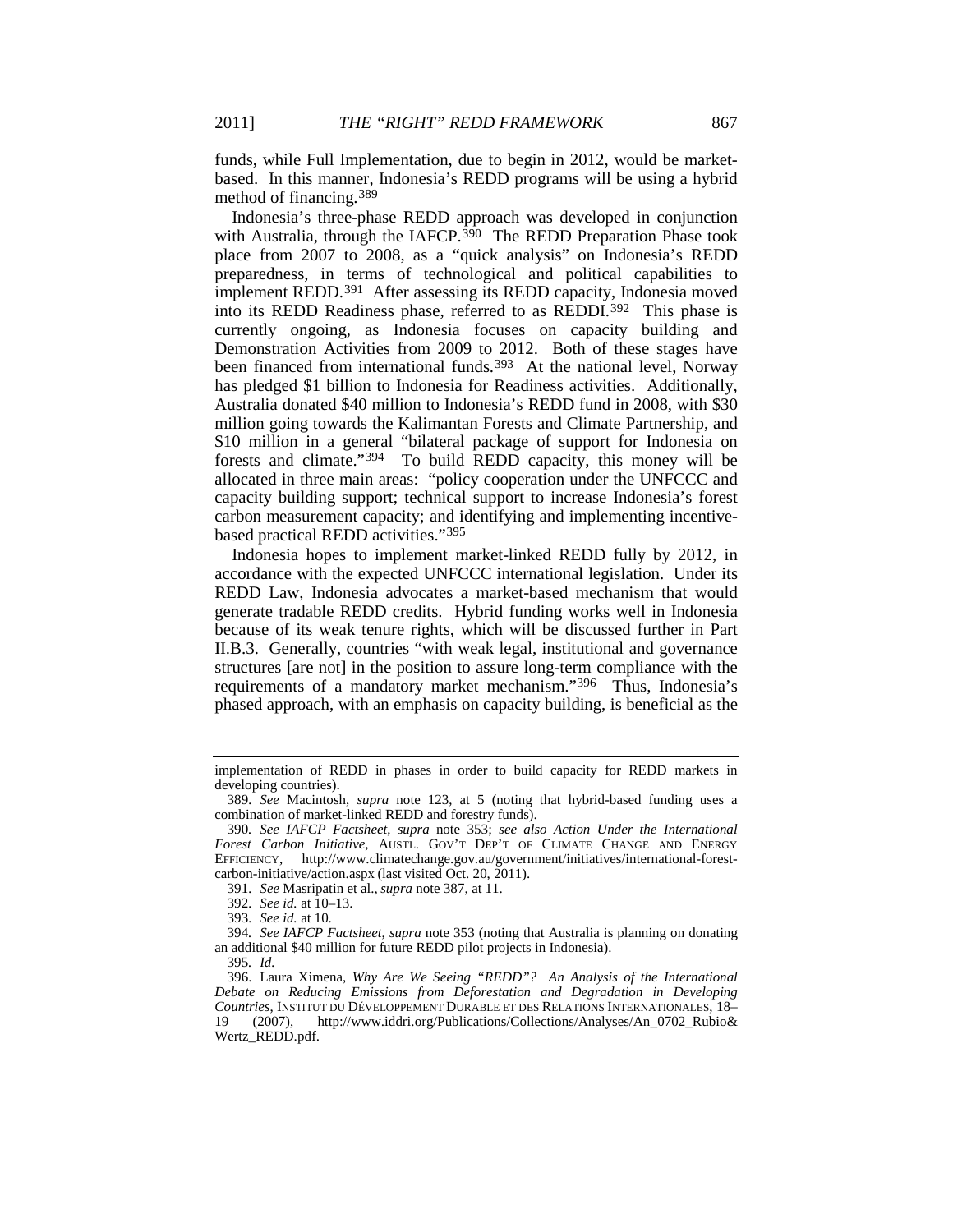funds, while Full Implementation, due to begin in 2012, would be market-based. In this manner, Indonesia's REDD programs will be using a hybrid method of financing.[389]

Indonesia's three-phase REDD approach was developed in conjunction with Australia, through the IAFCP.[390] The REDD Preparation Phase took place from 2007 to 2008, as a "quick analysis" on Indonesia's REDD preparedness, in terms of technological and political capabilities to implement REDD.[391] After assessing its REDD capacity, Indonesia moved into its REDD Readiness phase, referred to as REDDI.[392] This phase is currently ongoing, as Indonesia focuses on capacity building and Demonstration Activities from 2009 to 2012. Both of these stages have been financed from international funds.[393] At the national level, Norway has pledged $1 billion to Indonesia for Readiness activities. Additionally, Australia donated $40 million to Indonesia's REDD fund in 2008, with $30 million going towards the Kalimantan Forests and Climate Partnership, and $10 million in a general "bilateral package of support for Indonesia on forests and climate."[394] To build REDD capacity, this money will be allocated in three main areas: "policy cooperation under the UNFCCC and capacity building support; technical support to increase Indonesia's forest carbon measurement capacity; and identifying and implementing incentive-based practical REDD activities."[395]

Indonesia hopes to implement market-linked REDD fully by 2012, in accordance with the expected UNFCCC international legislation. Under its REDD Law, Indonesia advocates a market-based mechanism that would generate tradable REDD credits. Hybrid funding works well in Indonesia because of its weak tenure rights, which will be discussed further in Part II.B.3. Generally, countries "with weak legal, institutional and governance structures [are not] in the position to assure long-term compliance with the requirements of a mandatory market mechanism."[396] Thus, Indonesia's phased approach, with an emphasis on capacity building, is beneficial as the

---

implementation of REDD in phases in order to build capacity for REDD markets in developing countries).

389. *See* Macintosh, *supra* note 123, at 5 (noting that hybrid-based funding uses a combination of market-linked REDD and forestry funds).

390. *See IAFCP Factsheet*, *supra* note 353; *see also Action Under the International Forest Carbon Initiative*, AUSTL. GOV'T DEP'T OF CLIMATE CHANGE AND ENERGY EFFICIENCY, http://www.climatechange.gov.au/government/initiatives/international-forest-carbon-initiative/action.aspx (last visited Oct. 20, 2011).

391. *See* Masripatin et al., *supra* note 387, at 11.

392. *See id.* at 10–13.

393. *See id.* at 10.

394. *See IAFCP Factsheet*, *supra* note 353 (noting that Australia is planning on donating an additional $40 million for future REDD pilot projects in Indonesia).

395. *Id.*

396. Laura Ximena, *Why Are We Seeing "REDD"? An Analysis of the International Debate on Reducing Emissions from Deforestation and Degradation in Developing Countries*, INSTITUT DU DÉVELOPPEMENT DURABLE ET DES RELATIONS INTERNATIONALES, 18–19 (2007), http://www.iddri.org/Publications/Collections/Analyses/An_0702_Rubio&Wertz_REDD.pdf.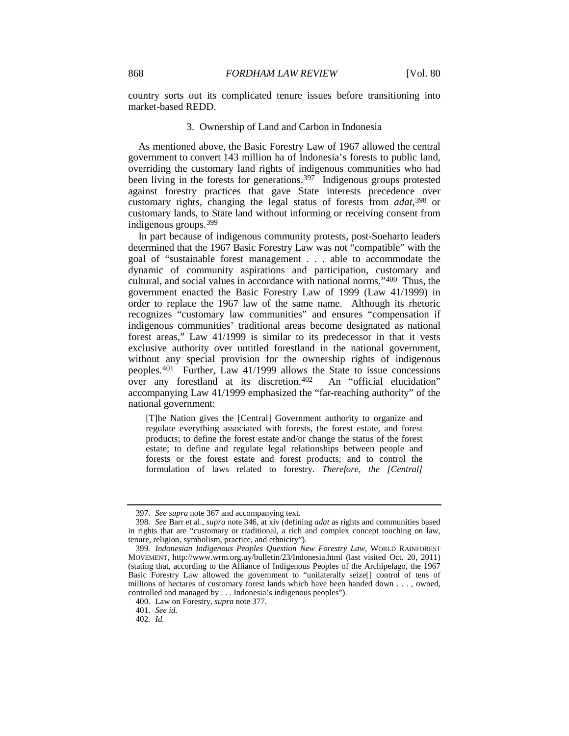country sorts out its complicated tenure issues before transitioning into market-based REDD.

### 3. Ownership of Land and Carbon in Indonesia

As mentioned above, the Basic Forestry Law of 1967 allowed the central government to convert 143 million ha of Indonesia's forests to public land, overriding the customary land rights of indigenous communities who had been living in the forests for generations.[397] Indigenous groups protested against forestry practices that gave State interests precedence over customary rights, changing the legal status of forests from *adat*,[398] or customary lands, to State land without informing or receiving consent from indigenous groups.[399]

In part because of indigenous community protests, post-Soeharto leaders determined that the 1967 Basic Forestry Law was not "compatible" with the goal of "sustainable forest management . . . able to accommodate the dynamic of community aspirations and participation, customary and cultural, and social values in accordance with national norms."[400] Thus, the government enacted the Basic Forestry Law of 1999 (Law 41/1999) in order to replace the 1967 law of the same name. Although its rhetoric recognizes "customary law communities" and ensures "compensation if indigenous communities' traditional areas become designated as national forest areas," Law 41/1999 is similar to its predecessor in that it vests exclusive authority over untitled forestland in the national government, without any special provision for the ownership rights of indigenous peoples.[401] Further, Law 41/1999 allows the State to issue concessions over any forestland at its discretion.[402] An "official elucidation" accompanying Law 41/1999 emphasized the "far-reaching authority" of the national government:

> [T]he Nation gives the [Central] Government authority to organize and regulate everything associated with forests, the forest estate, and forest products; to define the forest estate and/or change the status of the forest estate; to define and regulate legal relationships between people and forests or the forest estate and forest products; and to control the formulation of laws related to forestry. *Therefore, the [Central]*

---

397. *See supra* note 367 and accompanying text.

398. *See* Barr et al., *supra* note 346, at xiv (defining *adat* as rights and communities based in rights that are "customary or traditional, a rich and complex concept touching on law, tenure, religion, symbolism, practice, and ethnicity").

399. *Indonesian Indigenous Peoples Question New Forestry Law*, WORLD RAINFOREST MOVEMENT, http://www.wrm.org.uy/bulletin/23/Indonesia.html (last visited Oct. 20, 2011) (stating that, according to the Alliance of Indigenous Peoples of the Archipelago, the 1967 Basic Forestry Law allowed the government to "unilaterally seize[] control of tens of millions of hectares of customary forest lands which have been handed down . . . , owned, controlled and managed by . . . Indonesia's indigenous peoples").

400. Law on Forestry, *supra* note 377.

401. *See id.*

402. *Id.*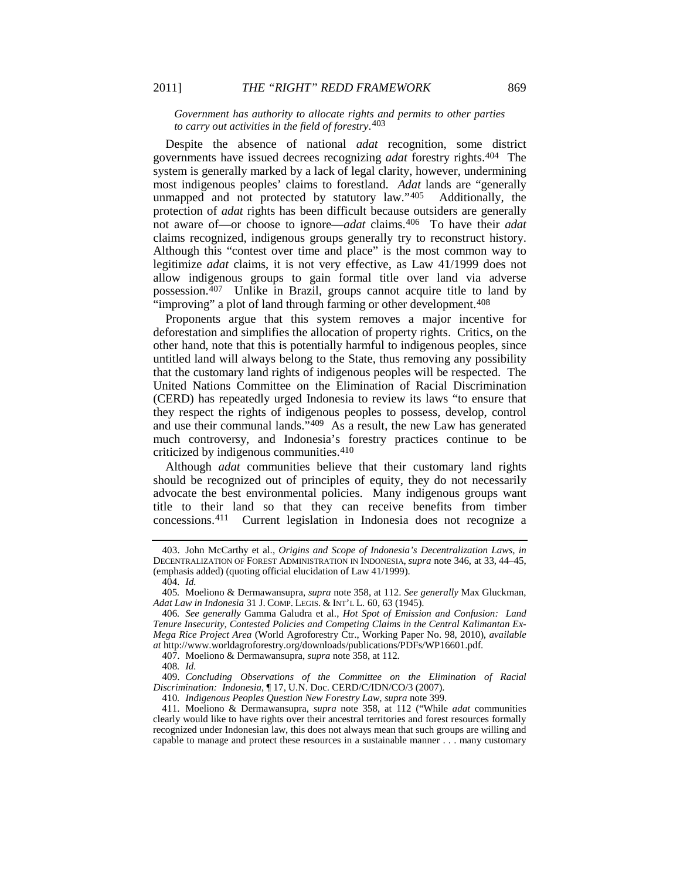*Government has authority to allocate rights and permits to other parties to carry out activities in the field of forestry*.[403]

Despite the absence of national *adat* recognition, some district governments have issued decrees recognizing *adat* forestry rights.[404] The system is generally marked by a lack of legal clarity, however, undermining most indigenous peoples' claims to forestland. *Adat* lands are "generally unmapped and not protected by statutory law."[405] Additionally, the protection of *adat* rights has been difficult because outsiders are generally not aware of—or choose to ignore—*adat* claims.[406] To have their *adat* claims recognized, indigenous groups generally try to reconstruct history. Although this "contest over time and place" is the most common way to legitimize *adat* claims, it is not very effective, as Law 41/1999 does not allow indigenous groups to gain formal title over land via adverse possession.[407] Unlike in Brazil, groups cannot acquire title to land by "improving" a plot of land through farming or other development.[408]

Proponents argue that this system removes a major incentive for deforestation and simplifies the allocation of property rights. Critics, on the other hand, note that this is potentially harmful to indigenous peoples, since untitled land will always belong to the State, thus removing any possibility that the customary land rights of indigenous peoples will be respected. The United Nations Committee on the Elimination of Racial Discrimination (CERD) has repeatedly urged Indonesia to review its laws "to ensure that they respect the rights of indigenous peoples to possess, develop, control and use their communal lands."[409] As a result, the new Law has generated much controversy, and Indonesia's forestry practices continue to be criticized by indigenous communities.[410]

Although *adat* communities believe that their customary land rights should be recognized out of principles of equity, they do not necessarily advocate the best environmental policies. Many indigenous groups want title to their land so that they can receive benefits from timber concessions.[411] Current legislation in Indonesia does not recognize a

---

403. John McCarthy et al., *Origins and Scope of Indonesia's Decentralization Laws*, *in* DECENTRALIZATION OF FOREST ADMINISTRATION IN INDONESIA, *supra* note 346, at 33, 44–45, (emphasis added) (quoting official elucidation of Law 41/1999).

404. *Id.*

405. Moeliono & Dermawansupra, *supra* note 358, at 112. *See generally* Max Gluckman, *Adat Law in Indonesia* 31 J. COMP. LEGIS. & INT'L L. 60, 63 (1945).

406. *See generally* Gamma Galudra et al., *Hot Spot of Emission and Confusion: Land Tenure Insecurity, Contested Policies and Competing Claims in the Central Kalimantan Ex-Mega Rice Project Area* (World Agroforestry Ctr., Working Paper No. 98, 2010), *available at* http://www.worldagroforestry.org/downloads/publications/PDFs/WP16601.pdf.

407. Moeliono & Dermawansupra, *supra* note 358, at 112.

408. *Id.*

409. *Concluding Observations of the Committee on the Elimination of Racial Discrimination: Indonesia*, ¶ 17, U.N. Doc. CERD/C/IDN/CO/3 (2007).

410. *Indigenous Peoples Question New Forestry Law*, *supra* note 399.

411. Moeliono & Dermawansupra, *supra* note 358, at 112 ("While *adat* communities clearly would like to have rights over their ancestral territories and forest resources formally recognized under Indonesian law, this does not always mean that such groups are willing and capable to manage and protect these resources in a sustainable manner . . . many customary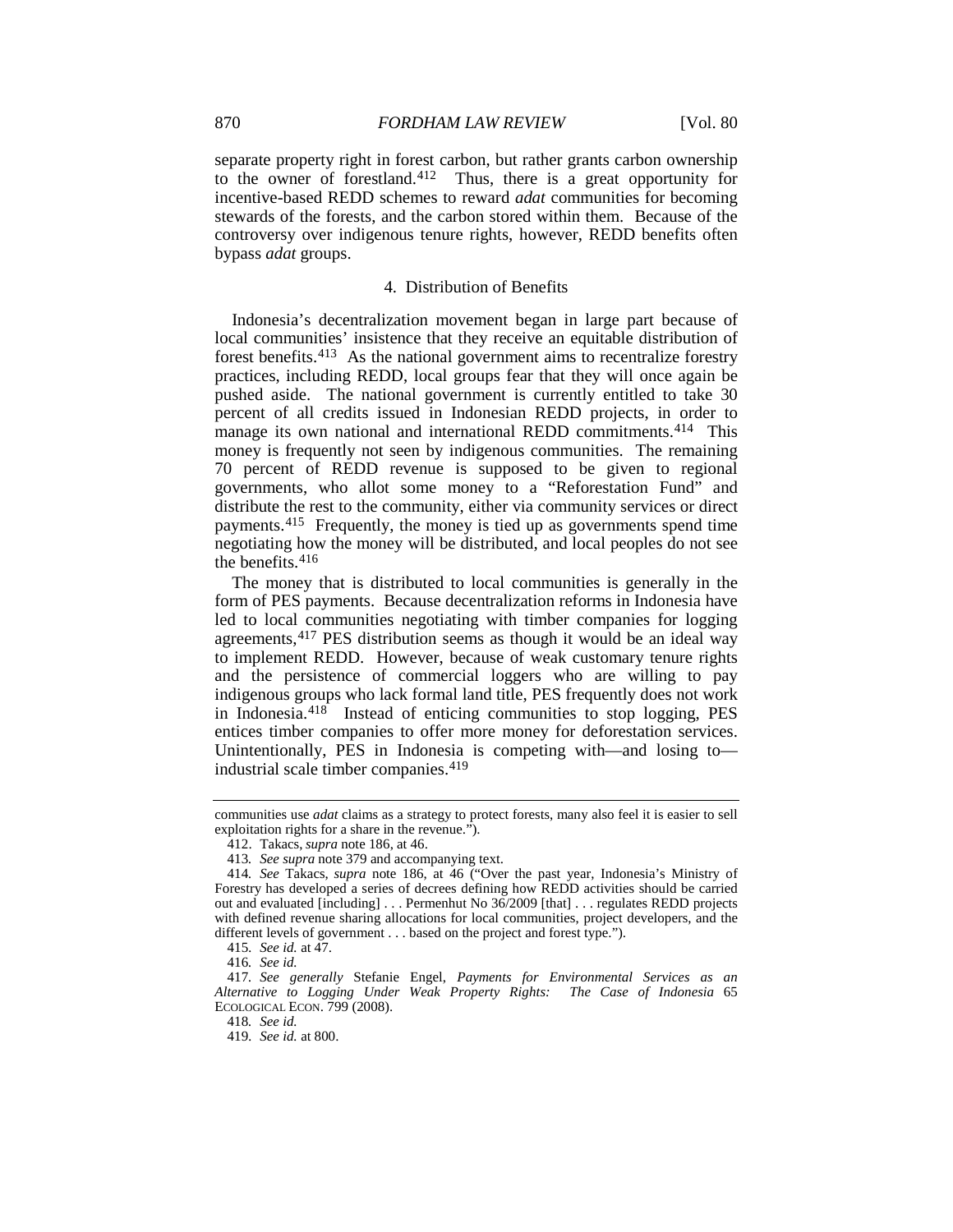separate property right in forest carbon, but rather grants carbon ownership to the owner of forestland.[412] Thus, there is a great opportunity for incentive-based REDD schemes to reward *adat* communities for becoming stewards of the forests, and the carbon stored within them. Because of the controversy over indigenous tenure rights, however, REDD benefits often bypass *adat* groups.

#### 4. Distribution of Benefits

Indonesia's decentralization movement began in large part because of local communities' insistence that they receive an equitable distribution of forest benefits.[413] As the national government aims to recentralize forestry practices, including REDD, local groups fear that they will once again be pushed aside. The national government is currently entitled to take 30 percent of all credits issued in Indonesian REDD projects, in order to manage its own national and international REDD commitments.[414] This money is frequently not seen by indigenous communities. The remaining 70 percent of REDD revenue is supposed to be given to regional governments, who allot some money to a "Reforestation Fund" and distribute the rest to the community, either via community services or direct payments.[415] Frequently, the money is tied up as governments spend time negotiating how the money will be distributed, and local peoples do not see the benefits.[416]

The money that is distributed to local communities is generally in the form of PES payments. Because decentralization reforms in Indonesia have led to local communities negotiating with timber companies for logging agreements,[417] PES distribution seems as though it would be an ideal way to implement REDD. However, because of weak customary tenure rights and the persistence of commercial loggers who are willing to pay indigenous groups who lack formal land title, PES frequently does not work in Indonesia.[418] Instead of enticing communities to stop logging, PES entices timber companies to offer more money for deforestation services. Unintentionally, PES in Indonesia is competing with—and losing to—industrial scale timber companies.[419]

---

communities use *adat* claims as a strategy to protect forests, many also feel it is easier to sell exploitation rights for a share in the revenue.").

412. Takacs, *supra* note 186, at 46.

413. *See supra* note 379 and accompanying text.

414. *See* Takacs, *supra* note 186, at 46 ("Over the past year, Indonesia's Ministry of Forestry has developed a series of decrees defining how REDD activities should be carried out and evaluated [including] . . . Permenhut No 36/2009 [that] . . . regulates REDD projects with defined revenue sharing allocations for local communities, project developers, and the different levels of government . . . based on the project and forest type.").

415. *See id.* at 47.

416. *See id.*

417. *See generally* Stefanie Engel, *Payments for Environmental Services as an Alternative to Logging Under Weak Property Rights: The Case of Indonesia* 65 ECOLOGICAL ECON. 799 (2008).

418. *See id.*

419. *See id.* at 800.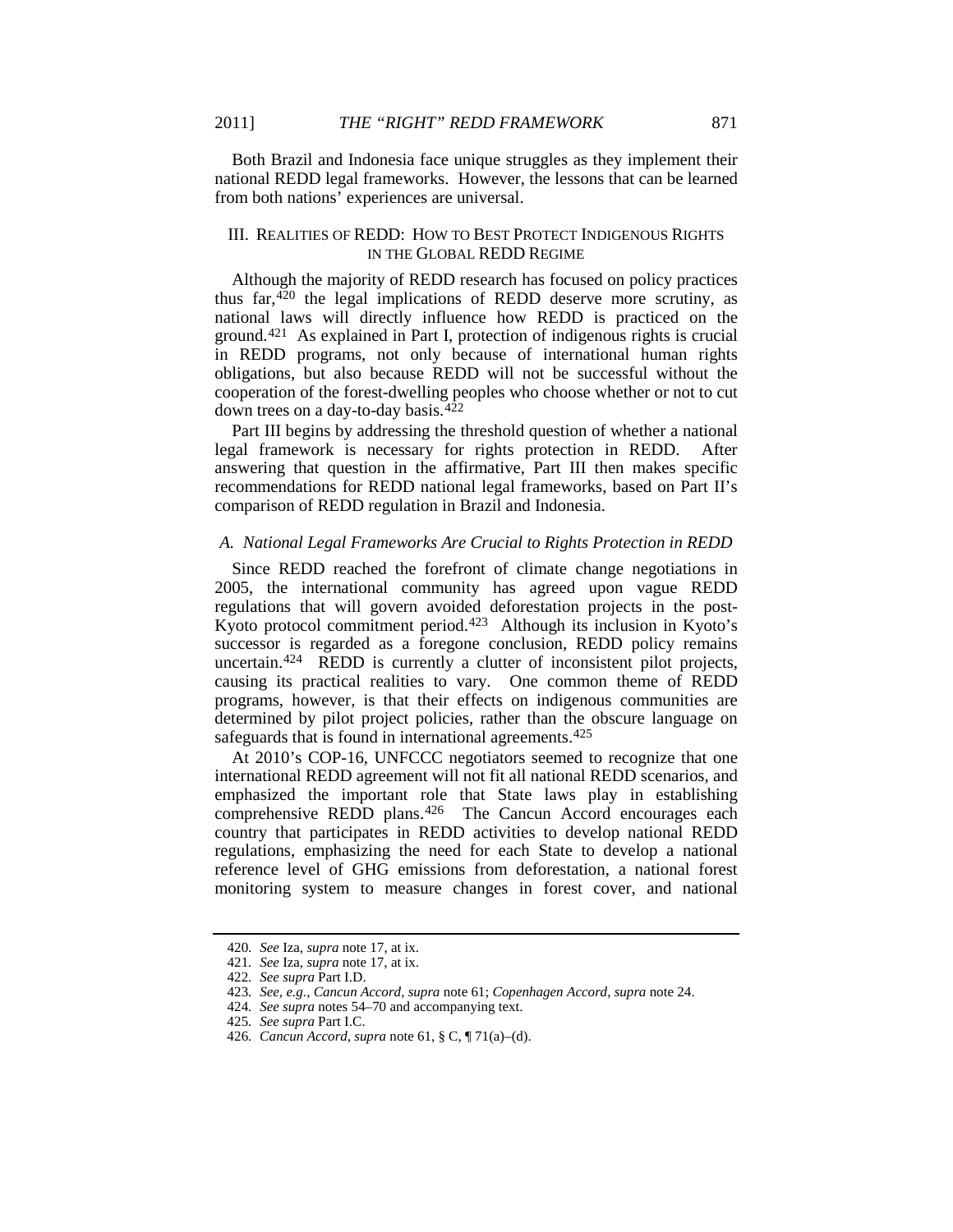Both Brazil and Indonesia face unique struggles as they implement their national REDD legal frameworks. However, the lessons that can be learned from both nations' experiences are universal.

## III. REALITIES OF REDD: HOW TO BEST PROTECT INDIGENOUS RIGHTS IN THE GLOBAL REDD REGIME

Although the majority of REDD research has focused on policy practices thus far,[420] the legal implications of REDD deserve more scrutiny, as national laws will directly influence how REDD is practiced on the ground.[421] As explained in Part I, protection of indigenous rights is crucial in REDD programs, not only because of international human rights obligations, but also because REDD will not be successful without the cooperation of the forest-dwelling peoples who choose whether or not to cut down trees on a day-to-day basis.[422]

Part III begins by addressing the threshold question of whether a national legal framework is necessary for rights protection in REDD. After answering that question in the affirmative, Part III then makes specific recommendations for REDD national legal frameworks, based on Part II's comparison of REDD regulation in Brazil and Indonesia.

### *A. National Legal Frameworks Are Crucial to Rights Protection in REDD*

Since REDD reached the forefront of climate change negotiations in 2005, the international community has agreed upon vague REDD regulations that will govern avoided deforestation projects in the post-Kyoto protocol commitment period.[423] Although its inclusion in Kyoto's successor is regarded as a foregone conclusion, REDD policy remains uncertain.[424] REDD is currently a clutter of inconsistent pilot projects, causing its practical realities to vary. One common theme of REDD programs, however, is that their effects on indigenous communities are determined by pilot project policies, rather than the obscure language on safeguards that is found in international agreements.[425]

At 2010's COP-16, UNFCCC negotiators seemed to recognize that one international REDD agreement will not fit all national REDD scenarios, and emphasized the important role that State laws play in establishing comprehensive REDD plans.[426] The Cancun Accord encourages each country that participates in REDD activities to develop national REDD regulations, emphasizing the need for each State to develop a national reference level of GHG emissions from deforestation, a national forest monitoring system to measure changes in forest cover, and national

---

420. *See* Iza, *supra* note 17, at ix.

421. *See* Iza, *supra* note 17, at ix.

422. *See supra* Part I.D.

423. *See, e.g.*, *Cancun Accord*, *supra* note 61; *Copenhagen Accord*, *supra* note 24.

424. *See supra* notes 54–70 and accompanying text.

425. *See supra* Part I.C.

426. *Cancun Accord*, *supra* note 61, § C, ¶ 71(a)–(d).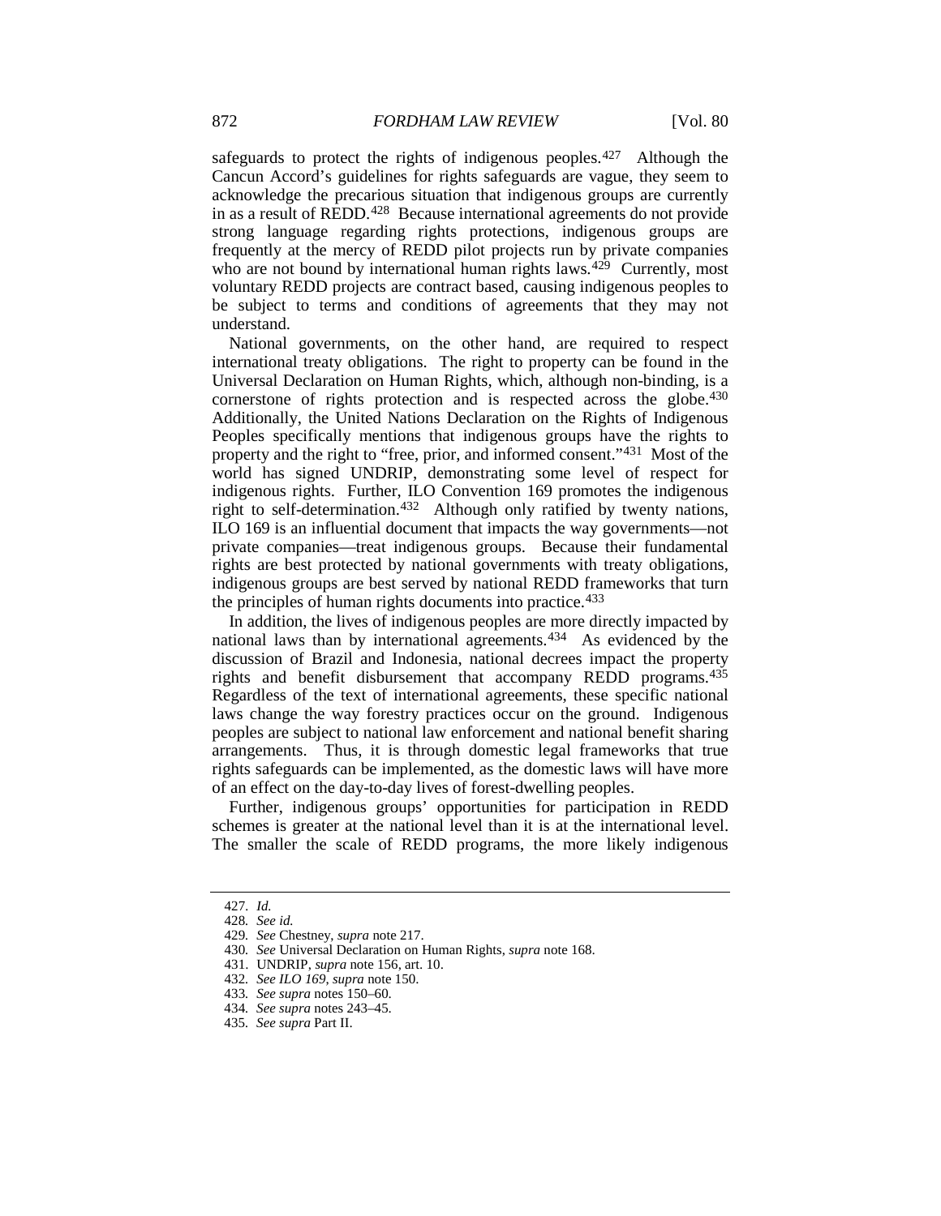safeguards to protect the rights of indigenous peoples.[427] Although the Cancun Accord's guidelines for rights safeguards are vague, they seem to acknowledge the precarious situation that indigenous groups are currently in as a result of REDD.[428] Because international agreements do not provide strong language regarding rights protections, indigenous groups are frequently at the mercy of REDD pilot projects run by private companies who are not bound by international human rights laws.[429] Currently, most voluntary REDD projects are contract based, causing indigenous peoples to be subject to terms and conditions of agreements that they may not understand.

National governments, on the other hand, are required to respect international treaty obligations. The right to property can be found in the Universal Declaration on Human Rights, which, although non-binding, is a cornerstone of rights protection and is respected across the globe.[430] Additionally, the United Nations Declaration on the Rights of Indigenous Peoples specifically mentions that indigenous groups have the rights to property and the right to "free, prior, and informed consent."[431] Most of the world has signed UNDRIP, demonstrating some level of respect for indigenous rights. Further, ILO Convention 169 promotes the indigenous right to self-determination.[432] Although only ratified by twenty nations, ILO 169 is an influential document that impacts the way governments—not private companies—treat indigenous groups. Because their fundamental rights are best protected by national governments with treaty obligations, indigenous groups are best served by national REDD frameworks that turn the principles of human rights documents into practice.[433]

In addition, the lives of indigenous peoples are more directly impacted by national laws than by international agreements.[434] As evidenced by the discussion of Brazil and Indonesia, national decrees impact the property rights and benefit disbursement that accompany REDD programs.[435] Regardless of the text of international agreements, these specific national laws change the way forestry practices occur on the ground. Indigenous peoples are subject to national law enforcement and national benefit sharing arrangements. Thus, it is through domestic legal frameworks that true rights safeguards can be implemented, as the domestic laws will have more of an effect on the day-to-day lives of forest-dwelling peoples.

Further, indigenous groups' opportunities for participation in REDD schemes is greater at the national level than it is at the international level. The smaller the scale of REDD programs, the more likely indigenous

---

427. *Id.*

428. *See id.*

429. *See* Chestney, *supra* note 217.

430. *See* Universal Declaration on Human Rights, *supra* note 168.

431. UNDRIP, *supra* note 156, art. 10.

432. *See ILO 169*, *supra* note 150.

433. *See supra* notes 150–60.

434. *See supra* notes 243–45.

435. *See supra* Part II.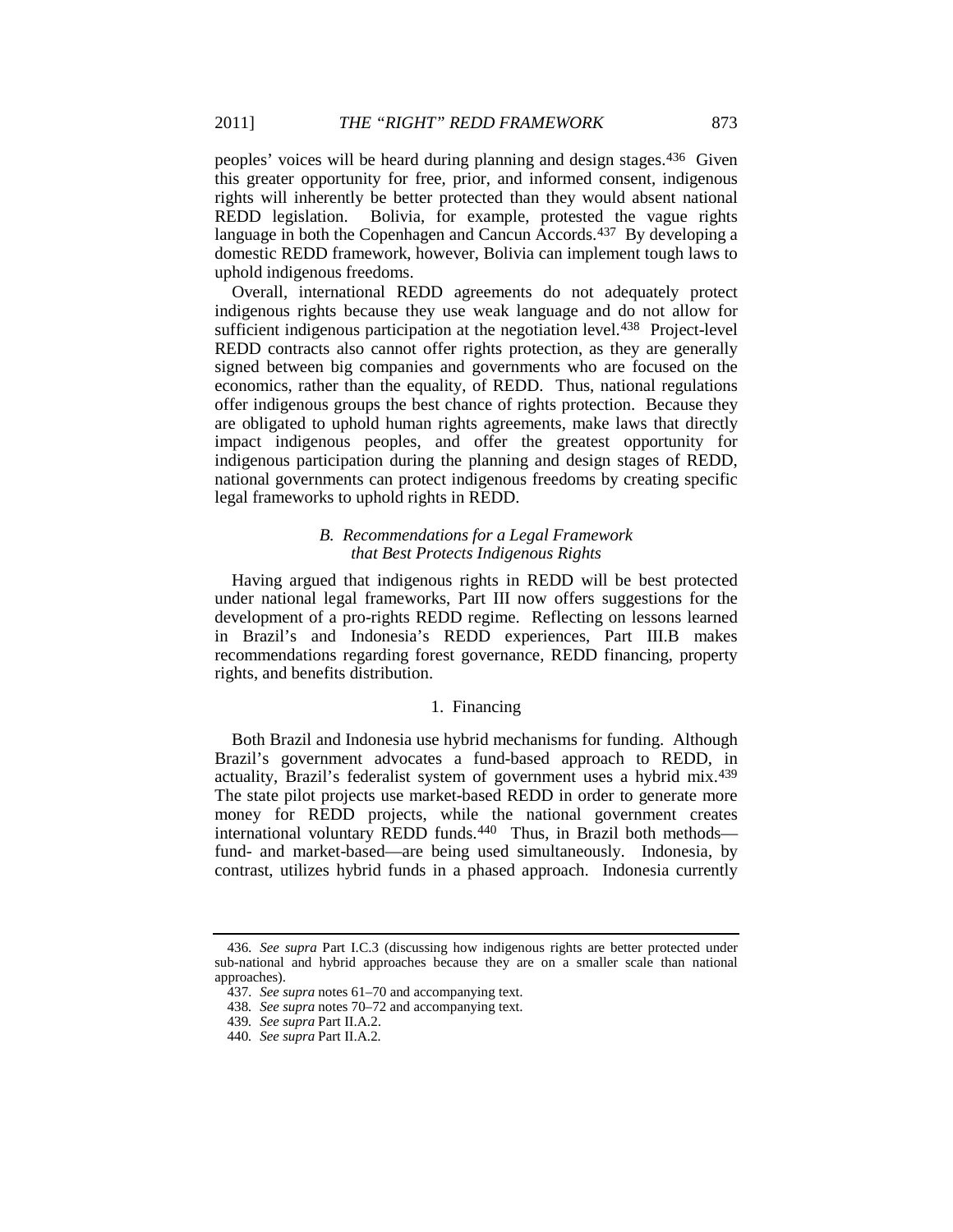peoples' voices will be heard during planning and design stages.[436] Given this greater opportunity for free, prior, and informed consent, indigenous rights will inherently be better protected than they would absent national REDD legislation. Bolivia, for example, protested the vague rights language in both the Copenhagen and Cancun Accords.[437] By developing a domestic REDD framework, however, Bolivia can implement tough laws to uphold indigenous freedoms.

Overall, international REDD agreements do not adequately protect indigenous rights because they use weak language and do not allow for sufficient indigenous participation at the negotiation level.[438] Project-level REDD contracts also cannot offer rights protection, as they are generally signed between big companies and governments who are focused on the economics, rather than the equality, of REDD. Thus, national regulations offer indigenous groups the best chance of rights protection. Because they are obligated to uphold human rights agreements, make laws that directly impact indigenous peoples, and offer the greatest opportunity for indigenous participation during the planning and design stages of REDD, national governments can protect indigenous freedoms by creating specific legal frameworks to uphold rights in REDD.

### *B. Recommendations for a Legal Framework that Best Protects Indigenous Rights*

Having argued that indigenous rights in REDD will be best protected under national legal frameworks, Part III now offers suggestions for the development of a pro-rights REDD regime. Reflecting on lessons learned in Brazil's and Indonesia's REDD experiences, Part III.B makes recommendations regarding forest governance, REDD financing, property rights, and benefits distribution.

#### 1. Financing

Both Brazil and Indonesia use hybrid mechanisms for funding. Although Brazil's government advocates a fund-based approach to REDD, in actuality, Brazil's federalist system of government uses a hybrid mix.[439] The state pilot projects use market-based REDD in order to generate more money for REDD projects, while the national government creates international voluntary REDD funds.[440] Thus, in Brazil both methods—fund- and market-based—are being used simultaneously. Indonesia, by contrast, utilizes hybrid funds in a phased approach. Indonesia currently

---

436. *See supra* Part I.C.3 (discussing how indigenous rights are better protected under sub-national and hybrid approaches because they are on a smaller scale than national approaches).

437. *See supra* notes 61–70 and accompanying text.

438. *See supra* notes 70–72 and accompanying text.

439. *See supra* Part II.A.2.

440. *See supra* Part II.A.2.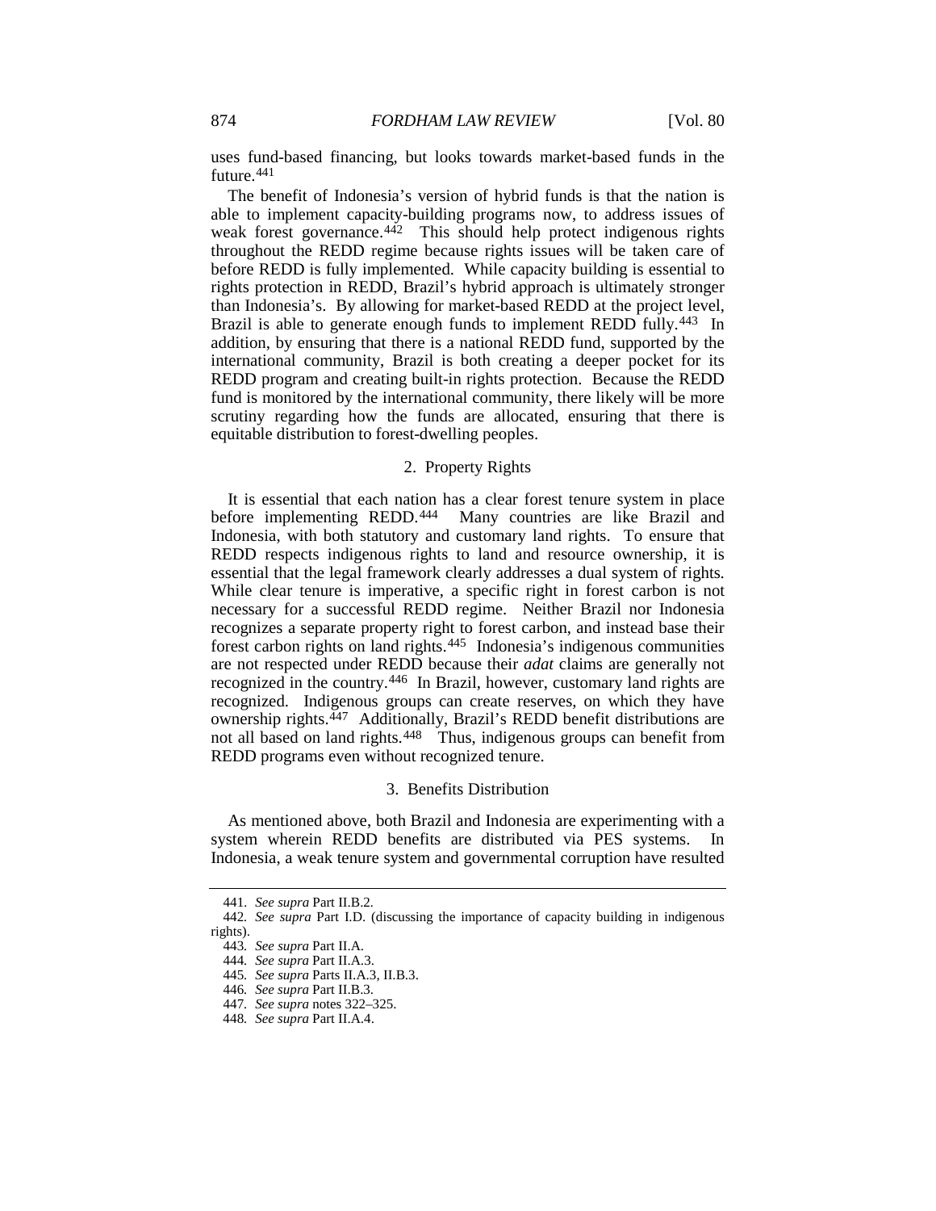uses fund-based financing, but looks towards market-based funds in the future.[441]

The benefit of Indonesia's version of hybrid funds is that the nation is able to implement capacity-building programs now, to address issues of weak forest governance.[442] This should help protect indigenous rights throughout the REDD regime because rights issues will be taken care of before REDD is fully implemented. While capacity building is essential to rights protection in REDD, Brazil's hybrid approach is ultimately stronger than Indonesia's. By allowing for market-based REDD at the project level, Brazil is able to generate enough funds to implement REDD fully.[443] In addition, by ensuring that there is a national REDD fund, supported by the international community, Brazil is both creating a deeper pocket for its REDD program and creating built-in rights protection. Because the REDD fund is monitored by the international community, there likely will be more scrutiny regarding how the funds are allocated, ensuring that there is equitable distribution to forest-dwelling peoples.

### 2. Property Rights

It is essential that each nation has a clear forest tenure system in place before implementing REDD.[444] Many countries are like Brazil and Indonesia, with both statutory and customary land rights. To ensure that REDD respects indigenous rights to land and resource ownership, it is essential that the legal framework clearly addresses a dual system of rights. While clear tenure is imperative, a specific right in forest carbon is not necessary for a successful REDD regime. Neither Brazil nor Indonesia recognizes a separate property right to forest carbon, and instead base their forest carbon rights on land rights.[445] Indonesia's indigenous communities are not respected under REDD because their *adat* claims are generally not recognized in the country.[446] In Brazil, however, customary land rights are recognized. Indigenous groups can create reserves, on which they have ownership rights.[447] Additionally, Brazil's REDD benefit distributions are not all based on land rights.[448] Thus, indigenous groups can benefit from REDD programs even without recognized tenure.

### 3. Benefits Distribution

As mentioned above, both Brazil and Indonesia are experimenting with a system wherein REDD benefits are distributed via PES systems. In Indonesia, a weak tenure system and governmental corruption have resulted

---

441. *See supra* Part II.B.2.

442. *See supra* Part I.D. (discussing the importance of capacity building in indigenous rights).

443. *See supra* Part II.A.

444. *See supra* Part II.A.3.

445. *See supra* Parts II.A.3, II.B.3.

446. *See supra* Part II.B.3.

447. *See supra* notes 322–325.

448. *See supra* Part II.A.4.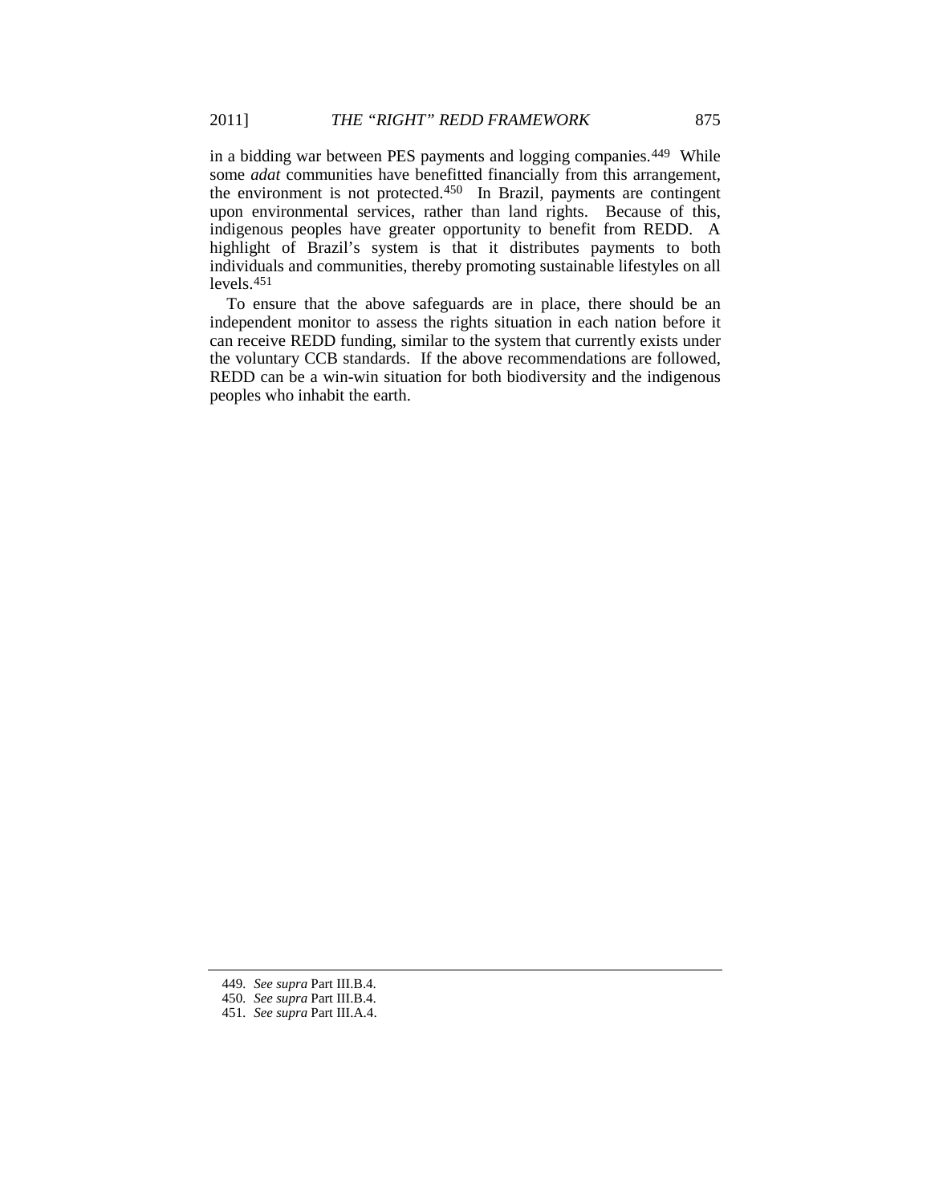in a bidding war between PES payments and logging companies.[449] While some *adat* communities have benefitted financially from this arrangement, the environment is not protected.[450] In Brazil, payments are contingent upon environmental services, rather than land rights. Because of this, indigenous peoples have greater opportunity to benefit from REDD. A highlight of Brazil's system is that it distributes payments to both individuals and communities, thereby promoting sustainable lifestyles on all levels.[451]

To ensure that the above safeguards are in place, there should be an independent monitor to assess the rights situation in each nation before it can receive REDD funding, similar to the system that currently exists under the voluntary CCB standards. If the above recommendations are followed, REDD can be a win-win situation for both biodiversity and the indigenous peoples who inhabit the earth.

---

449. *See supra* Part III.B.4.

450. *See supra* Part III.B.4.

451. *See supra* Part III.A.4.